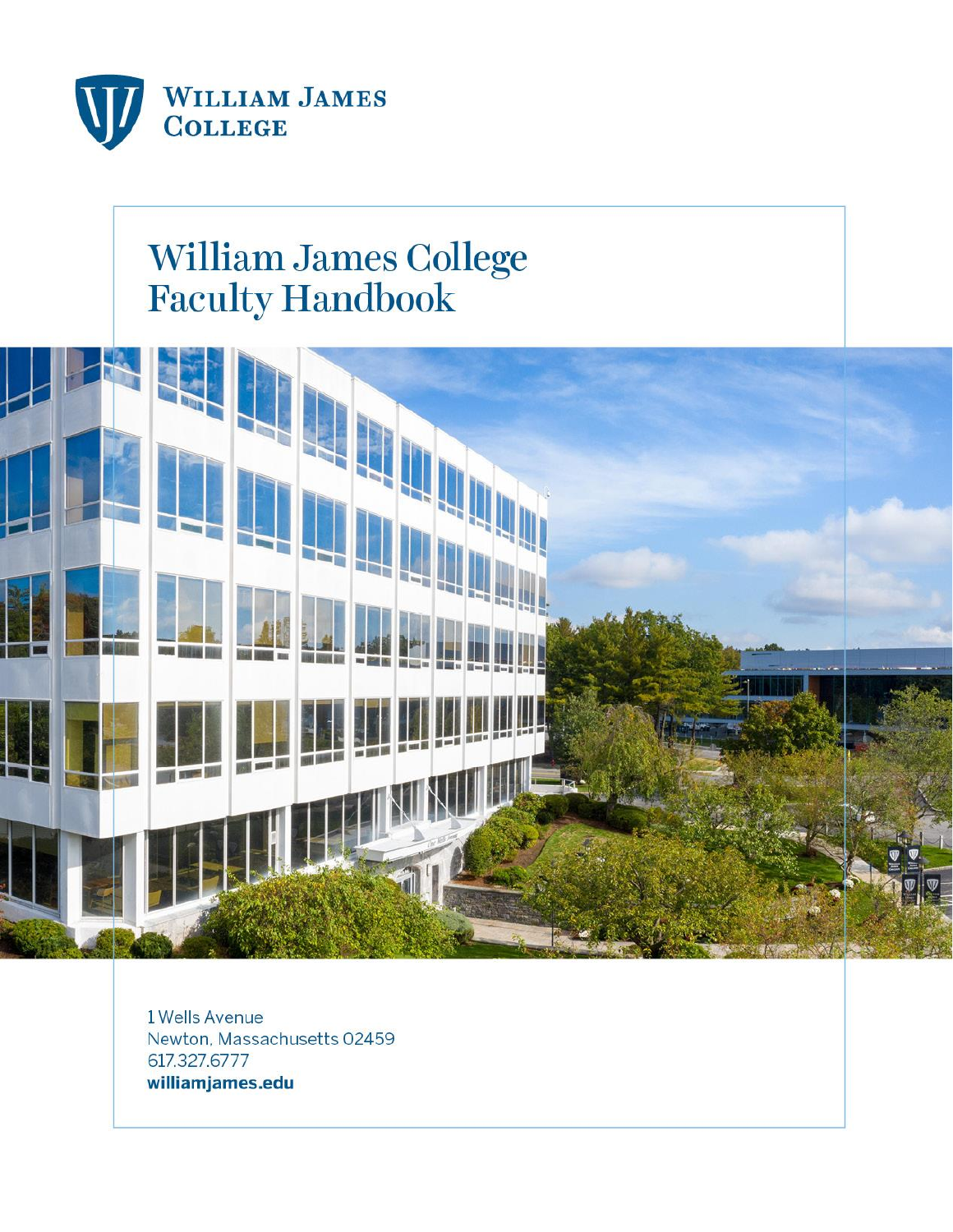**William James College**

# William James College Faculty Handbook

1 Wells Avenue
Newton, Massachusetts 02459
617.327.6777
**williamjames.edu**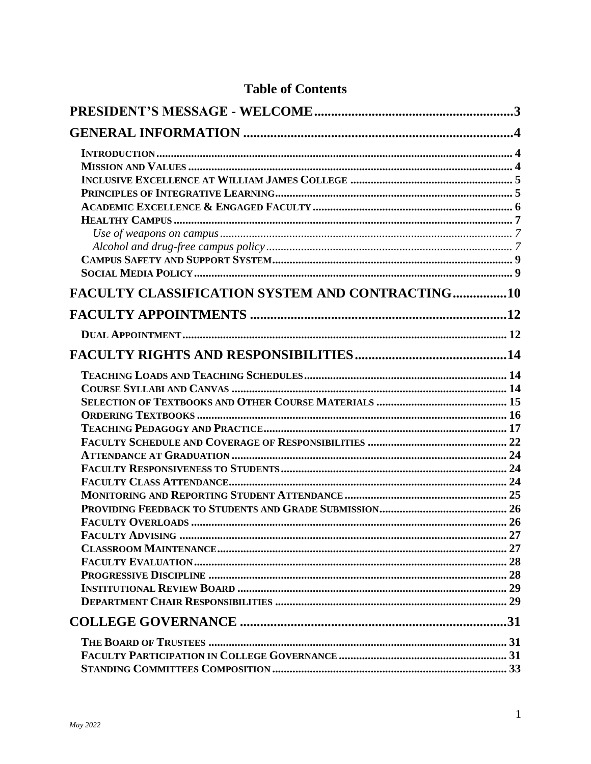# Table of Contents

**PRESIDENT'S MESSAGE - WELCOME** .......... 3

**GENERAL INFORMATION** .......... 4

- **Introduction** .......... 4
- **Mission and Values** .......... 4
- **Inclusive Excellence at William James College** .......... 5
- **Principles of Integrative Learning** .......... 5
- **Academic Excellence & Engaged Faculty** .......... 6
- **Healthy Campus** .......... 7
  - *Use of weapons on campus* .......... 7
  - *Alcohol and drug-free campus policy* .......... 7
- **Campus Safety and Support System** .......... 9
- **Social Media Policy** .......... 9

**FACULTY CLASSIFICATION SYSTEM AND CONTRACTING** .......... 10

**FACULTY APPOINTMENTS** .......... 12

- **Dual Appointment** .......... 12

**FACULTY RIGHTS AND RESPONSIBILITIES** .......... 14

- **Teaching Loads and Teaching Schedules** .......... 14
- **Course Syllabi and Canvas** .......... 14
- **Selection of Textbooks and Other Course Materials** .......... 15
- **Ordering Textbooks** .......... 16
- **Teaching Pedagogy and Practice** .......... 17
- **Faculty Schedule and Coverage of Responsibilities** .......... 22
- **Attendance at Graduation** .......... 24
- **Faculty Responsiveness to Students** .......... 24
- **Faculty Class Attendance** .......... 24
- **Monitoring and Reporting Student Attendance** .......... 25
- **Providing Feedback to Students and Grade Submission** .......... 26
- **Faculty Overloads** .......... 26
- **Faculty Advising** .......... 27
- **Classroom Maintenance** .......... 27
- **Faculty Evaluation** .......... 28
- **Progressive Discipline** .......... 28
- **Institutional Review Board** .......... 29
- **Department Chair Responsibilities** .......... 29

**COLLEGE GOVERNANCE** .......... 31

- **The Board of Trustees** .......... 31
- **Faculty Participation in College Governance** .......... 31
- **Standing Committees Composition** .......... 33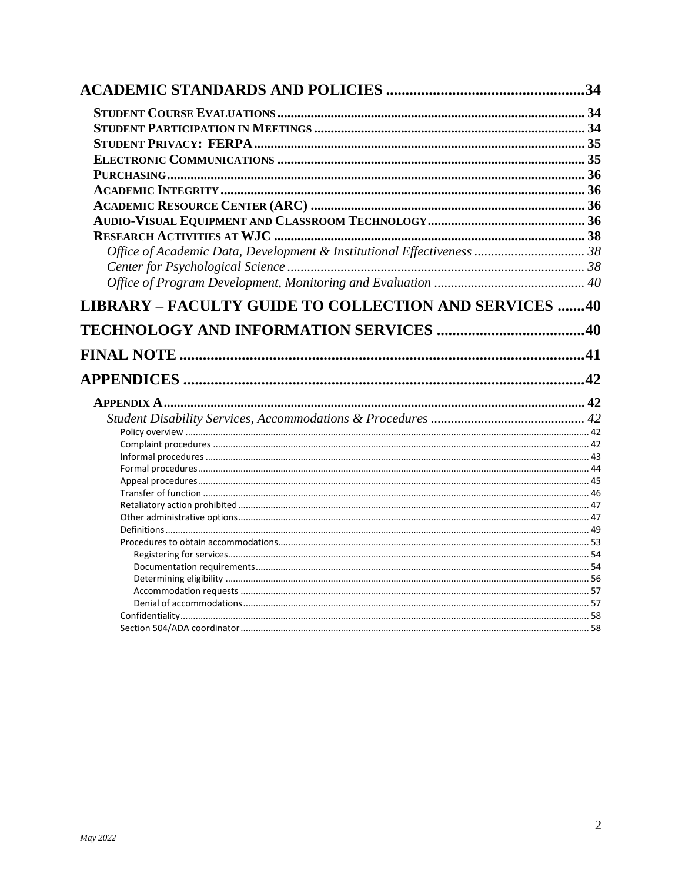**ACADEMIC STANDARDS AND POLICIES ..................................................34**

- **STUDENT COURSE EVALUATIONS** ........................................................................................ 34
- **STUDENT PARTICIPATION IN MEETINGS** ............................................................................. 34
- **STUDENT PRIVACY: FERPA** ................................................................................................ 35
- **ELECTRONIC COMMUNICATIONS** ......................................................................................... 35
- **PURCHASING** ........................................................................................................................ 36
- **ACADEMIC INTEGRITY** ......................................................................................................... 36
- **ACADEMIC RESOURCE CENTER (ARC)** ................................................................................ 36
- **AUDIO-VISUAL EQUIPMENT AND CLASSROOM TECHNOLOGY** ............................................. 36
- **RESEARCH ACTIVITIES AT WJC** ........................................................................................... 38
  - *Office of Academic Data, Development & Institutional Effectiveness* ................................. 38
  - *Center for Psychological Science* ........................................................................................ 38
  - *Office of Program Development, Monitoring and Evaluation* ............................................ 40

**LIBRARY – FACULTY GUIDE TO COLLECTION AND SERVICES .......40**

**TECHNOLOGY AND INFORMATION SERVICES ......................................40**

**FINAL NOTE ......................................................................................................41**

**APPENDICES ......................................................................................................42**

- **APPENDIX A** ........................................................................................................................... 42
  - *Student Disability Services, Accommodations & Procedures* ............................................. 42
    - Policy overview ........................................................................................................................ 42
    - Complaint procedures .............................................................................................................. 42
    - Informal procedures ................................................................................................................. 43
    - Formal procedures .................................................................................................................... 44
    - Appeal procedures .................................................................................................................... 45
    - Transfer of function .................................................................................................................. 46
    - Retaliatory action prohibited .................................................................................................... 47
    - Other administrative options .................................................................................................... 47
    - Definitions ................................................................................................................................ 49
    - Procedures to obtain accommodations ..................................................................................... 53
      - Registering for services ........................................................................................................ 54
      - Documentation requirements ............................................................................................... 54
      - Determining eligibility ......................................................................................................... 56
      - Accommodation requests ..................................................................................................... 57
      - Denial of accommodations ................................................................................................... 57
    - Confidentiality .......................................................................................................................... 58
    - Section 504/ADA coordinator ................................................................................................... 58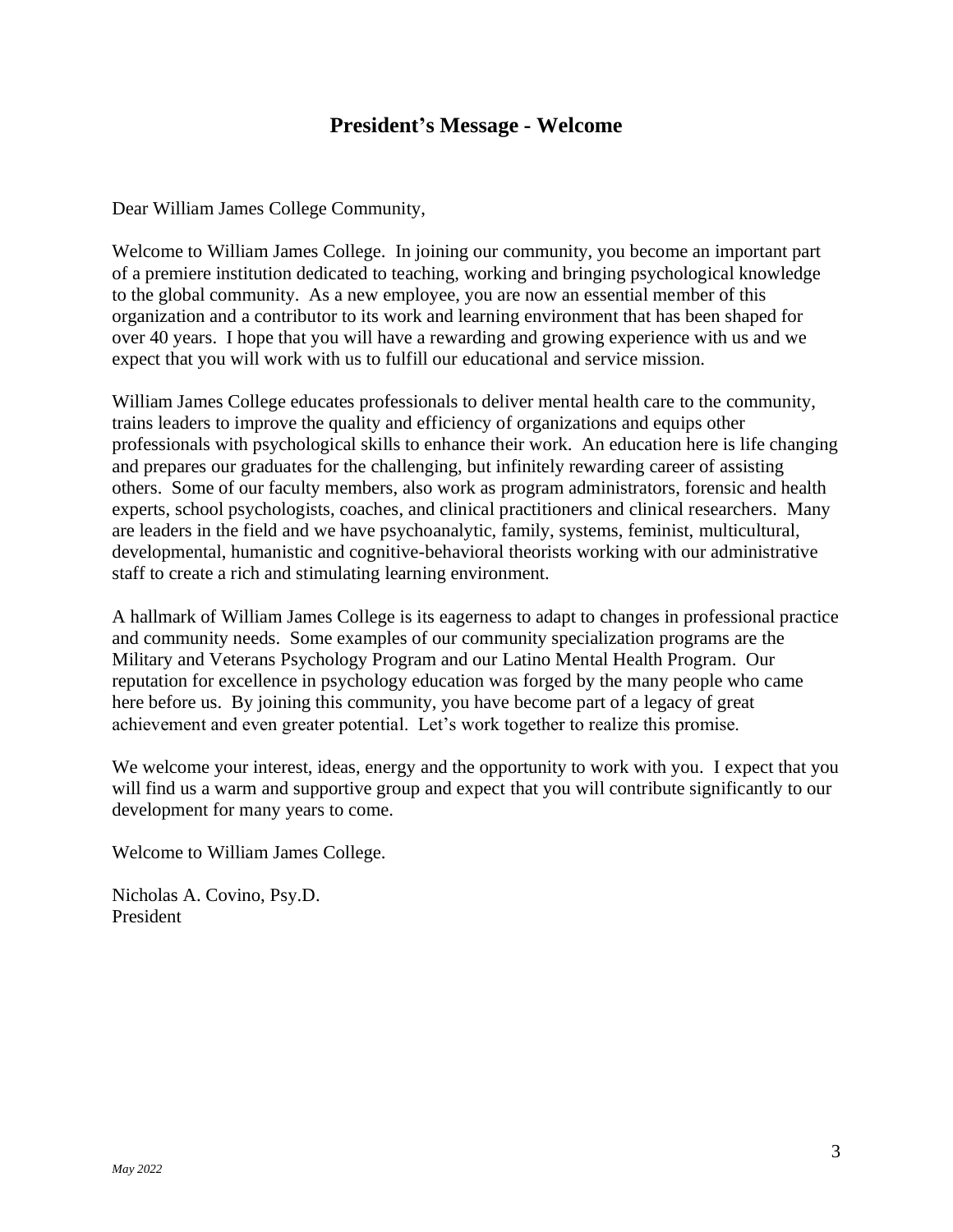## President's Message - Welcome

Dear William James College Community,

Welcome to William James College. In joining our community, you become an important part of a premiere institution dedicated to teaching, working and bringing psychological knowledge to the global community. As a new employee, you are now an essential member of this organization and a contributor to its work and learning environment that has been shaped for over 40 years. I hope that you will have a rewarding and growing experience with us and we expect that you will work with us to fulfill our educational and service mission.

William James College educates professionals to deliver mental health care to the community, trains leaders to improve the quality and efficiency of organizations and equips other professionals with psychological skills to enhance their work. An education here is life changing and prepares our graduates for the challenging, but infinitely rewarding career of assisting others. Some of our faculty members, also work as program administrators, forensic and health experts, school psychologists, coaches, and clinical practitioners and clinical researchers. Many are leaders in the field and we have psychoanalytic, family, systems, feminist, multicultural, developmental, humanistic and cognitive-behavioral theorists working with our administrative staff to create a rich and stimulating learning environment.

A hallmark of William James College is its eagerness to adapt to changes in professional practice and community needs. Some examples of our community specialization programs are the Military and Veterans Psychology Program and our Latino Mental Health Program. Our reputation for excellence in psychology education was forged by the many people who came here before us. By joining this community, you have become part of a legacy of great achievement and even greater potential. Let's work together to realize this promise.

We welcome your interest, ideas, energy and the opportunity to work with you. I expect that you will find us a warm and supportive group and expect that you will contribute significantly to our development for many years to come.

Welcome to William James College.

Nicholas A. Covino, Psy.D.
President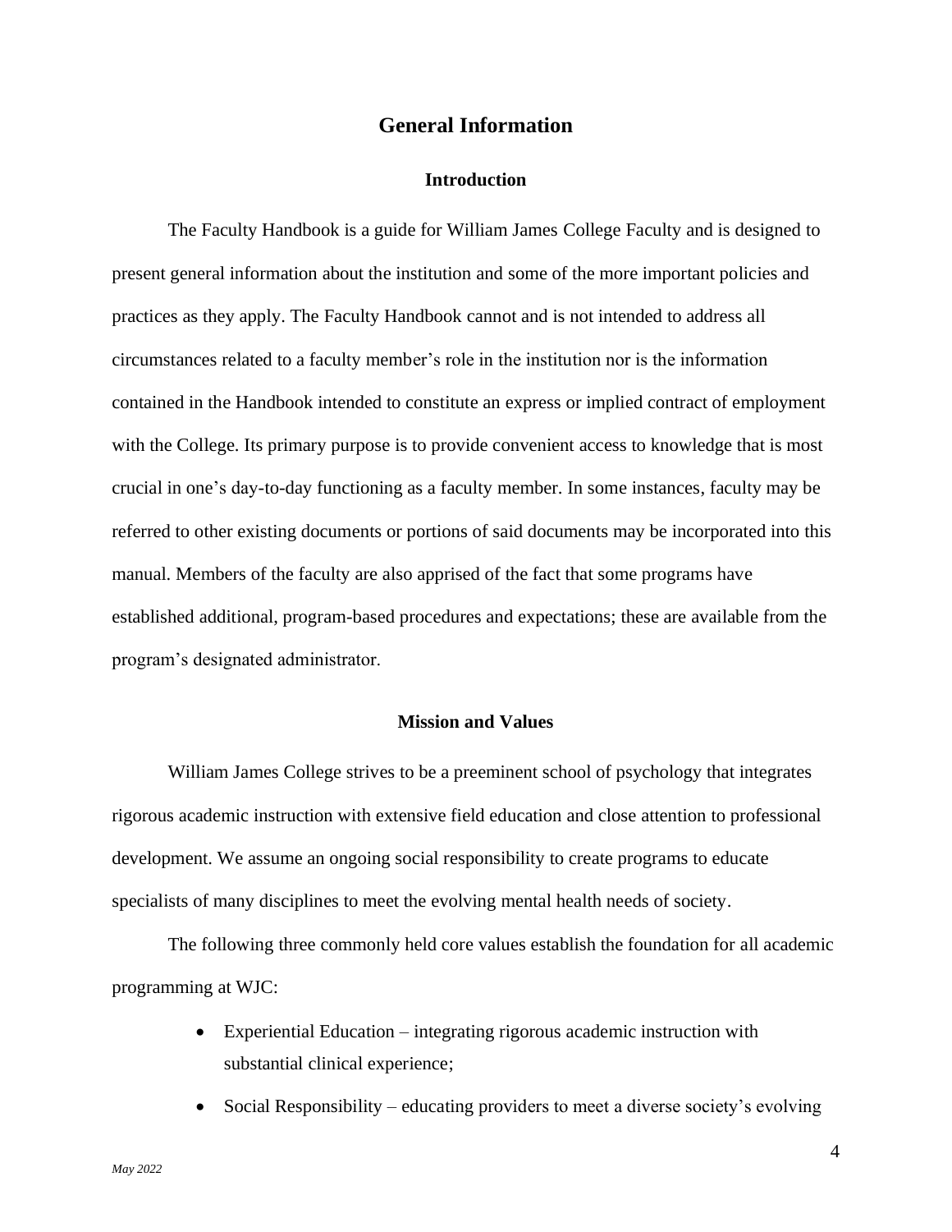# General Information

## Introduction

The Faculty Handbook is a guide for William James College Faculty and is designed to present general information about the institution and some of the more important policies and practices as they apply. The Faculty Handbook cannot and is not intended to address all circumstances related to a faculty member's role in the institution nor is the information contained in the Handbook intended to constitute an express or implied contract of employment with the College. Its primary purpose is to provide convenient access to knowledge that is most crucial in one's day-to-day functioning as a faculty member. In some instances, faculty may be referred to other existing documents or portions of said documents may be incorporated into this manual. Members of the faculty are also apprised of the fact that some programs have established additional, program-based procedures and expectations; these are available from the program's designated administrator.

## Mission and Values

William James College strives to be a preeminent school of psychology that integrates rigorous academic instruction with extensive field education and close attention to professional development. We assume an ongoing social responsibility to create programs to educate specialists of many disciplines to meet the evolving mental health needs of society.

The following three commonly held core values establish the foundation for all academic programming at WJC:

- Experiential Education – integrating rigorous academic instruction with substantial clinical experience;
- Social Responsibility – educating providers to meet a diverse society's evolving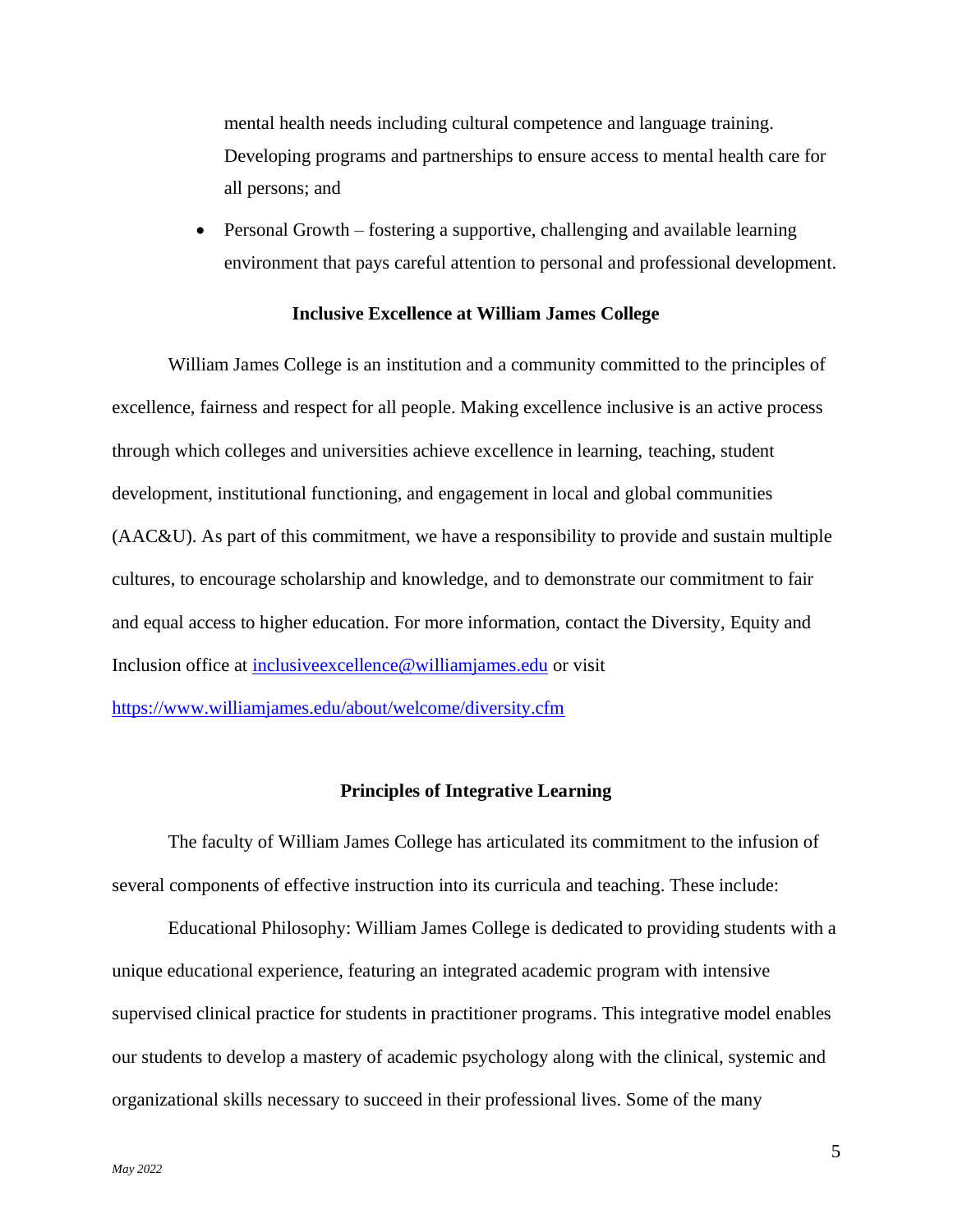mental health needs including cultural competence and language training. Developing programs and partnerships to ensure access to mental health care for all persons; and

- Personal Growth – fostering a supportive, challenging and available learning environment that pays careful attention to personal and professional development.

## Inclusive Excellence at William James College

William James College is an institution and a community committed to the principles of excellence, fairness and respect for all people. Making excellence inclusive is an active process through which colleges and universities achieve excellence in learning, teaching, student development, institutional functioning, and engagement in local and global communities (AAC&U). As part of this commitment, we have a responsibility to provide and sustain multiple cultures, to encourage scholarship and knowledge, and to demonstrate our commitment to fair and equal access to higher education. For more information, contact the Diversity, Equity and Inclusion office at [inclusiveexcellence@williamjames.edu](mailto:inclusiveexcellence@williamjames.edu) or visit [https://www.williamjames.edu/about/welcome/diversity.cfm](https://www.williamjames.edu/about/welcome/diversity.cfm)

## Principles of Integrative Learning

The faculty of William James College has articulated its commitment to the infusion of several components of effective instruction into its curricula and teaching. These include:

Educational Philosophy: William James College is dedicated to providing students with a unique educational experience, featuring an integrated academic program with intensive supervised clinical practice for students in practitioner programs. This integrative model enables our students to develop a mastery of academic psychology along with the clinical, systemic and organizational skills necessary to succeed in their professional lives. Some of the many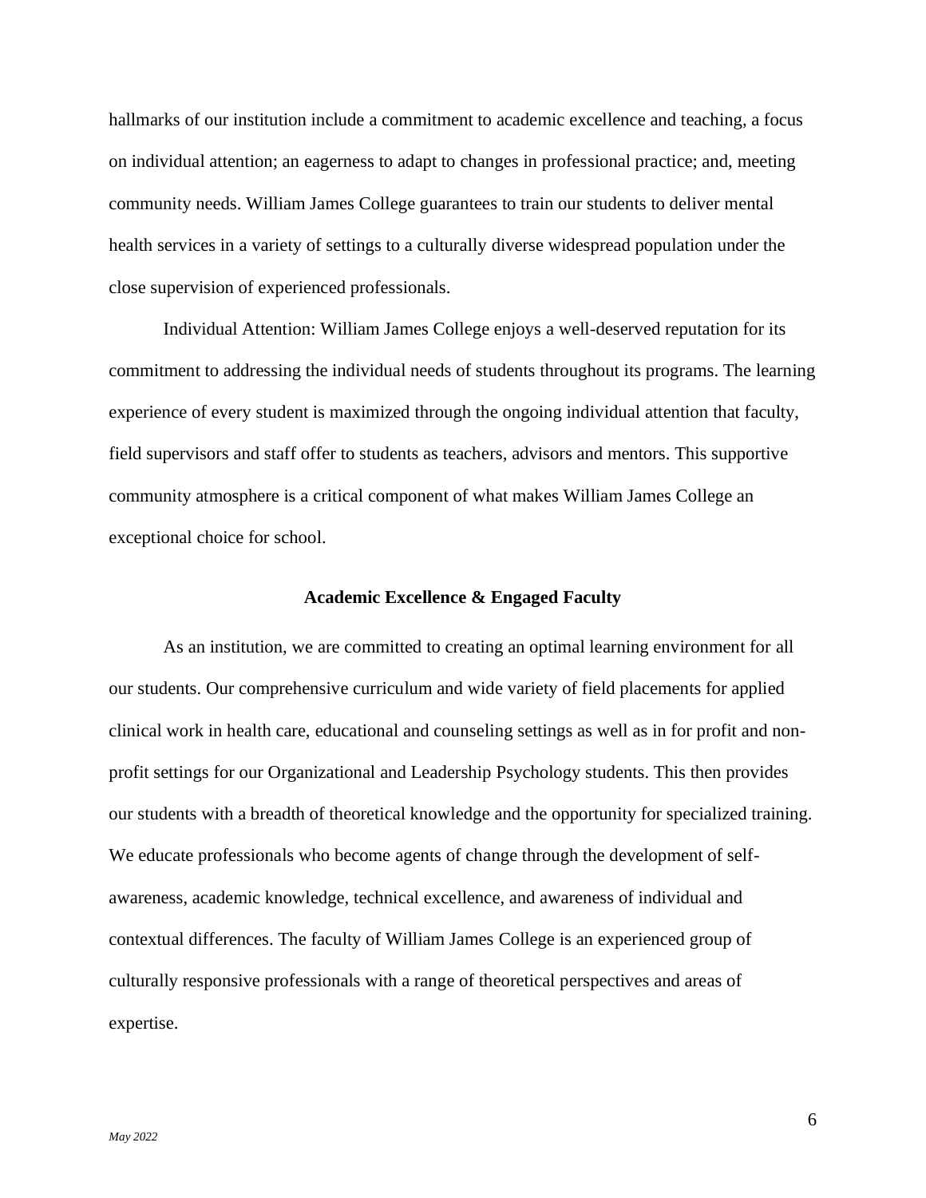hallmarks of our institution include a commitment to academic excellence and teaching, a focus on individual attention; an eagerness to adapt to changes in professional practice; and, meeting community needs. William James College guarantees to train our students to deliver mental health services in a variety of settings to a culturally diverse widespread population under the close supervision of experienced professionals.

Individual Attention: William James College enjoys a well-deserved reputation for its commitment to addressing the individual needs of students throughout its programs. The learning experience of every student is maximized through the ongoing individual attention that faculty, field supervisors and staff offer to students as teachers, advisors and mentors. This supportive community atmosphere is a critical component of what makes William James College an exceptional choice for school.

## Academic Excellence & Engaged Faculty

As an institution, we are committed to creating an optimal learning environment for all our students. Our comprehensive curriculum and wide variety of field placements for applied clinical work in health care, educational and counseling settings as well as in for profit and non-profit settings for our Organizational and Leadership Psychology students. This then provides our students with a breadth of theoretical knowledge and the opportunity for specialized training. We educate professionals who become agents of change through the development of self-awareness, academic knowledge, technical excellence, and awareness of individual and contextual differences. The faculty of William James College is an experienced group of culturally responsive professionals with a range of theoretical perspectives and areas of expertise.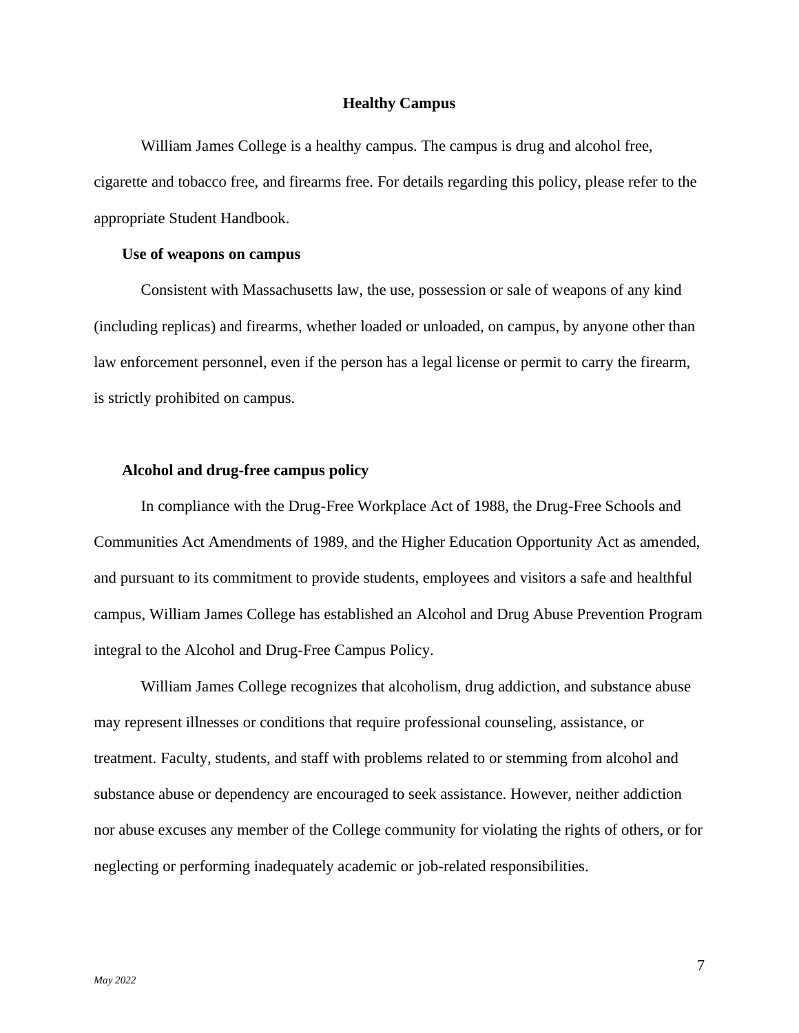## Healthy Campus

William James College is a healthy campus. The campus is drug and alcohol free, cigarette and tobacco free, and firearms free. For details regarding this policy, please refer to the appropriate Student Handbook.

### Use of weapons on campus

Consistent with Massachusetts law, the use, possession or sale of weapons of any kind (including replicas) and firearms, whether loaded or unloaded, on campus, by anyone other than law enforcement personnel, even if the person has a legal license or permit to carry the firearm, is strictly prohibited on campus.

### Alcohol and drug-free campus policy

In compliance with the Drug-Free Workplace Act of 1988, the Drug-Free Schools and Communities Act Amendments of 1989, and the Higher Education Opportunity Act as amended, and pursuant to its commitment to provide students, employees and visitors a safe and healthful campus, William James College has established an Alcohol and Drug Abuse Prevention Program integral to the Alcohol and Drug-Free Campus Policy.

William James College recognizes that alcoholism, drug addiction, and substance abuse may represent illnesses or conditions that require professional counseling, assistance, or treatment. Faculty, students, and staff with problems related to or stemming from alcohol and substance abuse or dependency are encouraged to seek assistance. However, neither addiction nor abuse excuses any member of the College community for violating the rights of others, or for neglecting or performing inadequately academic or job-related responsibilities.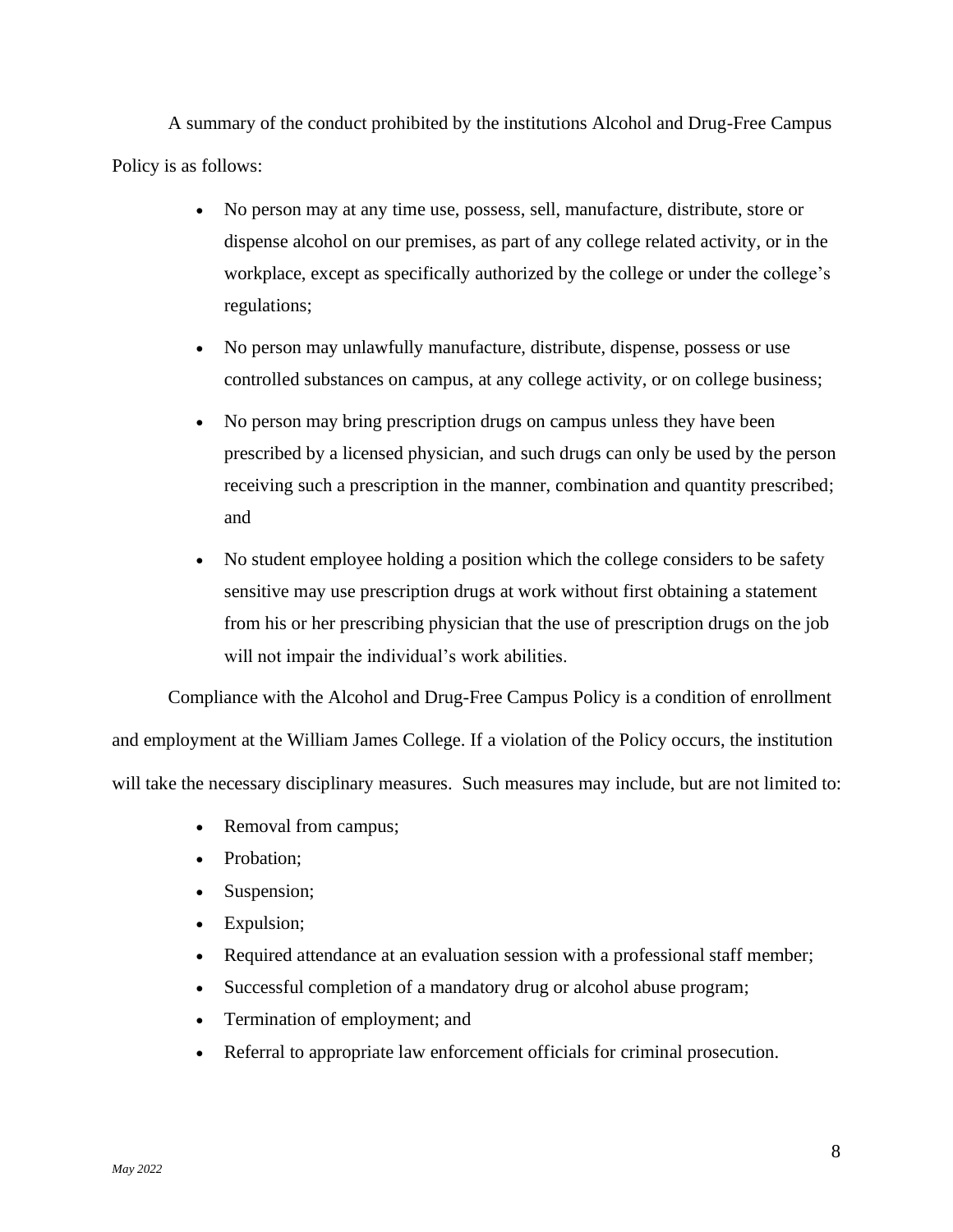A summary of the conduct prohibited by the institutions Alcohol and Drug-Free Campus Policy is as follows:

- No person may at any time use, possess, sell, manufacture, distribute, store or dispense alcohol on our premises, as part of any college related activity, or in the workplace, except as specifically authorized by the college or under the college's regulations;
- No person may unlawfully manufacture, distribute, dispense, possess or use controlled substances on campus, at any college activity, or on college business;
- No person may bring prescription drugs on campus unless they have been prescribed by a licensed physician, and such drugs can only be used by the person receiving such a prescription in the manner, combination and quantity prescribed; and
- No student employee holding a position which the college considers to be safety sensitive may use prescription drugs at work without first obtaining a statement from his or her prescribing physician that the use of prescription drugs on the job will not impair the individual's work abilities.

Compliance with the Alcohol and Drug-Free Campus Policy is a condition of enrollment and employment at the William James College. If a violation of the Policy occurs, the institution will take the necessary disciplinary measures. Such measures may include, but are not limited to:

- Removal from campus;
- Probation;
- Suspension;
- Expulsion;
- Required attendance at an evaluation session with a professional staff member;
- Successful completion of a mandatory drug or alcohol abuse program;
- Termination of employment; and
- Referral to appropriate law enforcement officials for criminal prosecution.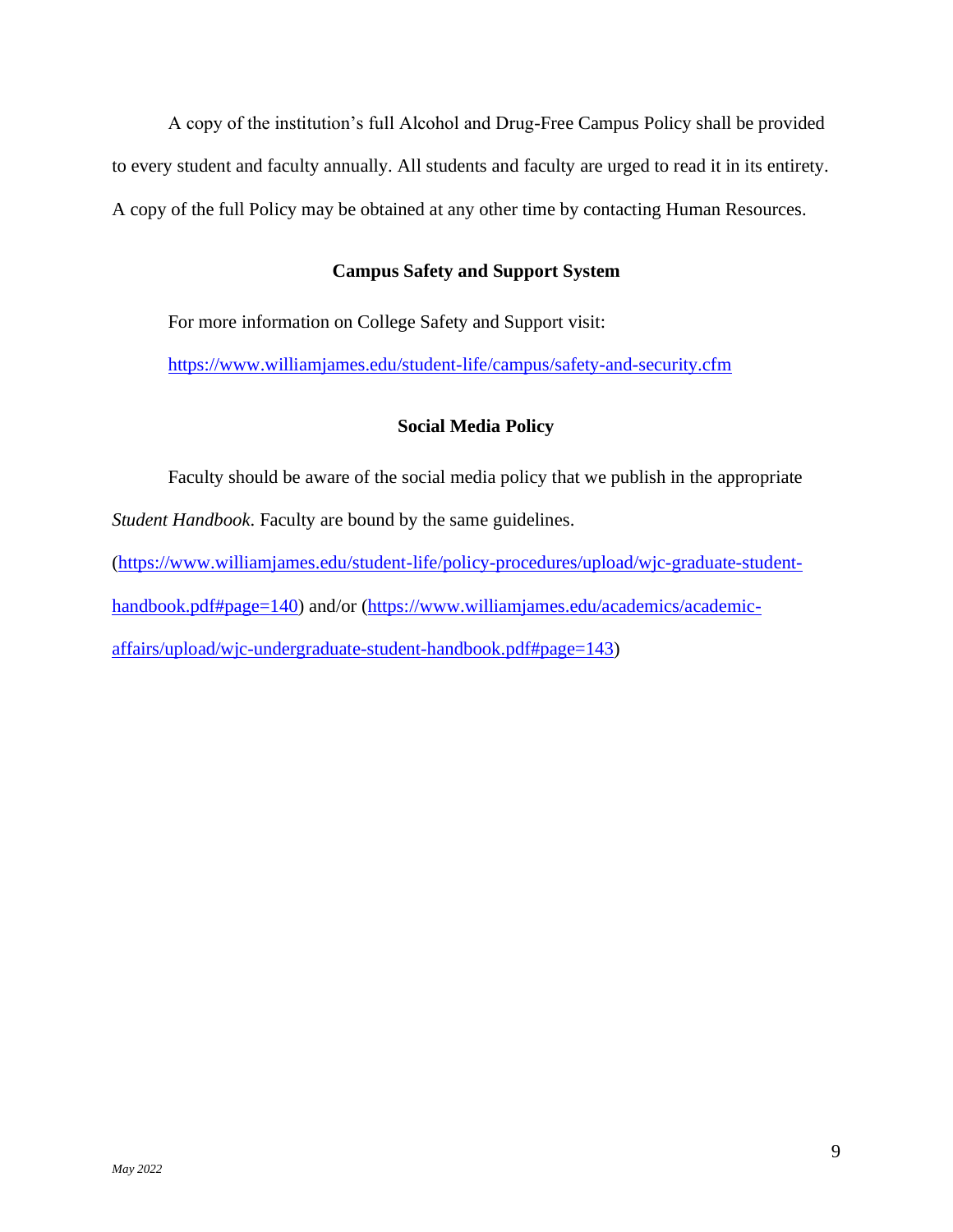A copy of the institution's full Alcohol and Drug-Free Campus Policy shall be provided to every student and faculty annually. All students and faculty are urged to read it in its entirety. A copy of the full Policy may be obtained at any other time by contacting Human Resources.

## Campus Safety and Support System

For more information on College Safety and Support visit:

https://www.williamjames.edu/student-life/campus/safety-and-security.cfm

## Social Media Policy

Faculty should be aware of the social media policy that we publish in the appropriate *Student Handbook*. Faculty are bound by the same guidelines. (https://www.williamjames.edu/student-life/policy-procedures/upload/wjc-graduate-student-handbook.pdf#page=140) and/or (https://www.williamjames.edu/academics/academic-affairs/upload/wjc-undergraduate-student-handbook.pdf#page=143)

*May 2022*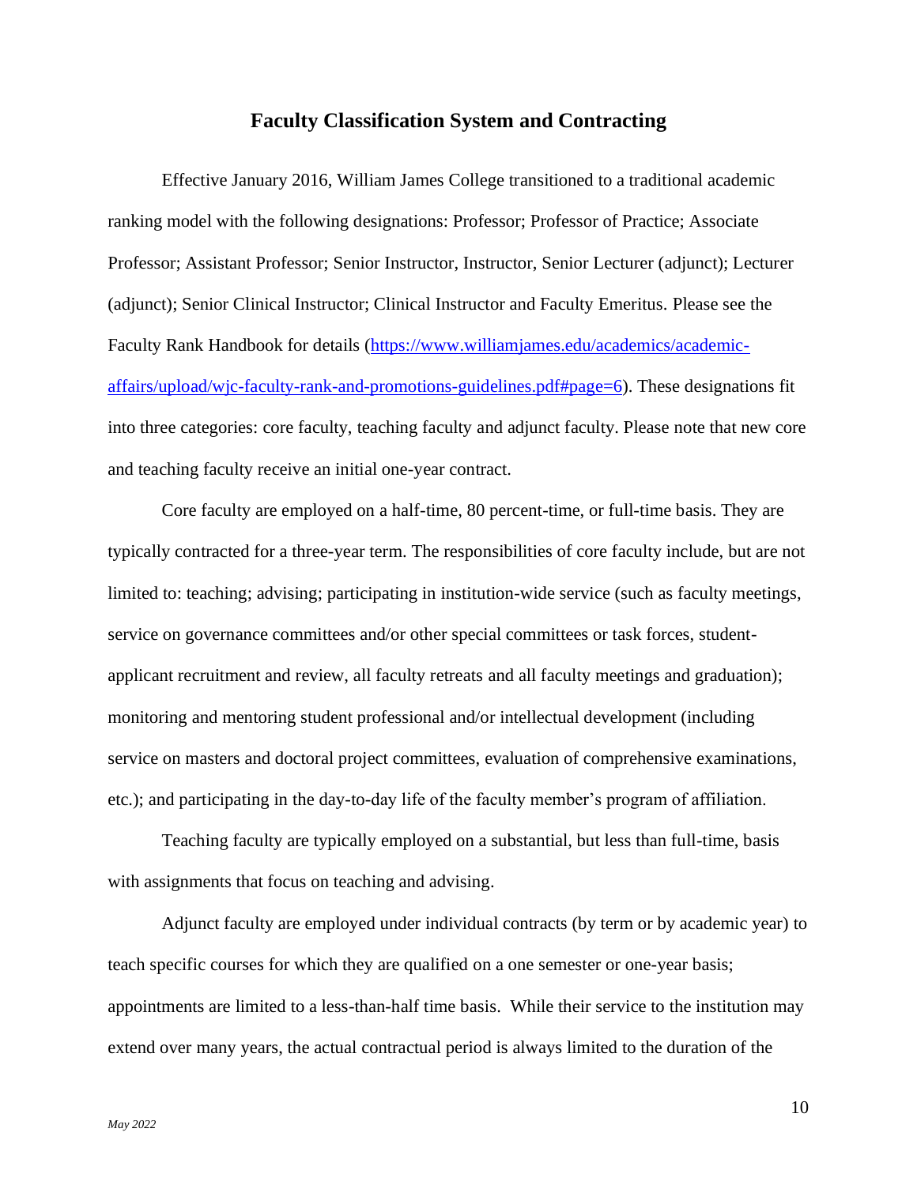## Faculty Classification System and Contracting

Effective January 2016, William James College transitioned to a traditional academic ranking model with the following designations: Professor; Professor of Practice; Associate Professor; Assistant Professor; Senior Instructor, Instructor, Senior Lecturer (adjunct); Lecturer (adjunct); Senior Clinical Instructor; Clinical Instructor and Faculty Emeritus. Please see the Faculty Rank Handbook for details ([https://www.williamjames.edu/academics/academic-affairs/upload/wjc-faculty-rank-and-promotions-guidelines.pdf#page=6](https://www.williamjames.edu/academics/academic-affairs/upload/wjc-faculty-rank-and-promotions-guidelines.pdf#page=6)). These designations fit into three categories: core faculty, teaching faculty and adjunct faculty. Please note that new core and teaching faculty receive an initial one-year contract.

Core faculty are employed on a half-time, 80 percent-time, or full-time basis. They are typically contracted for a three-year term. The responsibilities of core faculty include, but are not limited to: teaching; advising; participating in institution-wide service (such as faculty meetings, service on governance committees and/or other special committees or task forces, student-applicant recruitment and review, all faculty retreats and all faculty meetings and graduation); monitoring and mentoring student professional and/or intellectual development (including service on masters and doctoral project committees, evaluation of comprehensive examinations, etc.); and participating in the day-to-day life of the faculty member's program of affiliation.

Teaching faculty are typically employed on a substantial, but less than full-time, basis with assignments that focus on teaching and advising.

Adjunct faculty are employed under individual contracts (by term or by academic year) to teach specific courses for which they are qualified on a one semester or one-year basis; appointments are limited to a less-than-half time basis. While their service to the institution may extend over many years, the actual contractual period is always limited to the duration of the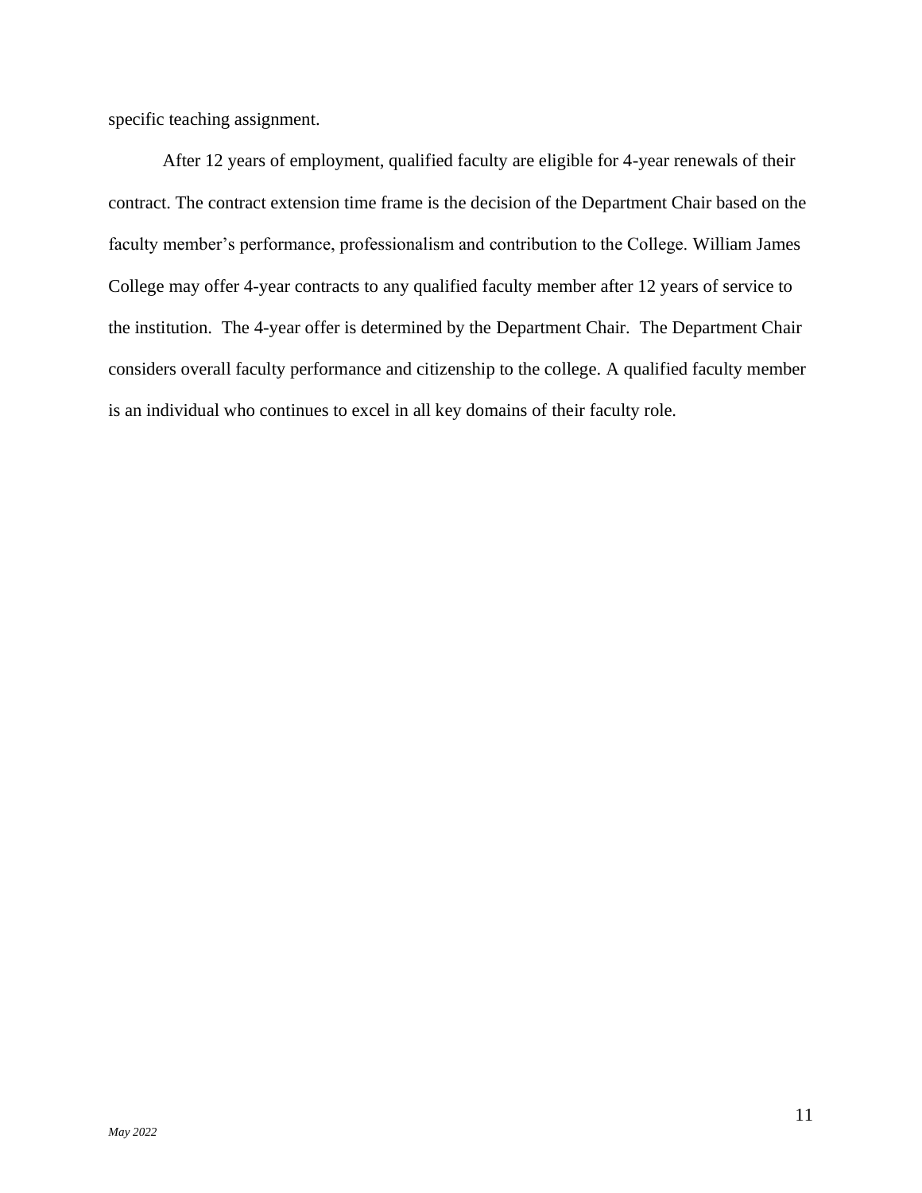specific teaching assignment.

After 12 years of employment, qualified faculty are eligible for 4-year renewals of their contract. The contract extension time frame is the decision of the Department Chair based on the faculty member's performance, professionalism and contribution to the College. William James College may offer 4-year contracts to any qualified faculty member after 12 years of service to the institution. The 4-year offer is determined by the Department Chair. The Department Chair considers overall faculty performance and citizenship to the college. A qualified faculty member is an individual who continues to excel in all key domains of their faculty role.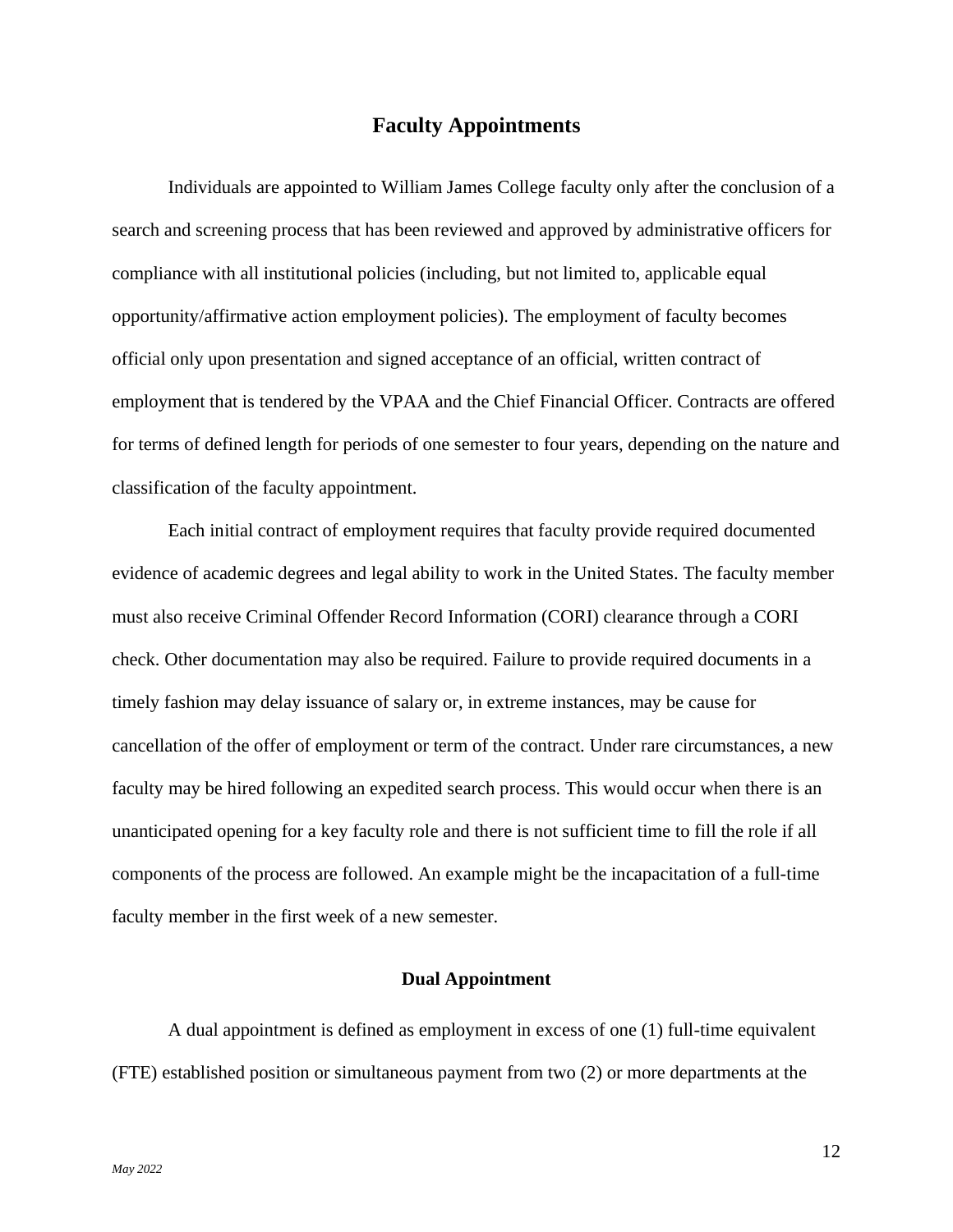## Faculty Appointments

Individuals are appointed to William James College faculty only after the conclusion of a search and screening process that has been reviewed and approved by administrative officers for compliance with all institutional policies (including, but not limited to, applicable equal opportunity/affirmative action employment policies). The employment of faculty becomes official only upon presentation and signed acceptance of an official, written contract of employment that is tendered by the VPAA and the Chief Financial Officer. Contracts are offered for terms of defined length for periods of one semester to four years, depending on the nature and classification of the faculty appointment.

Each initial contract of employment requires that faculty provide required documented evidence of academic degrees and legal ability to work in the United States. The faculty member must also receive Criminal Offender Record Information (CORI) clearance through a CORI check. Other documentation may also be required. Failure to provide required documents in a timely fashion may delay issuance of salary or, in extreme instances, may be cause for cancellation of the offer of employment or term of the contract. Under rare circumstances, a new faculty may be hired following an expedited search process. This would occur when there is an unanticipated opening for a key faculty role and there is not sufficient time to fill the role if all components of the process are followed. An example might be the incapacitation of a full-time faculty member in the first week of a new semester.

### Dual Appointment

A dual appointment is defined as employment in excess of one (1) full-time equivalent (FTE) established position or simultaneous payment from two (2) or more departments at the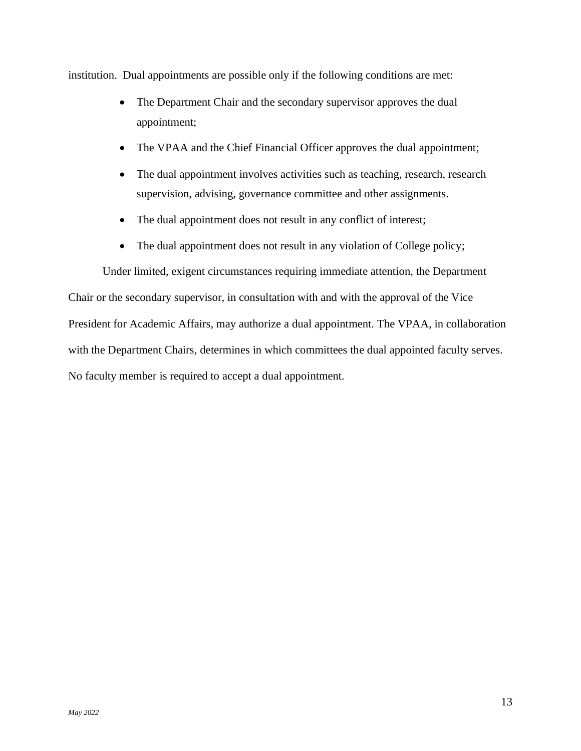institution.  Dual appointments are possible only if the following conditions are met:

- The Department Chair and the secondary supervisor approves the dual appointment;
- The VPAA and the Chief Financial Officer approves the dual appointment;
- The dual appointment involves activities such as teaching, research, research supervision, advising, governance committee and other assignments.
- The dual appointment does not result in any conflict of interest;
- The dual appointment does not result in any violation of College policy;

Under limited, exigent circumstances requiring immediate attention, the Department Chair or the secondary supervisor, in consultation with and with the approval of the Vice President for Academic Affairs, may authorize a dual appointment. The VPAA, in collaboration with the Department Chairs, determines in which committees the dual appointed faculty serves. No faculty member is required to accept a dual appointment.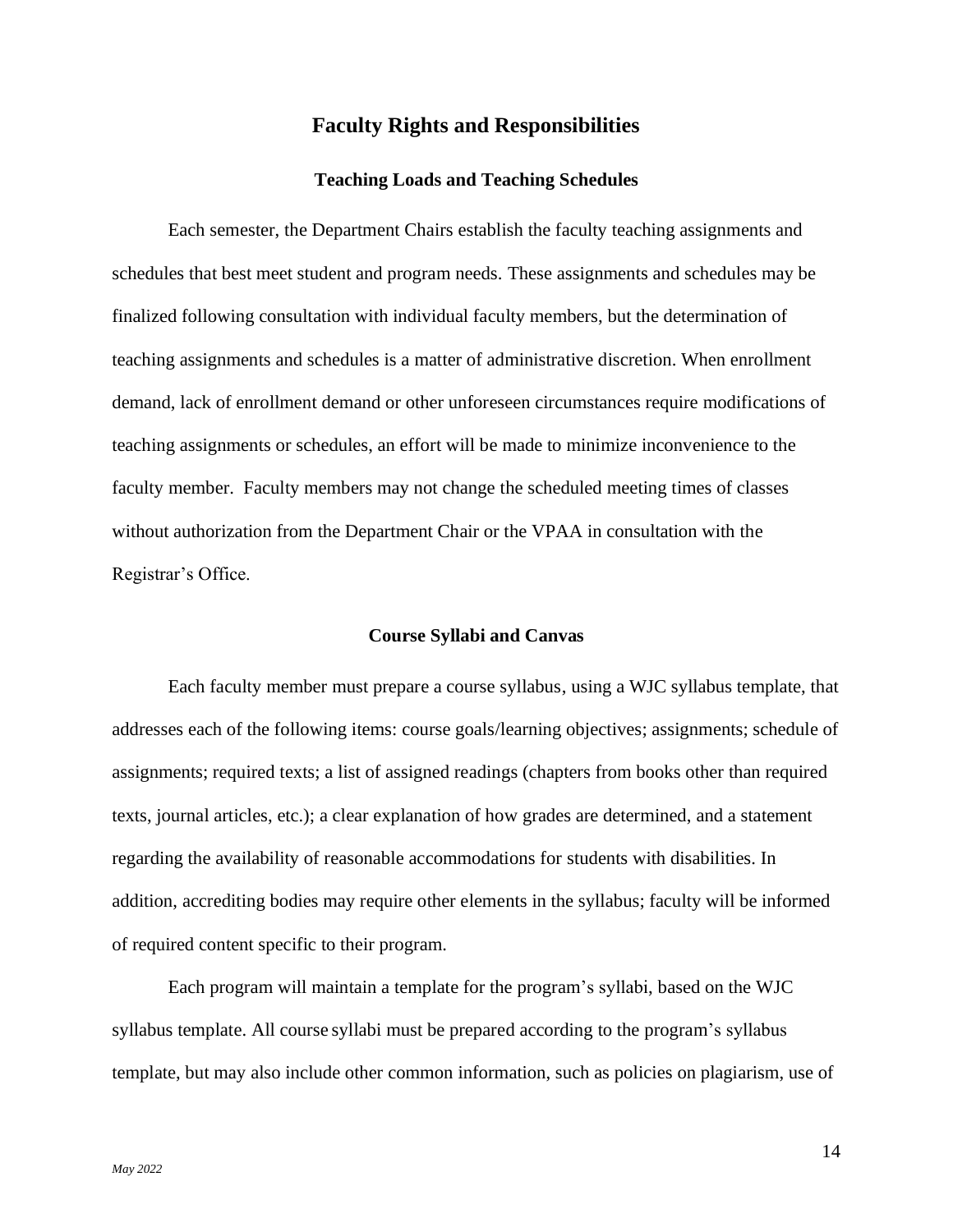## Faculty Rights and Responsibilities

### Teaching Loads and Teaching Schedules

Each semester, the Department Chairs establish the faculty teaching assignments and schedules that best meet student and program needs. These assignments and schedules may be finalized following consultation with individual faculty members, but the determination of teaching assignments and schedules is a matter of administrative discretion. When enrollment demand, lack of enrollment demand or other unforeseen circumstances require modifications of teaching assignments or schedules, an effort will be made to minimize inconvenience to the faculty member. Faculty members may not change the scheduled meeting times of classes without authorization from the Department Chair or the VPAA in consultation with the Registrar's Office.

### Course Syllabi and Canvas

Each faculty member must prepare a course syllabus, using a WJC syllabus template, that addresses each of the following items: course goals/learning objectives; assignments; schedule of assignments; required texts; a list of assigned readings (chapters from books other than required texts, journal articles, etc.); a clear explanation of how grades are determined, and a statement regarding the availability of reasonable accommodations for students with disabilities. In addition, accrediting bodies may require other elements in the syllabus; faculty will be informed of required content specific to their program.

Each program will maintain a template for the program's syllabi, based on the WJC syllabus template. All course syllabi must be prepared according to the program's syllabus template, but may also include other common information, such as policies on plagiarism, use of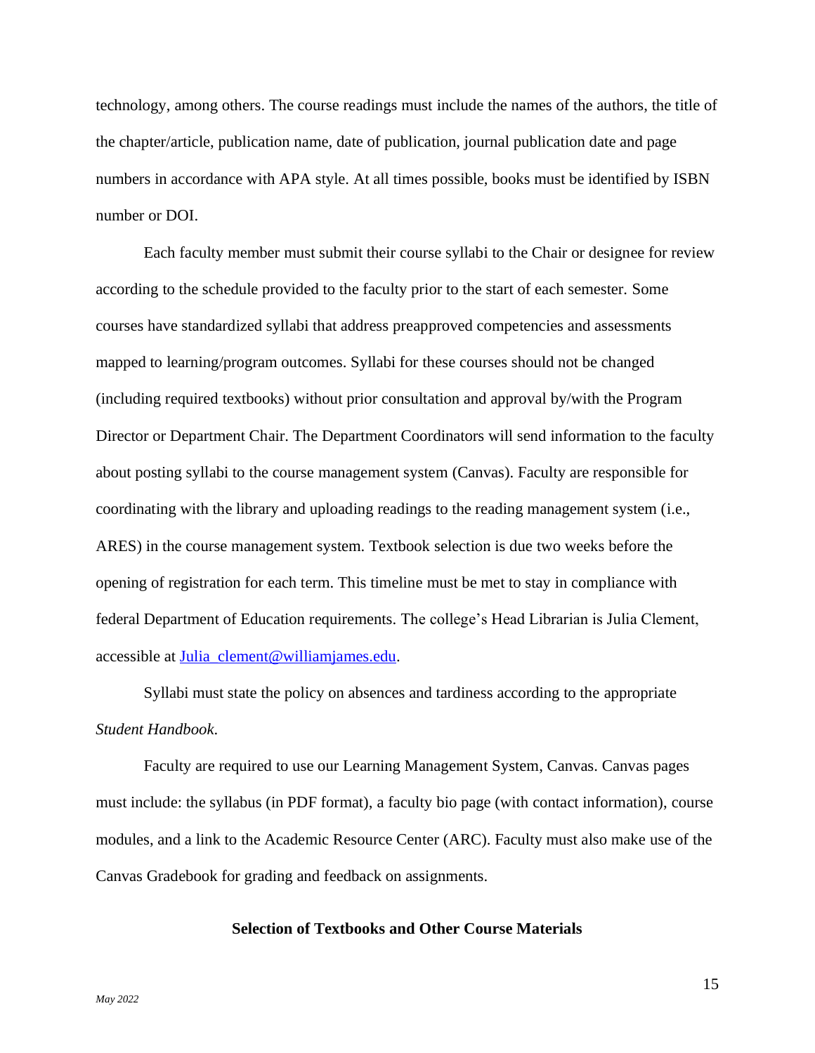technology, among others. The course readings must include the names of the authors, the title of the chapter/article, publication name, date of publication, journal publication date and page numbers in accordance with APA style. At all times possible, books must be identified by ISBN number or DOI.

Each faculty member must submit their course syllabi to the Chair or designee for review according to the schedule provided to the faculty prior to the start of each semester. Some courses have standardized syllabi that address preapproved competencies and assessments mapped to learning/program outcomes. Syllabi for these courses should not be changed (including required textbooks) without prior consultation and approval by/with the Program Director or Department Chair. The Department Coordinators will send information to the faculty about posting syllabi to the course management system (Canvas). Faculty are responsible for coordinating with the library and uploading readings to the reading management system (i.e., ARES) in the course management system. Textbook selection is due two weeks before the opening of registration for each term. This timeline must be met to stay in compliance with federal Department of Education requirements. The college's Head Librarian is Julia Clement, accessible at Julia_clement@williamjames.edu.

Syllabi must state the policy on absences and tardiness according to the appropriate *Student Handbook*.

Faculty are required to use our Learning Management System, Canvas. Canvas pages must include: the syllabus (in PDF format), a faculty bio page (with contact information), course modules, and a link to the Academic Resource Center (ARC). Faculty must also make use of the Canvas Gradebook for grading and feedback on assignments.

## Selection of Textbooks and Other Course Materials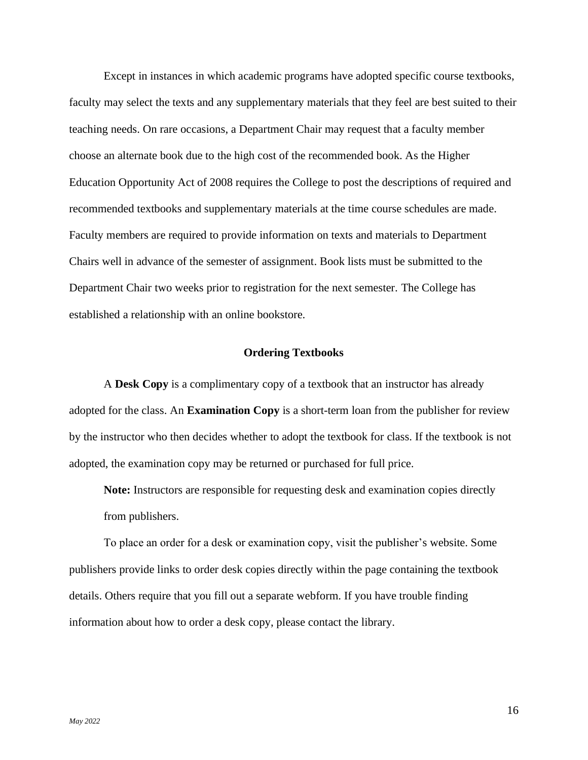Except in instances in which academic programs have adopted specific course textbooks, faculty may select the texts and any supplementary materials that they feel are best suited to their teaching needs. On rare occasions, a Department Chair may request that a faculty member choose an alternate book due to the high cost of the recommended book. As the Higher Education Opportunity Act of 2008 requires the College to post the descriptions of required and recommended textbooks and supplementary materials at the time course schedules are made. Faculty members are required to provide information on texts and materials to Department Chairs well in advance of the semester of assignment. Book lists must be submitted to the Department Chair two weeks prior to registration for the next semester. The College has established a relationship with an online bookstore.

### Ordering Textbooks

A **Desk Copy** is a complimentary copy of a textbook that an instructor has already adopted for the class. An **Examination Copy** is a short-term loan from the publisher for review by the instructor who then decides whether to adopt the textbook for class. If the textbook is not adopted, the examination copy may be returned or purchased for full price.

**Note:** Instructors are responsible for requesting desk and examination copies directly from publishers.

To place an order for a desk or examination copy, visit the publisher's website. Some publishers provide links to order desk copies directly within the page containing the textbook details. Others require that you fill out a separate webform. If you have trouble finding information about how to order a desk copy, please contact the library.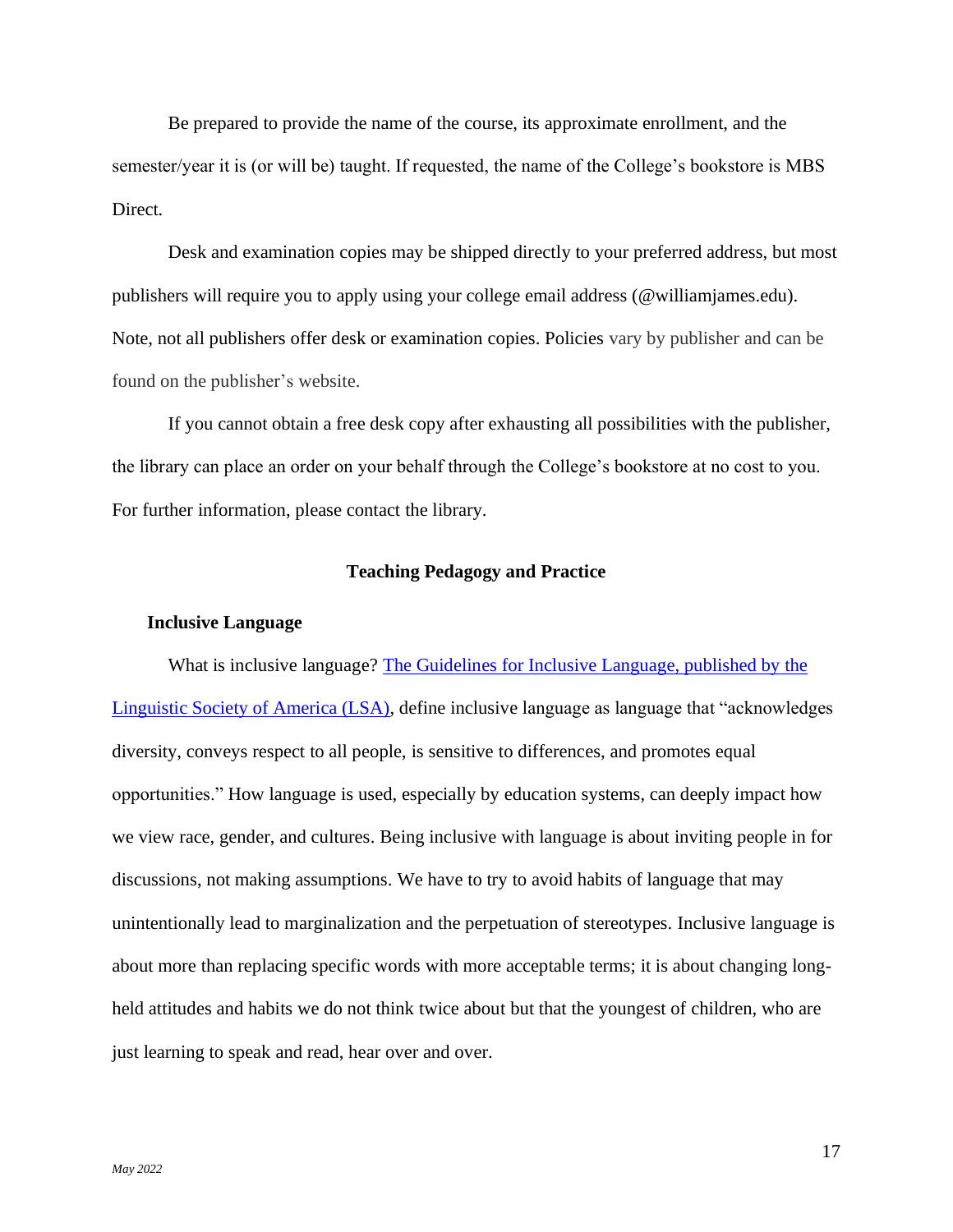Be prepared to provide the name of the course, its approximate enrollment, and the semester/year it is (or will be) taught. If requested, the name of the College's bookstore is MBS Direct.

Desk and examination copies may be shipped directly to your preferred address, but most publishers will require you to apply using your college email address (@williamjames.edu). Note, not all publishers offer desk or examination copies. Policies vary by publisher and can be found on the publisher's website.

If you cannot obtain a free desk copy after exhausting all possibilities with the publisher, the library can place an order on your behalf through the College's bookstore at no cost to you. For further information, please contact the library.

## Teaching Pedagogy and Practice

### Inclusive Language

What is inclusive language? [The Guidelines for Inclusive Language, published by the Linguistic Society of America (LSA)](), define inclusive language as language that "acknowledges diversity, conveys respect to all people, is sensitive to differences, and promotes equal opportunities." How language is used, especially by education systems, can deeply impact how we view race, gender, and cultures. Being inclusive with language is about inviting people in for discussions, not making assumptions. We have to try to avoid habits of language that may unintentionally lead to marginalization and the perpetuation of stereotypes. Inclusive language is about more than replacing specific words with more acceptable terms; it is about changing long-held attitudes and habits we do not think twice about but that the youngest of children, who are just learning to speak and read, hear over and over.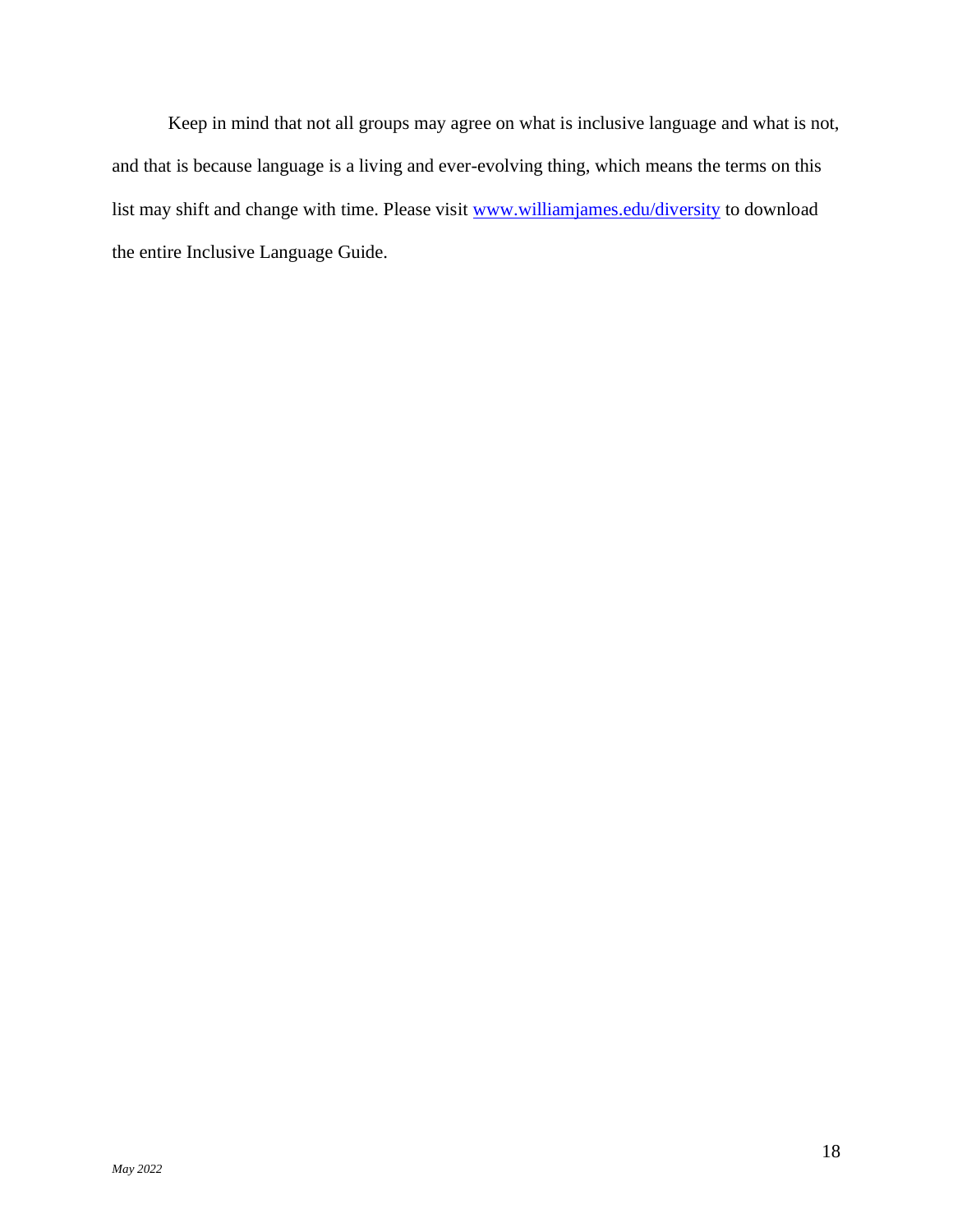Keep in mind that not all groups may agree on what is inclusive language and what is not, and that is because language is a living and ever-evolving thing, which means the terms on this list may shift and change with time. Please visit [www.williamjames.edu/diversity](http://www.williamjames.edu/diversity) to download the entire Inclusive Language Guide.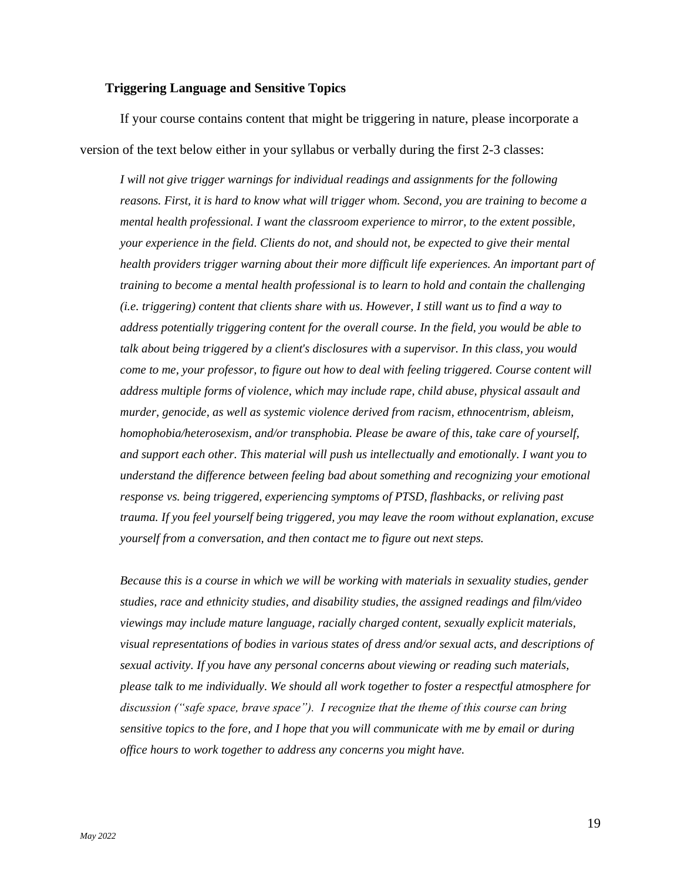### Triggering Language and Sensitive Topics

If your course contains content that might be triggering in nature, please incorporate a version of the text below either in your syllabus or verbally during the first 2-3 classes:

> *I will not give trigger warnings for individual readings and assignments for the following reasons. First, it is hard to know what will trigger whom. Second, you are training to become a mental health professional. I want the classroom experience to mirror, to the extent possible, your experience in the field. Clients do not, and should not, be expected to give their mental health providers trigger warning about their more difficult life experiences. An important part of training to become a mental health professional is to learn to hold and contain the challenging (i.e. triggering) content that clients share with us. However, I still want us to find a way to address potentially triggering content for the overall course. In the field, you would be able to talk about being triggered by a client's disclosures with a supervisor. In this class, you would come to me, your professor, to figure out how to deal with feeling triggered. Course content will address multiple forms of violence, which may include rape, child abuse, physical assault and murder, genocide, as well as systemic violence derived from racism, ethnocentrism, ableism, homophobia/heterosexism, and/or transphobia. Please be aware of this, take care of yourself, and support each other. This material will push us intellectually and emotionally. I want you to understand the difference between feeling bad about something and recognizing your emotional response vs. being triggered, experiencing symptoms of PTSD, flashbacks, or reliving past trauma. If you feel yourself being triggered, you may leave the room without explanation, excuse yourself from a conversation, and then contact me to figure out next steps.*
>
> *Because this is a course in which we will be working with materials in sexuality studies, gender studies, race and ethnicity studies, and disability studies, the assigned readings and film/video viewings may include mature language, racially charged content, sexually explicit materials, visual representations of bodies in various states of dress and/or sexual acts, and descriptions of sexual activity. If you have any personal concerns about viewing or reading such materials, please talk to me individually. We should all work together to foster a respectful atmosphere for discussion ("safe space, brave space"). I recognize that the theme of this course can bring sensitive topics to the fore, and I hope that you will communicate with me by email or during office hours to work together to address any concerns you might have.*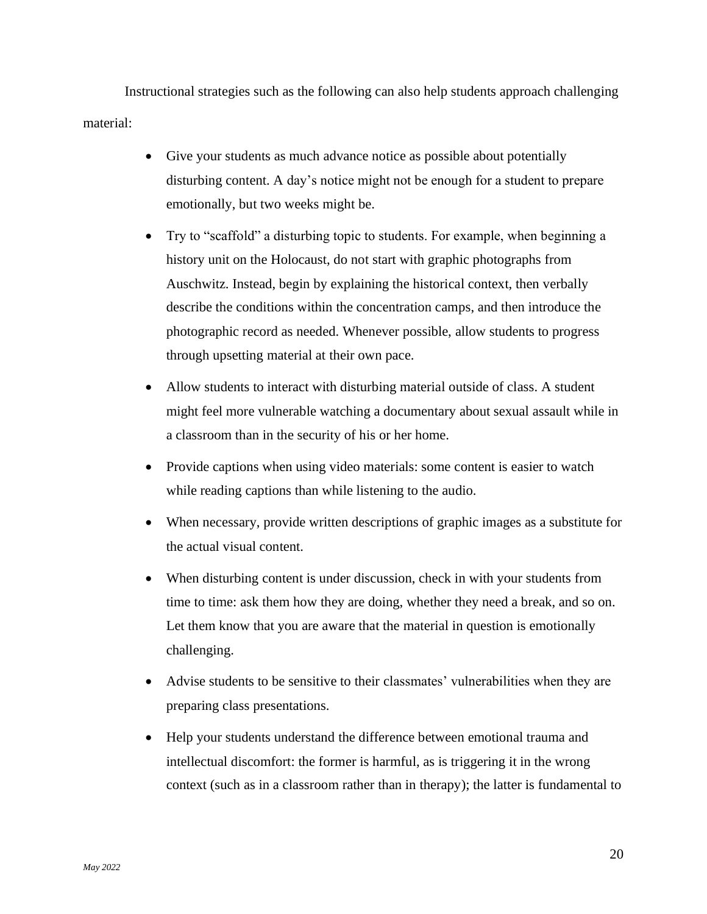Instructional strategies such as the following can also help students approach challenging material:

- Give your students as much advance notice as possible about potentially disturbing content. A day's notice might not be enough for a student to prepare emotionally, but two weeks might be.
- Try to "scaffold" a disturbing topic to students. For example, when beginning a history unit on the Holocaust, do not start with graphic photographs from Auschwitz. Instead, begin by explaining the historical context, then verbally describe the conditions within the concentration camps, and then introduce the photographic record as needed. Whenever possible, allow students to progress through upsetting material at their own pace.
- Allow students to interact with disturbing material outside of class. A student might feel more vulnerable watching a documentary about sexual assault while in a classroom than in the security of his or her home.
- Provide captions when using video materials: some content is easier to watch while reading captions than while listening to the audio.
- When necessary, provide written descriptions of graphic images as a substitute for the actual visual content.
- When disturbing content is under discussion, check in with your students from time to time: ask them how they are doing, whether they need a break, and so on. Let them know that you are aware that the material in question is emotionally challenging.
- Advise students to be sensitive to their classmates' vulnerabilities when they are preparing class presentations.
- Help your students understand the difference between emotional trauma and intellectual discomfort: the former is harmful, as is triggering it in the wrong context (such as in a classroom rather than in therapy); the latter is fundamental to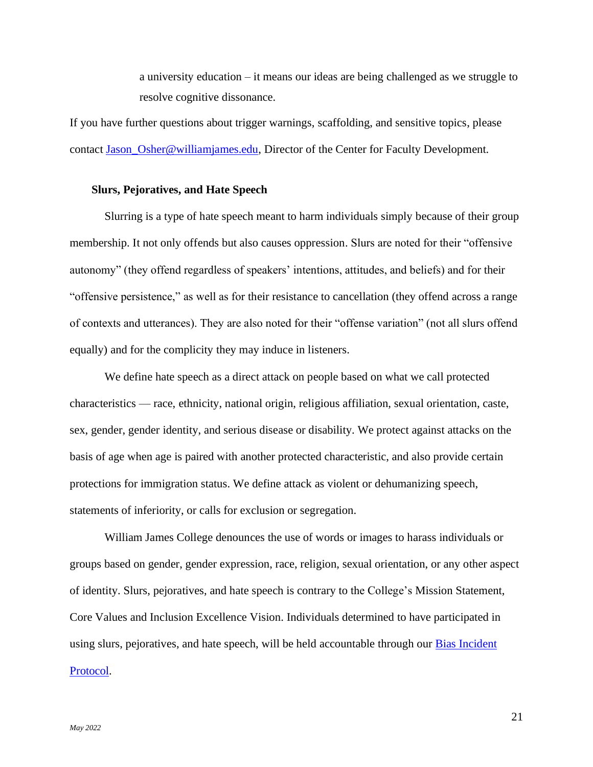a university education – it means our ideas are being challenged as we struggle to resolve cognitive dissonance.

If you have further questions about trigger warnings, scaffolding, and sensitive topics, please contact [Jason_Osher@williamjames.edu](mailto:Jason_Osher@williamjames.edu), Director of the Center for Faculty Development.

**Slurs, Pejoratives, and Hate Speech**

Slurring is a type of hate speech meant to harm individuals simply because of their group membership. It not only offends but also causes oppression. Slurs are noted for their "offensive autonomy" (they offend regardless of speakers' intentions, attitudes, and beliefs) and for their "offensive persistence," as well as for their resistance to cancellation (they offend across a range of contexts and utterances). They are also noted for their "offense variation" (not all slurs offend equally) and for the complicity they may induce in listeners.

We define hate speech as a direct attack on people based on what we call protected characteristics — race, ethnicity, national origin, religious affiliation, sexual orientation, caste, sex, gender, gender identity, and serious disease or disability. We protect against attacks on the basis of age when age is paired with another protected characteristic, and also provide certain protections for immigration status. We define attack as violent or dehumanizing speech, statements of inferiority, or calls for exclusion or segregation.

William James College denounces the use of words or images to harass individuals or groups based on gender, gender expression, race, religion, sexual orientation, or any other aspect of identity. Slurs, pejoratives, and hate speech is contrary to the College's Mission Statement, Core Values and Inclusion Excellence Vision. Individuals determined to have participated in using slurs, pejoratives, and hate speech, will be held accountable through our Bias Incident Protocol.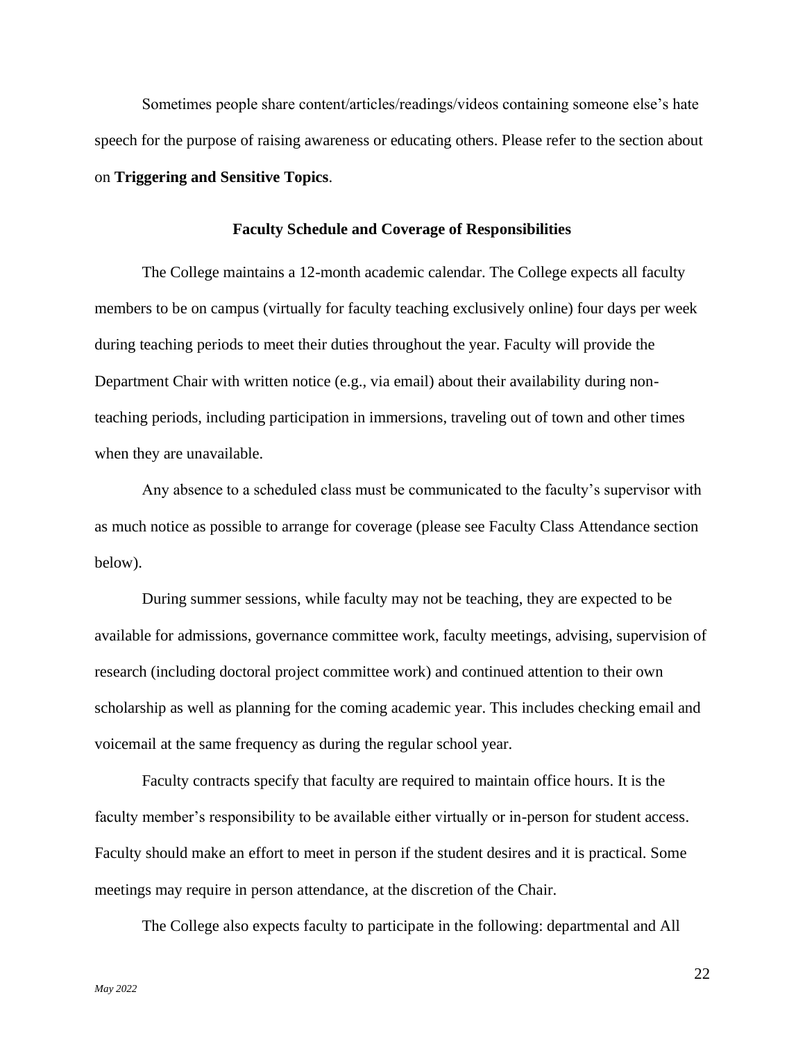Sometimes people share content/articles/readings/videos containing someone else's hate speech for the purpose of raising awareness or educating others. Please refer to the section about on **Triggering and Sensitive Topics**.

## Faculty Schedule and Coverage of Responsibilities

The College maintains a 12-month academic calendar. The College expects all faculty members to be on campus (virtually for faculty teaching exclusively online) four days per week during teaching periods to meet their duties throughout the year. Faculty will provide the Department Chair with written notice (e.g., via email) about their availability during non-teaching periods, including participation in immersions, traveling out of town and other times when they are unavailable.

Any absence to a scheduled class must be communicated to the faculty's supervisor with as much notice as possible to arrange for coverage (please see Faculty Class Attendance section below).

During summer sessions, while faculty may not be teaching, they are expected to be available for admissions, governance committee work, faculty meetings, advising, supervision of research (including doctoral project committee work) and continued attention to their own scholarship as well as planning for the coming academic year. This includes checking email and voicemail at the same frequency as during the regular school year.

Faculty contracts specify that faculty are required to maintain office hours. It is the faculty member's responsibility to be available either virtually or in-person for student access. Faculty should make an effort to meet in person if the student desires and it is practical. Some meetings may require in person attendance, at the discretion of the Chair.

The College also expects faculty to participate in the following: departmental and All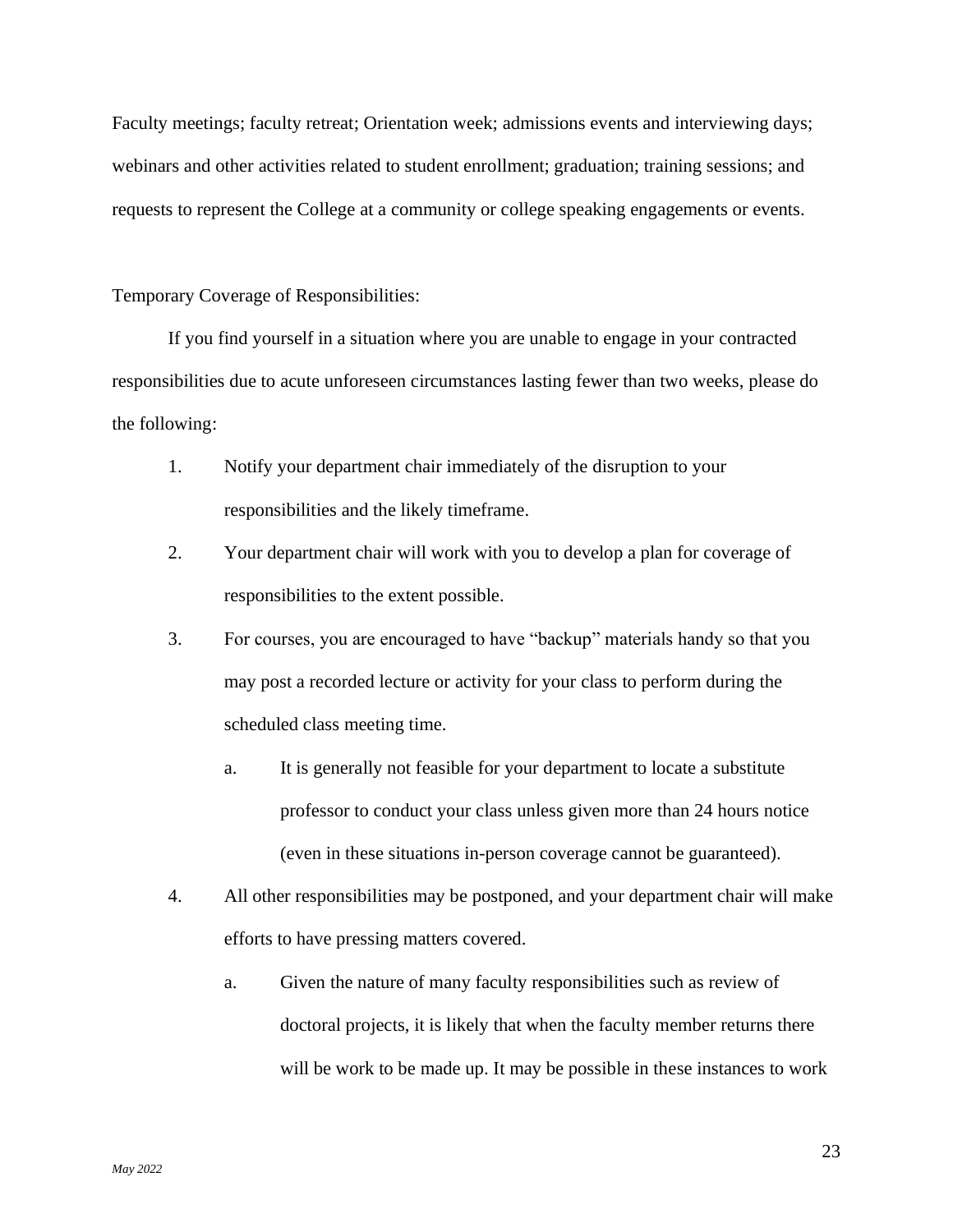Faculty meetings; faculty retreat; Orientation week; admissions events and interviewing days; webinars and other activities related to student enrollment; graduation; training sessions; and requests to represent the College at a community or college speaking engagements or events.

Temporary Coverage of Responsibilities:

If you find yourself in a situation where you are unable to engage in your contracted responsibilities due to acute unforeseen circumstances lasting fewer than two weeks, please do the following:

1. Notify your department chair immediately of the disruption to your responsibilities and the likely timeframe.
2. Your department chair will work with you to develop a plan for coverage of responsibilities to the extent possible.
3. For courses, you are encouraged to have "backup" materials handy so that you may post a recorded lecture or activity for your class to perform during the scheduled class meeting time.
    a. It is generally not feasible for your department to locate a substitute professor to conduct your class unless given more than 24 hours notice (even in these situations in-person coverage cannot be guaranteed).
4. All other responsibilities may be postponed, and your department chair will make efforts to have pressing matters covered.
    a. Given the nature of many faculty responsibilities such as review of doctoral projects, it is likely that when the faculty member returns there will be work to be made up. It may be possible in these instances to work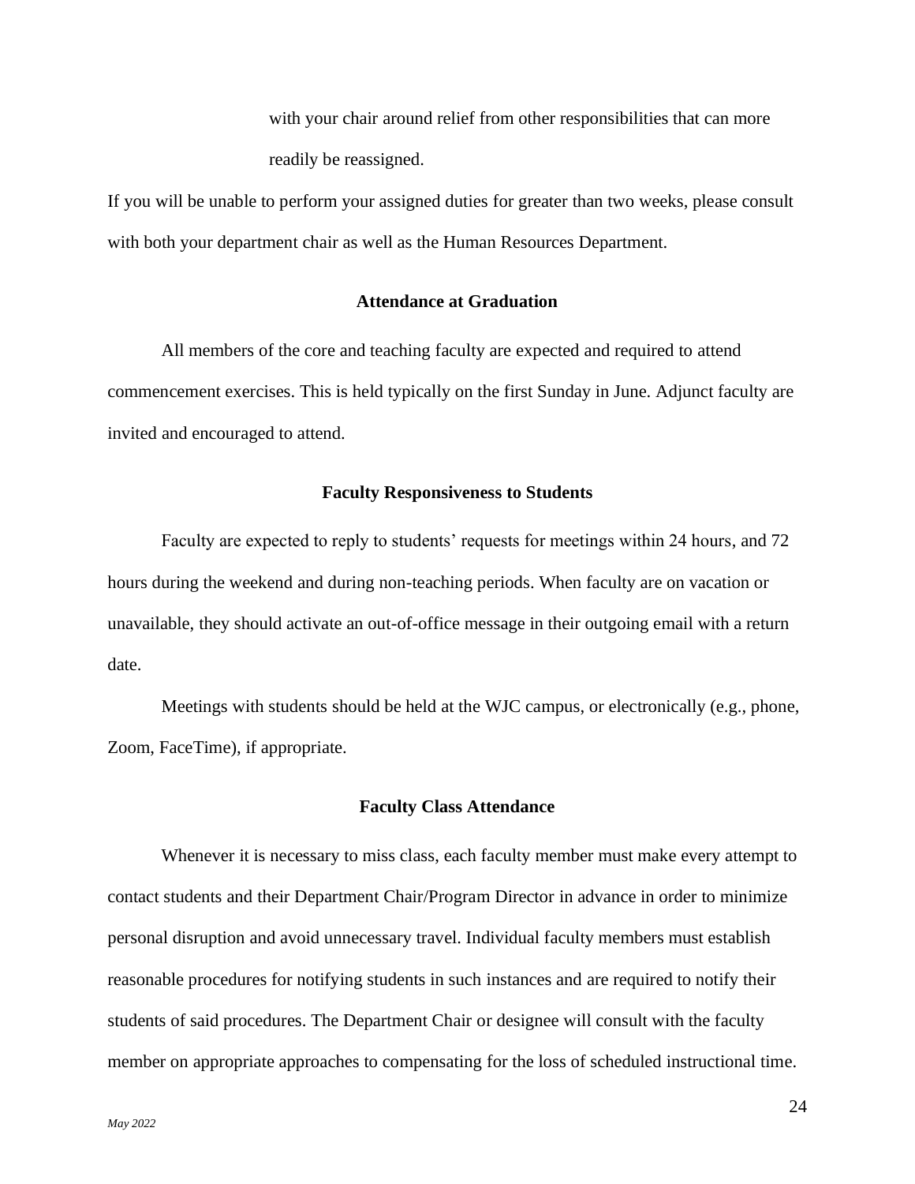with your chair around relief from other responsibilities that can more readily be reassigned.

If you will be unable to perform your assigned duties for greater than two weeks, please consult with both your department chair as well as the Human Resources Department.

### Attendance at Graduation

All members of the core and teaching faculty are expected and required to attend commencement exercises. This is held typically on the first Sunday in June. Adjunct faculty are invited and encouraged to attend.

### Faculty Responsiveness to Students

Faculty are expected to reply to students' requests for meetings within 24 hours, and 72 hours during the weekend and during non-teaching periods. When faculty are on vacation or unavailable, they should activate an out-of-office message in their outgoing email with a return date.

Meetings with students should be held at the WJC campus, or electronically (e.g., phone, Zoom, FaceTime), if appropriate.

### Faculty Class Attendance

Whenever it is necessary to miss class, each faculty member must make every attempt to contact students and their Department Chair/Program Director in advance in order to minimize personal disruption and avoid unnecessary travel. Individual faculty members must establish reasonable procedures for notifying students in such instances and are required to notify their students of said procedures. The Department Chair or designee will consult with the faculty member on appropriate approaches to compensating for the loss of scheduled instructional time.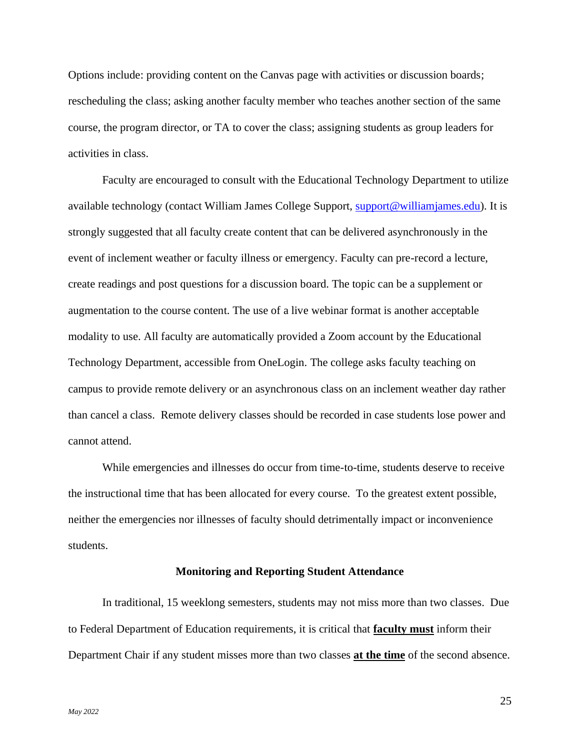Options include: providing content on the Canvas page with activities or discussion boards; rescheduling the class; asking another faculty member who teaches another section of the same course, the program director, or TA to cover the class; assigning students as group leaders for activities in class.

Faculty are encouraged to consult with the Educational Technology Department to utilize available technology (contact William James College Support, [support@williamjames.edu](mailto:support@williamjames.edu)). It is strongly suggested that all faculty create content that can be delivered asynchronously in the event of inclement weather or faculty illness or emergency. Faculty can pre-record a lecture, create readings and post questions for a discussion board. The topic can be a supplement or augmentation to the course content. The use of a live webinar format is another acceptable modality to use. All faculty are automatically provided a Zoom account by the Educational Technology Department, accessible from OneLogin. The college asks faculty teaching on campus to provide remote delivery or an asynchronous class on an inclement weather day rather than cancel a class. Remote delivery classes should be recorded in case students lose power and cannot attend.

While emergencies and illnesses do occur from time-to-time, students deserve to receive the instructional time that has been allocated for every course. To the greatest extent possible, neither the emergencies nor illnesses of faculty should detrimentally impact or inconvenience students.

## Monitoring and Reporting Student Attendance

In traditional, 15 weeklong semesters, students may not miss more than two classes. Due to Federal Department of Education requirements, it is critical that <u>**faculty must**</u> inform their Department Chair if any student misses more than two classes <u>**at the time**</u> of the second absence.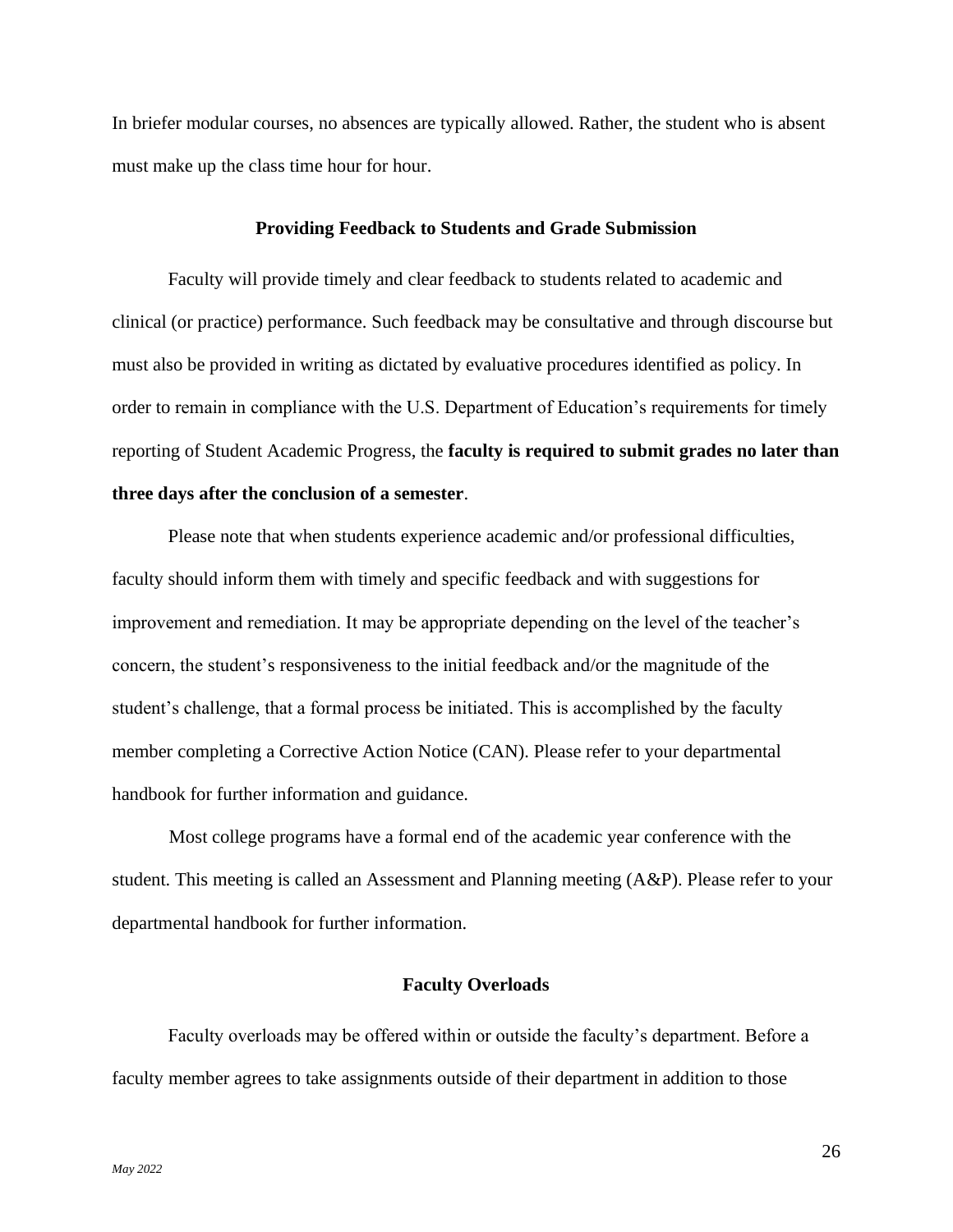In briefer modular courses, no absences are typically allowed. Rather, the student who is absent must make up the class time hour for hour.

### Providing Feedback to Students and Grade Submission

Faculty will provide timely and clear feedback to students related to academic and clinical (or practice) performance. Such feedback may be consultative and through discourse but must also be provided in writing as dictated by evaluative procedures identified as policy. In order to remain in compliance with the U.S. Department of Education's requirements for timely reporting of Student Academic Progress, the **faculty is required to submit grades no later than three days after the conclusion of a semester**.

Please note that when students experience academic and/or professional difficulties, faculty should inform them with timely and specific feedback and with suggestions for improvement and remediation. It may be appropriate depending on the level of the teacher's concern, the student's responsiveness to the initial feedback and/or the magnitude of the student's challenge, that a formal process be initiated. This is accomplished by the faculty member completing a Corrective Action Notice (CAN). Please refer to your departmental handbook for further information and guidance.

Most college programs have a formal end of the academic year conference with the student. This meeting is called an Assessment and Planning meeting (A&P). Please refer to your departmental handbook for further information.

### Faculty Overloads

Faculty overloads may be offered within or outside the faculty's department. Before a faculty member agrees to take assignments outside of their department in addition to those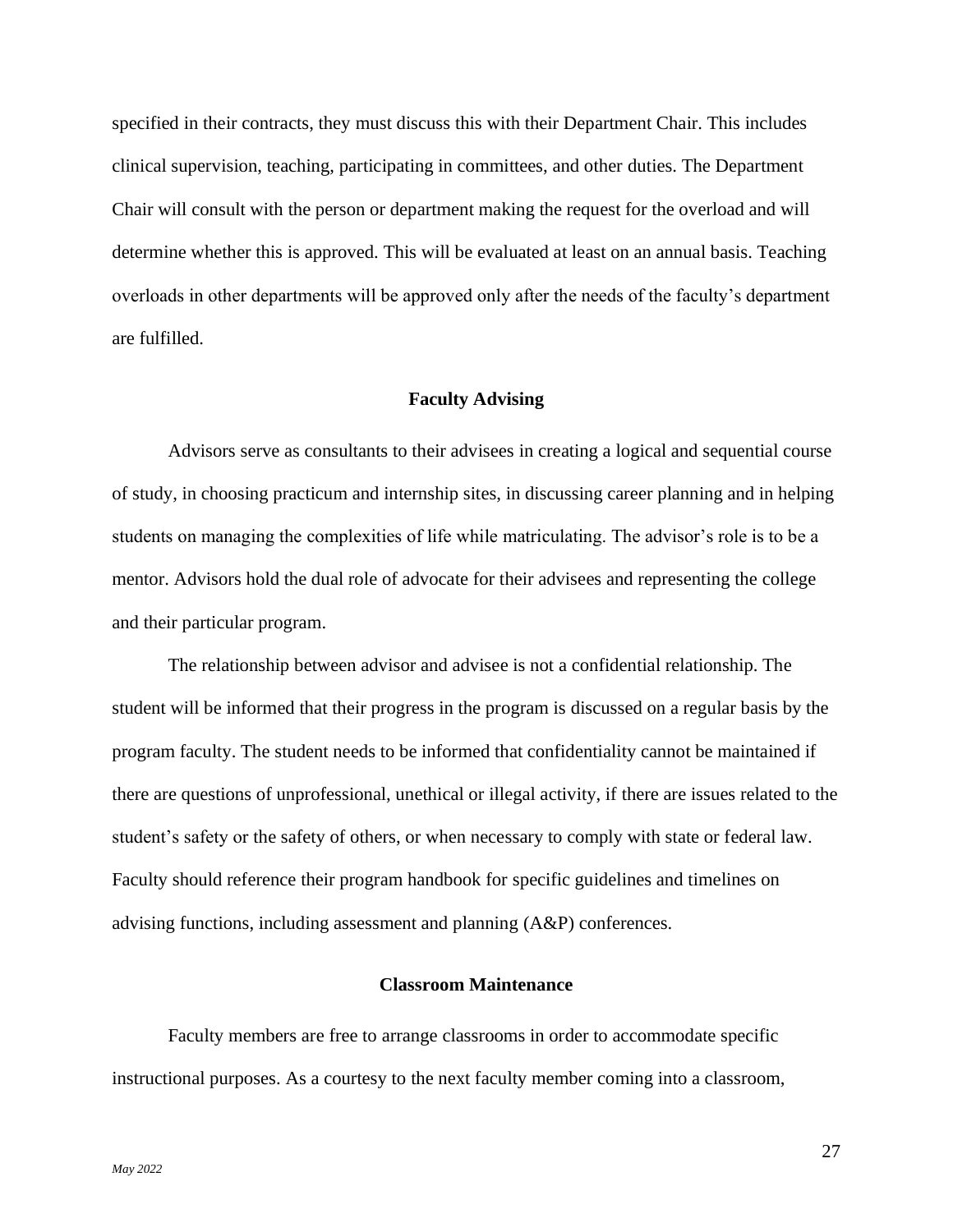specified in their contracts, they must discuss this with their Department Chair. This includes clinical supervision, teaching, participating in committees, and other duties. The Department Chair will consult with the person or department making the request for the overload and will determine whether this is approved. This will be evaluated at least on an annual basis. Teaching overloads in other departments will be approved only after the needs of the faculty's department are fulfilled.

## Faculty Advising

Advisors serve as consultants to their advisees in creating a logical and sequential course of study, in choosing practicum and internship sites, in discussing career planning and in helping students on managing the complexities of life while matriculating. The advisor's role is to be a mentor. Advisors hold the dual role of advocate for their advisees and representing the college and their particular program.

The relationship between advisor and advisee is not a confidential relationship. The student will be informed that their progress in the program is discussed on a regular basis by the program faculty. The student needs to be informed that confidentiality cannot be maintained if there are questions of unprofessional, unethical or illegal activity, if there are issues related to the student's safety or the safety of others, or when necessary to comply with state or federal law. Faculty should reference their program handbook for specific guidelines and timelines on advising functions, including assessment and planning (A&P) conferences.

## Classroom Maintenance

Faculty members are free to arrange classrooms in order to accommodate specific instructional purposes. As a courtesy to the next faculty member coming into a classroom,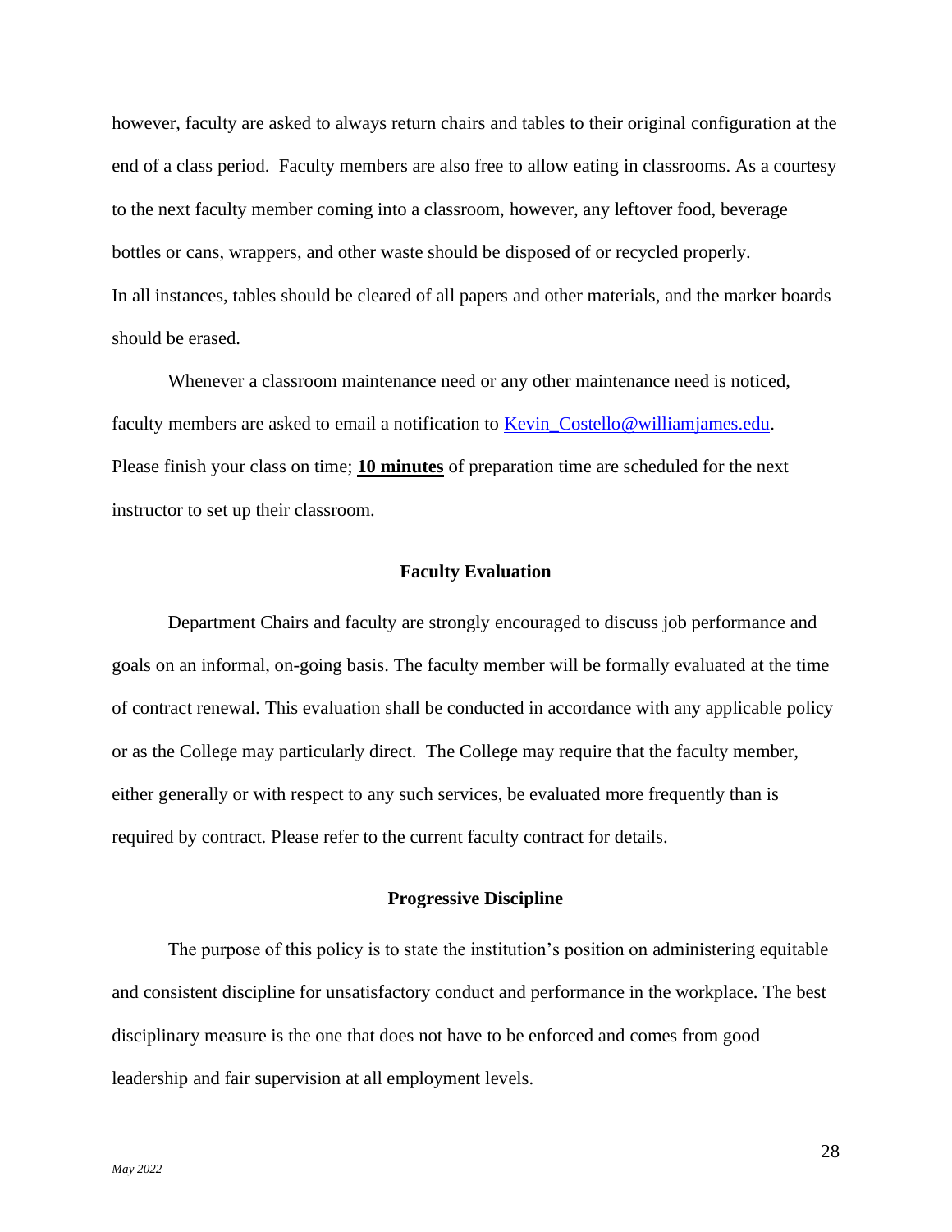however, faculty are asked to always return chairs and tables to their original configuration at the end of a class period. Faculty members are also free to allow eating in classrooms. As a courtesy to the next faculty member coming into a classroom, however, any leftover food, beverage bottles or cans, wrappers, and other waste should be disposed of or recycled properly.
In all instances, tables should be cleared of all papers and other materials, and the marker boards should be erased.

Whenever a classroom maintenance need or any other maintenance need is noticed, faculty members are asked to email a notification to [Kevin_Costello@williamjames.edu](mailto:Kevin_Costello@williamjames.edu).
Please finish your class on time; **10 minutes** of preparation time are scheduled for the next instructor to set up their classroom.

## Faculty Evaluation

Department Chairs and faculty are strongly encouraged to discuss job performance and goals on an informal, on-going basis. The faculty member will be formally evaluated at the time of contract renewal. This evaluation shall be conducted in accordance with any applicable policy or as the College may particularly direct. The College may require that the faculty member, either generally or with respect to any such services, be evaluated more frequently than is required by contract. Please refer to the current faculty contract for details.

## Progressive Discipline

The purpose of this policy is to state the institution's position on administering equitable and consistent discipline for unsatisfactory conduct and performance in the workplace. The best disciplinary measure is the one that does not have to be enforced and comes from good leadership and fair supervision at all employment levels.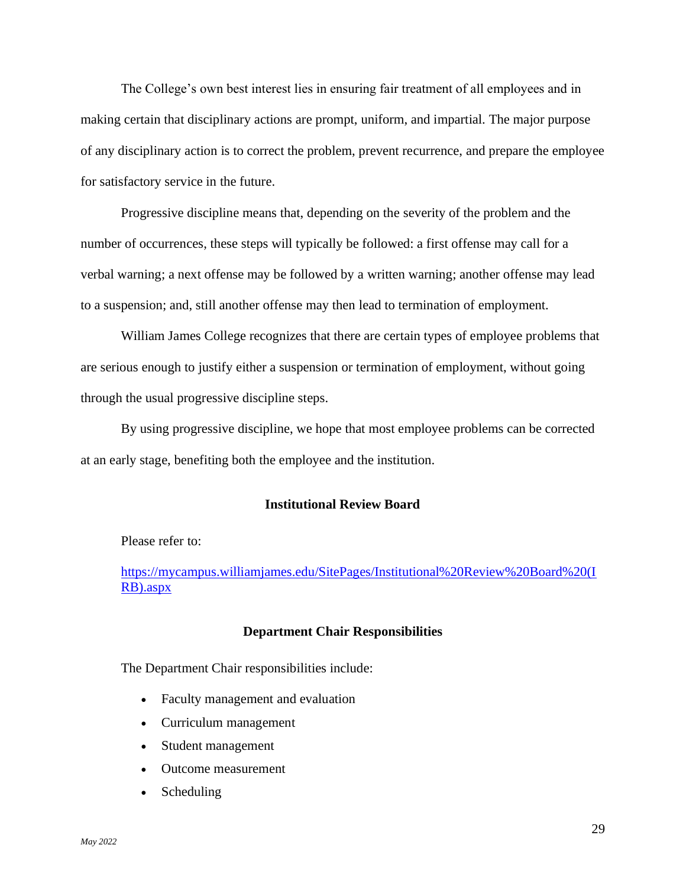The College's own best interest lies in ensuring fair treatment of all employees and in making certain that disciplinary actions are prompt, uniform, and impartial. The major purpose of any disciplinary action is to correct the problem, prevent recurrence, and prepare the employee for satisfactory service in the future.

Progressive discipline means that, depending on the severity of the problem and the number of occurrences, these steps will typically be followed: a first offense may call for a verbal warning; a next offense may be followed by a written warning; another offense may lead to a suspension; and, still another offense may then lead to termination of employment.

William James College recognizes that there are certain types of employee problems that are serious enough to justify either a suspension or termination of employment, without going through the usual progressive discipline steps.

By using progressive discipline, we hope that most employee problems can be corrected at an early stage, benefiting both the employee and the institution.

## Institutional Review Board

Please refer to:

https://mycampus.williamjames.edu/SitePages/Institutional%20Review%20Board%20(IRB).aspx

## Department Chair Responsibilities

The Department Chair responsibilities include:

- Faculty management and evaluation
- Curriculum management
- Student management
- Outcome measurement
- Scheduling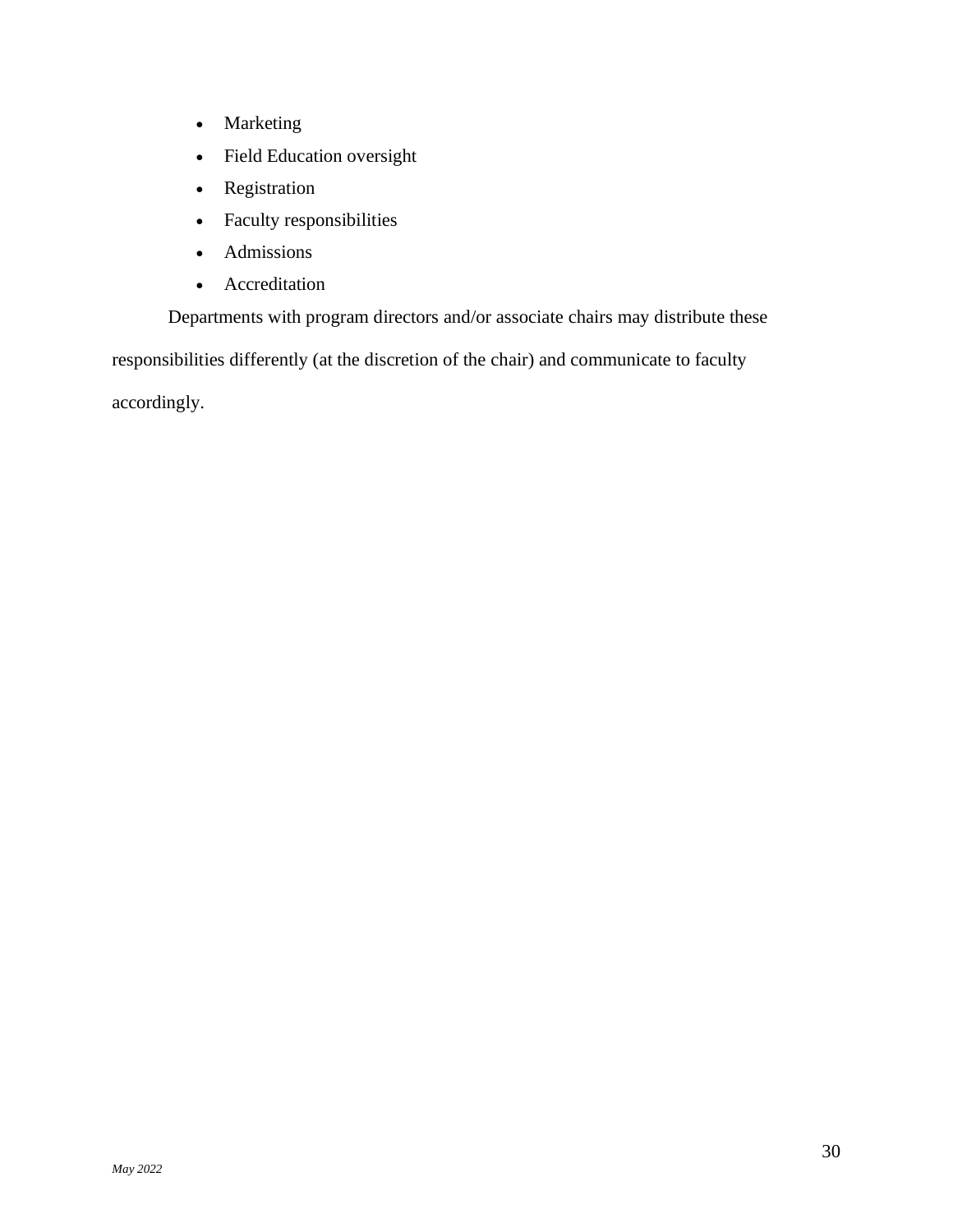- Marketing
- Field Education oversight
- Registration
- Faculty responsibilities
- Admissions
- Accreditation

Departments with program directors and/or associate chairs may distribute these responsibilities differently (at the discretion of the chair) and communicate to faculty accordingly.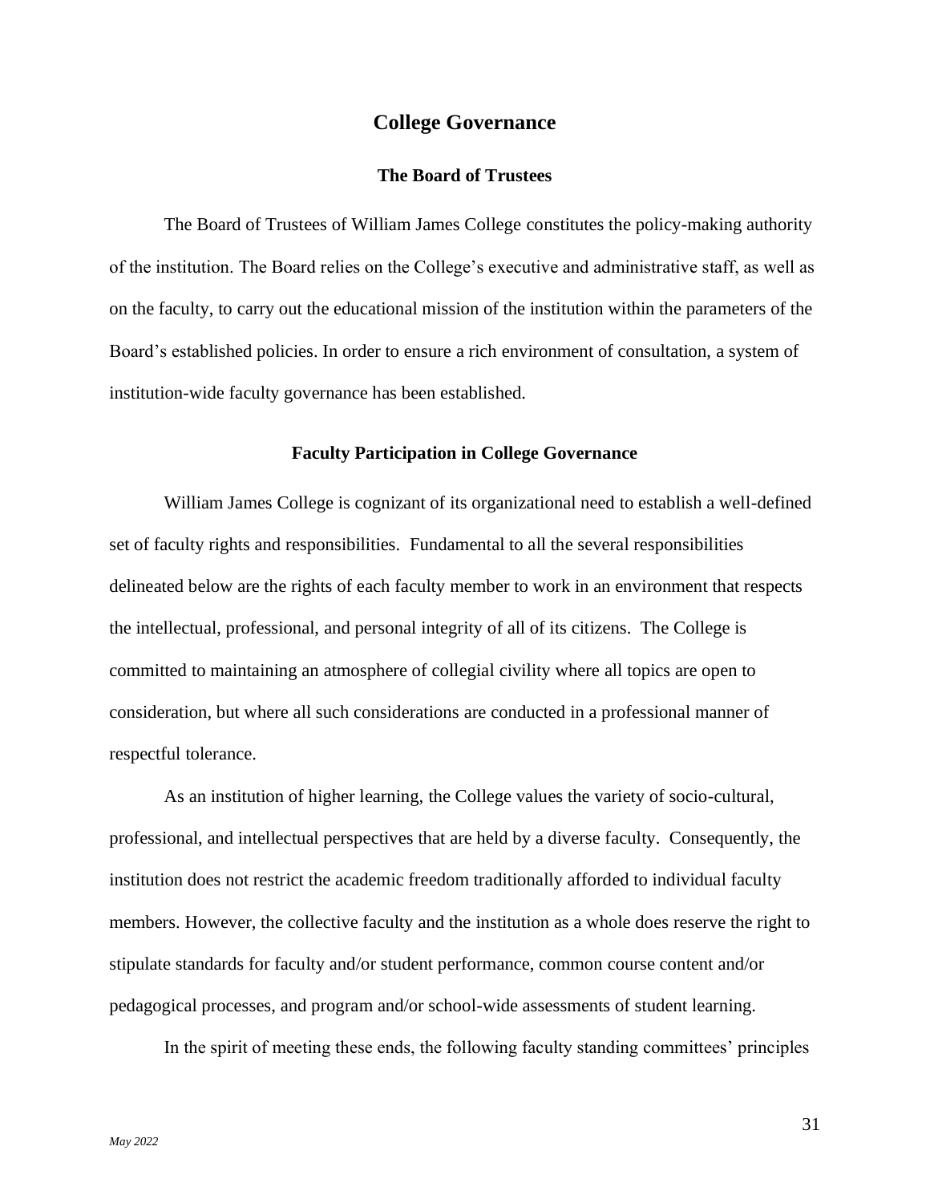# College Governance

## The Board of Trustees

The Board of Trustees of William James College constitutes the policy-making authority of the institution. The Board relies on the College's executive and administrative staff, as well as on the faculty, to carry out the educational mission of the institution within the parameters of the Board's established policies. In order to ensure a rich environment of consultation, a system of institution-wide faculty governance has been established.

## Faculty Participation in College Governance

William James College is cognizant of its organizational need to establish a well-defined set of faculty rights and responsibilities. Fundamental to all the several responsibilities delineated below are the rights of each faculty member to work in an environment that respects the intellectual, professional, and personal integrity of all of its citizens. The College is committed to maintaining an atmosphere of collegial civility where all topics are open to consideration, but where all such considerations are conducted in a professional manner of respectful tolerance.

As an institution of higher learning, the College values the variety of socio-cultural, professional, and intellectual perspectives that are held by a diverse faculty. Consequently, the institution does not restrict the academic freedom traditionally afforded to individual faculty members. However, the collective faculty and the institution as a whole does reserve the right to stipulate standards for faculty and/or student performance, common course content and/or pedagogical processes, and program and/or school-wide assessments of student learning.

In the spirit of meeting these ends, the following faculty standing committees' principles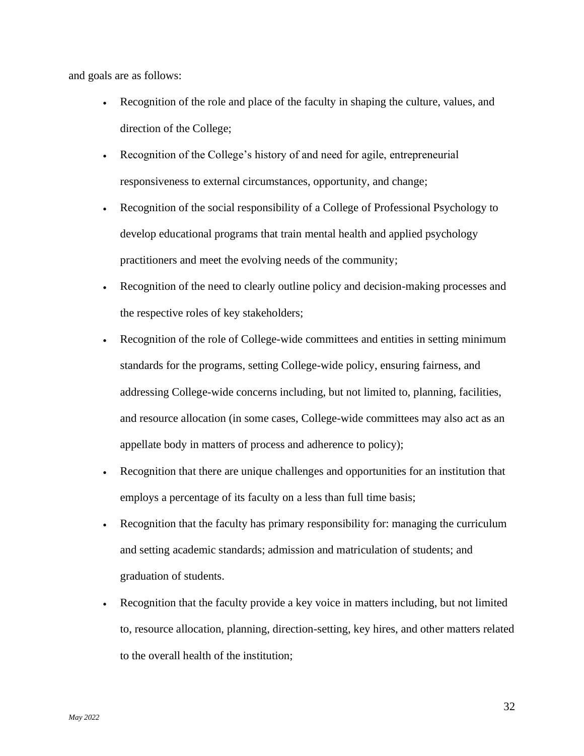and goals are as follows:

- Recognition of the role and place of the faculty in shaping the culture, values, and direction of the College;
- Recognition of the College's history of and need for agile, entrepreneurial responsiveness to external circumstances, opportunity, and change;
- Recognition of the social responsibility of a College of Professional Psychology to develop educational programs that train mental health and applied psychology practitioners and meet the evolving needs of the community;
- Recognition of the need to clearly outline policy and decision-making processes and the respective roles of key stakeholders;
- Recognition of the role of College-wide committees and entities in setting minimum standards for the programs, setting College-wide policy, ensuring fairness, and addressing College-wide concerns including, but not limited to, planning, facilities, and resource allocation (in some cases, College-wide committees may also act as an appellate body in matters of process and adherence to policy);
- Recognition that there are unique challenges and opportunities for an institution that employs a percentage of its faculty on a less than full time basis;
- Recognition that the faculty has primary responsibility for: managing the curriculum and setting academic standards; admission and matriculation of students; and graduation of students.
- Recognition that the faculty provide a key voice in matters including, but not limited to, resource allocation, planning, direction-setting, key hires, and other matters related to the overall health of the institution;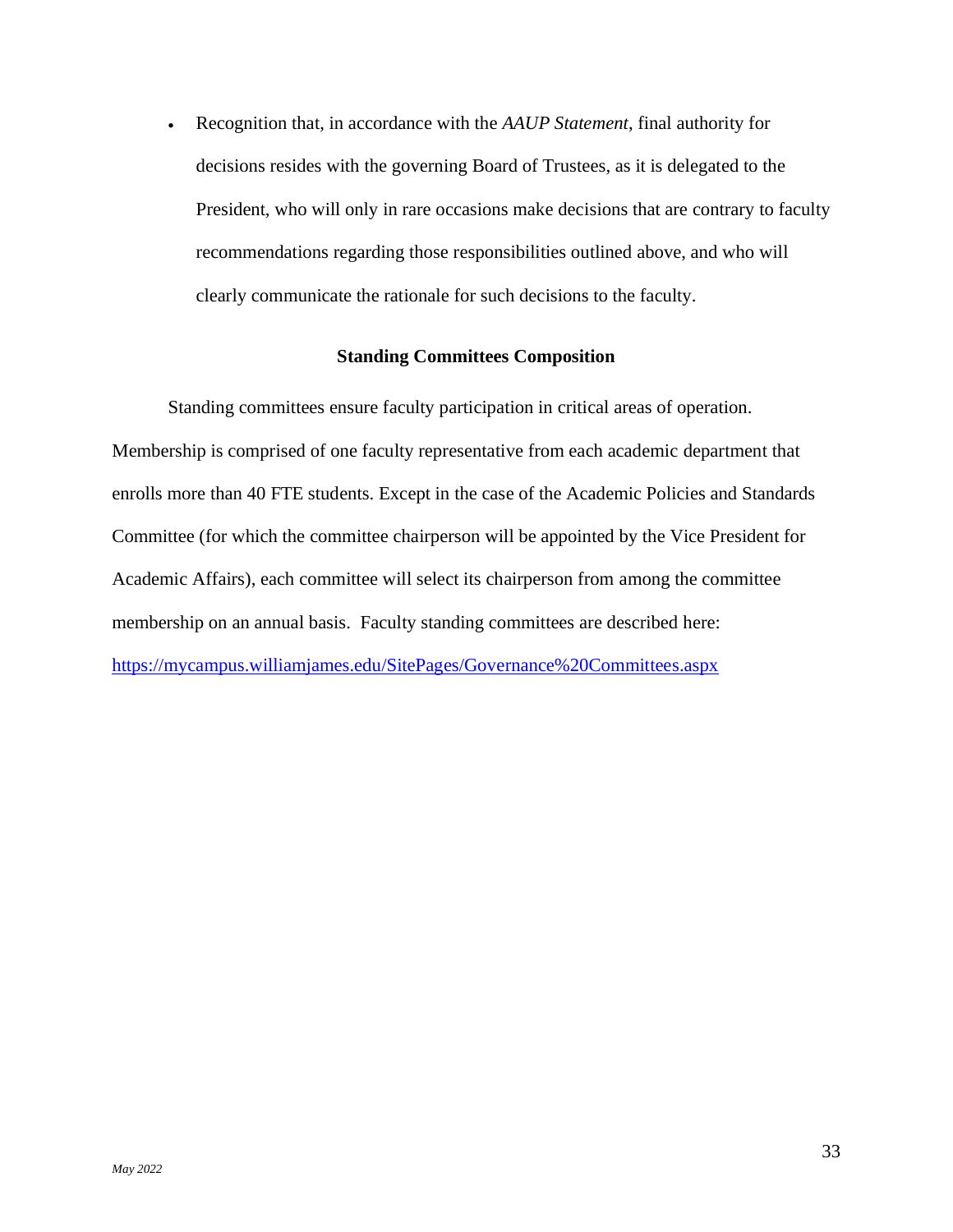- Recognition that, in accordance with the *AAUP Statement*, final authority for decisions resides with the governing Board of Trustees, as it is delegated to the President, who will only in rare occasions make decisions that are contrary to faculty recommendations regarding those responsibilities outlined above, and who will clearly communicate the rationale for such decisions to the faculty.

**Standing Committees Composition**

Standing committees ensure faculty participation in critical areas of operation. Membership is comprised of one faculty representative from each academic department that enrolls more than 40 FTE students. Except in the case of the Academic Policies and Standards Committee (for which the committee chairperson will be appointed by the Vice President for Academic Affairs), each committee will select its chairperson from among the committee membership on an annual basis. Faculty standing committees are described here: https://mycampus.williamjames.edu/SitePages/Governance%20Committees.aspx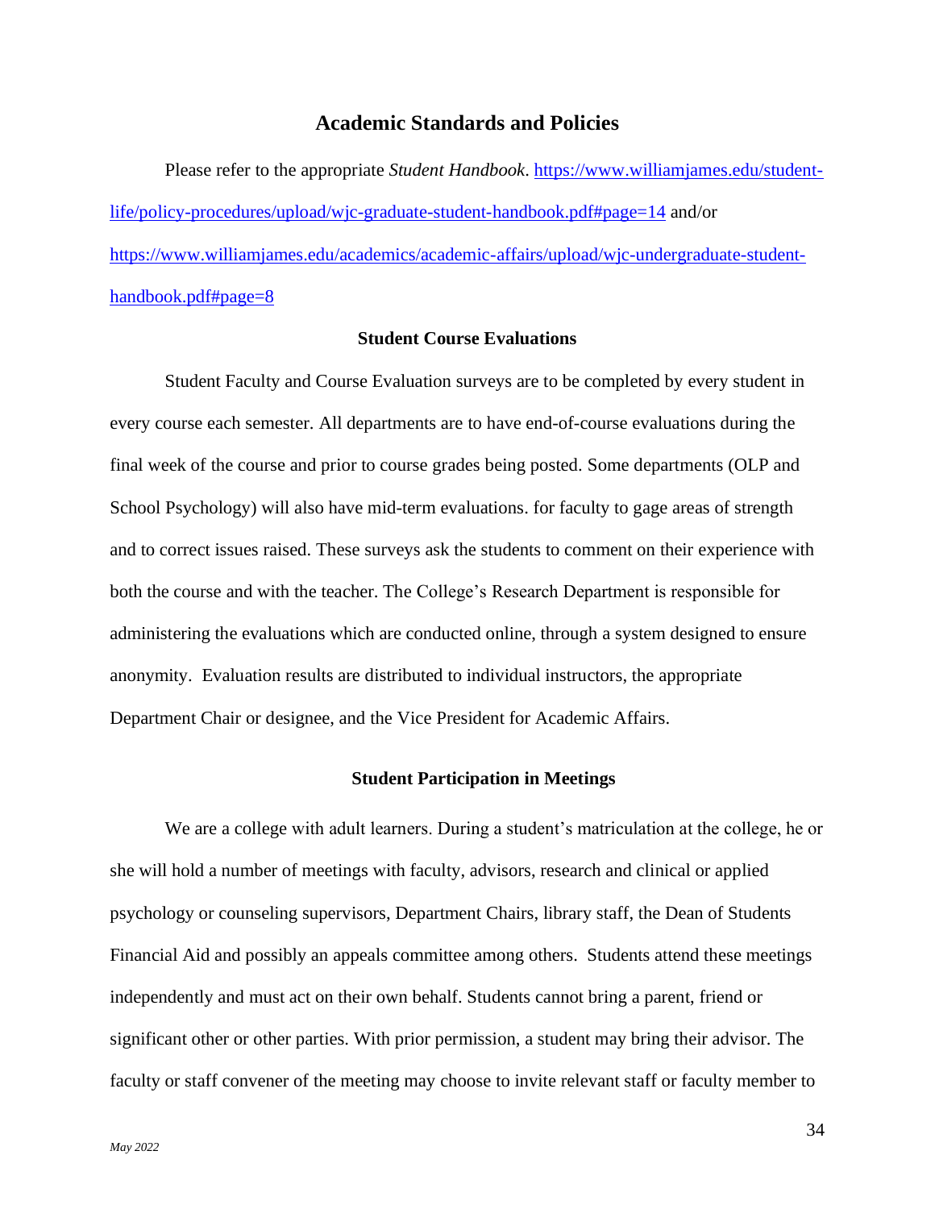## Academic Standards and Policies

Please refer to the appropriate *Student Handbook*. [https://www.williamjames.edu/student-life/policy-procedures/upload/wjc-graduate-student-handbook.pdf#page=14](https://www.williamjames.edu/student-life/policy-procedures/upload/wjc-graduate-student-handbook.pdf#page=14) and/or [https://www.williamjames.edu/academics/academic-affairs/upload/wjc-undergraduate-student-handbook.pdf#page=8](https://www.williamjames.edu/academics/academic-affairs/upload/wjc-undergraduate-student-handbook.pdf#page=8)

### Student Course Evaluations

Student Faculty and Course Evaluation surveys are to be completed by every student in every course each semester. All departments are to have end-of-course evaluations during the final week of the course and prior to course grades being posted. Some departments (OLP and School Psychology) will also have mid-term evaluations. for faculty to gage areas of strength and to correct issues raised. These surveys ask the students to comment on their experience with both the course and with the teacher. The College's Research Department is responsible for administering the evaluations which are conducted online, through a system designed to ensure anonymity. Evaluation results are distributed to individual instructors, the appropriate Department Chair or designee, and the Vice President for Academic Affairs.

### Student Participation in Meetings

We are a college with adult learners. During a student's matriculation at the college, he or she will hold a number of meetings with faculty, advisors, research and clinical or applied psychology or counseling supervisors, Department Chairs, library staff, the Dean of Students Financial Aid and possibly an appeals committee among others. Students attend these meetings independently and must act on their own behalf. Students cannot bring a parent, friend or significant other or other parties. With prior permission, a student may bring their advisor. The faculty or staff convener of the meeting may choose to invite relevant staff or faculty member to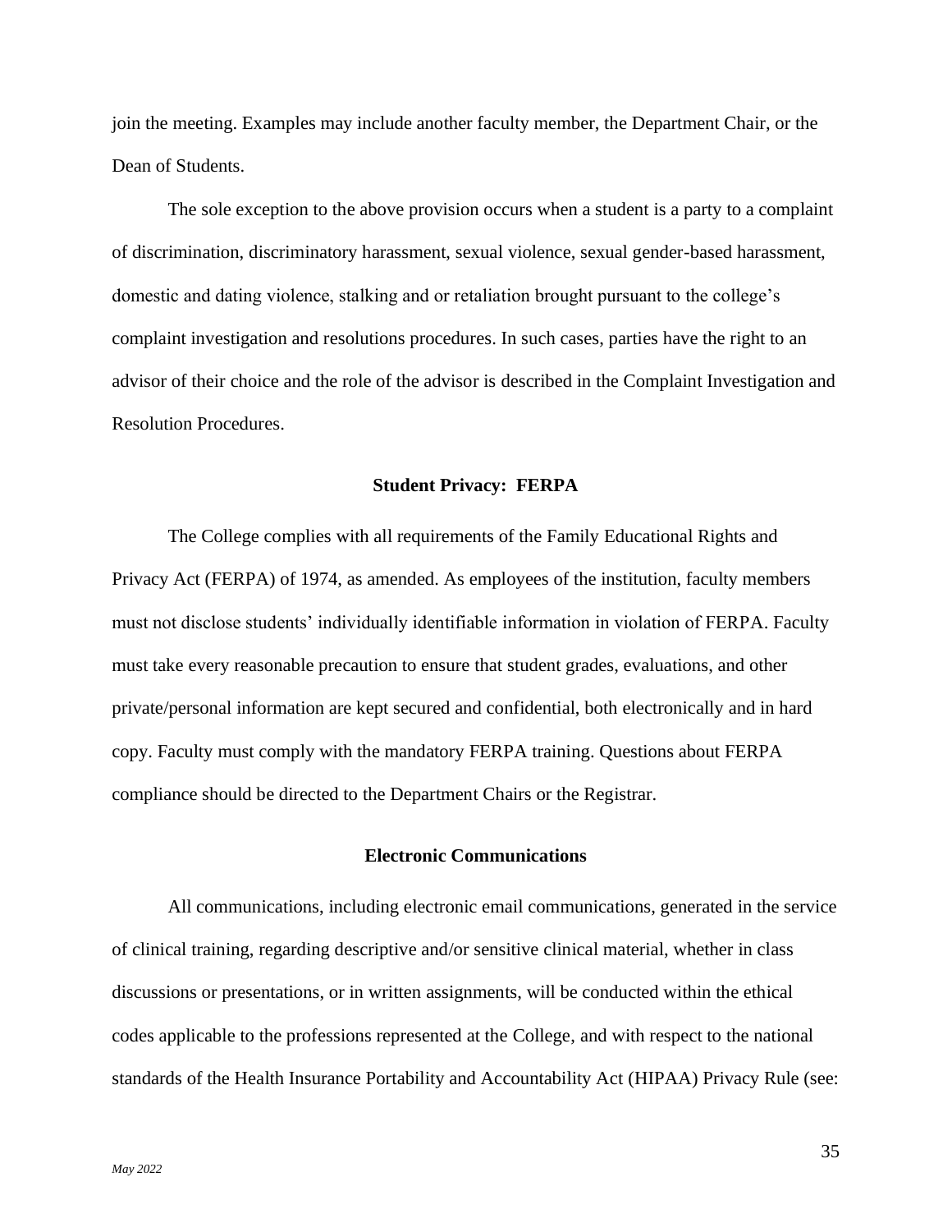join the meeting. Examples may include another faculty member, the Department Chair, or the Dean of Students.

The sole exception to the above provision occurs when a student is a party to a complaint of discrimination, discriminatory harassment, sexual violence, sexual gender-based harassment, domestic and dating violence, stalking and or retaliation brought pursuant to the college's complaint investigation and resolutions procedures. In such cases, parties have the right to an advisor of their choice and the role of the advisor is described in the Complaint Investigation and Resolution Procedures.

### Student Privacy: FERPA

The College complies with all requirements of the Family Educational Rights and Privacy Act (FERPA) of 1974, as amended. As employees of the institution, faculty members must not disclose students' individually identifiable information in violation of FERPA. Faculty must take every reasonable precaution to ensure that student grades, evaluations, and other private/personal information are kept secured and confidential, both electronically and in hard copy. Faculty must comply with the mandatory FERPA training. Questions about FERPA compliance should be directed to the Department Chairs or the Registrar.

### Electronic Communications

All communications, including electronic email communications, generated in the service of clinical training, regarding descriptive and/or sensitive clinical material, whether in class discussions or presentations, or in written assignments, will be conducted within the ethical codes applicable to the professions represented at the College, and with respect to the national standards of the Health Insurance Portability and Accountability Act (HIPAA) Privacy Rule (see: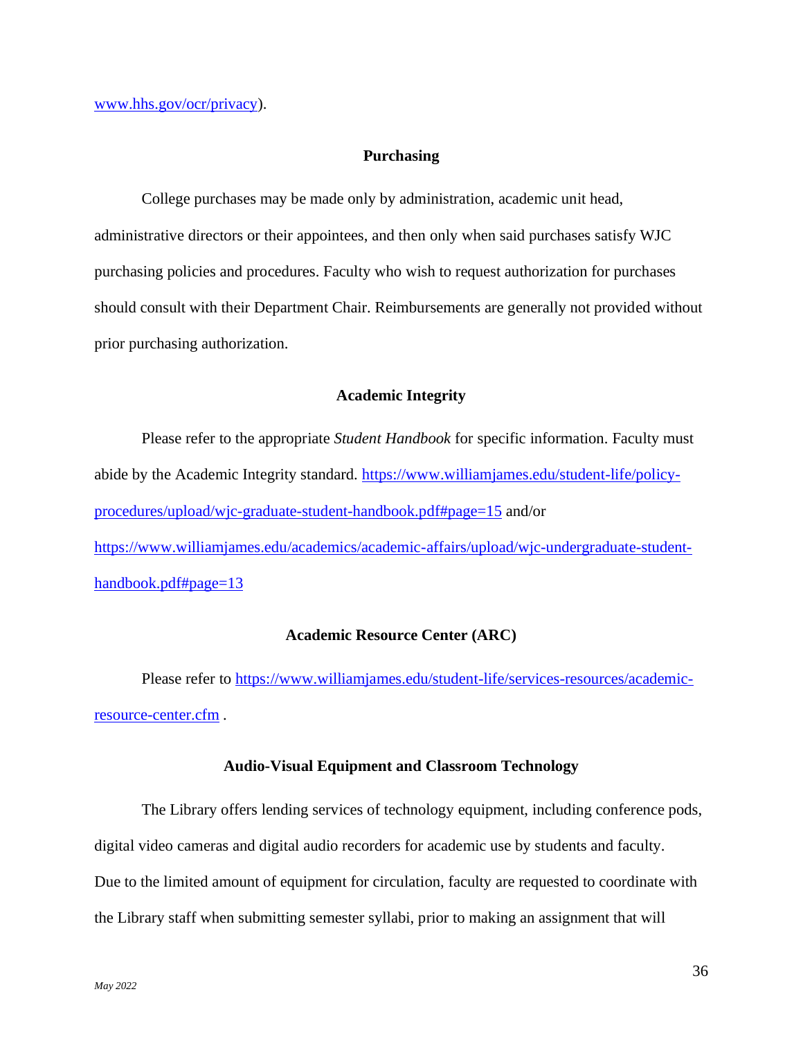www.hhs.gov/ocr/privacy).

## Purchasing

College purchases may be made only by administration, academic unit head, administrative directors or their appointees, and then only when said purchases satisfy WJC purchasing policies and procedures. Faculty who wish to request authorization for purchases should consult with their Department Chair. Reimbursements are generally not provided without prior purchasing authorization.

## Academic Integrity

Please refer to the appropriate *Student Handbook* for specific information. Faculty must abide by the Academic Integrity standard. https://www.williamjames.edu/student-life/policy-procedures/upload/wjc-graduate-student-handbook.pdf#page=15 and/or https://www.williamjames.edu/academics/academic-affairs/upload/wjc-undergraduate-student-handbook.pdf#page=13

## Academic Resource Center (ARC)

Please refer to https://www.williamjames.edu/student-life/services-resources/academic-resource-center.cfm .

## Audio-Visual Equipment and Classroom Technology

The Library offers lending services of technology equipment, including conference pods, digital video cameras and digital audio recorders for academic use by students and faculty. Due to the limited amount of equipment for circulation, faculty are requested to coordinate with the Library staff when submitting semester syllabi, prior to making an assignment that will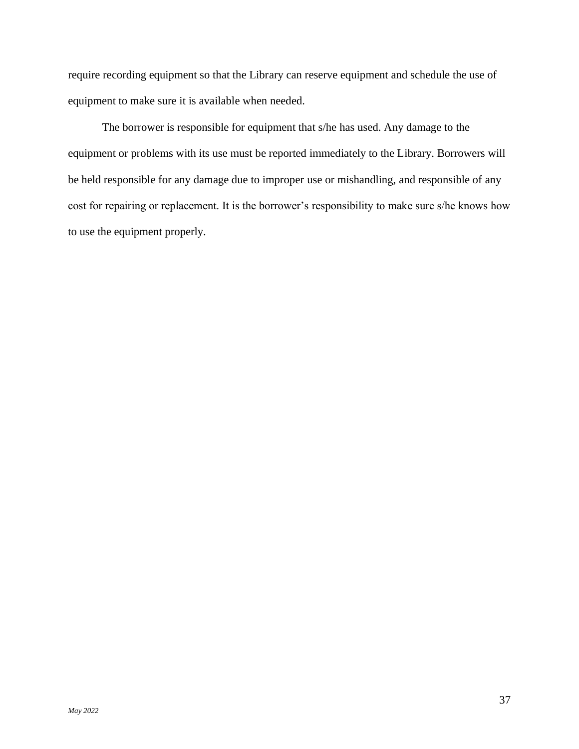require recording equipment so that the Library can reserve equipment and schedule the use of equipment to make sure it is available when needed.

The borrower is responsible for equipment that s/he has used. Any damage to the equipment or problems with its use must be reported immediately to the Library. Borrowers will be held responsible for any damage due to improper use or mishandling, and responsible of any cost for repairing or replacement. It is the borrower's responsibility to make sure s/he knows how to use the equipment properly.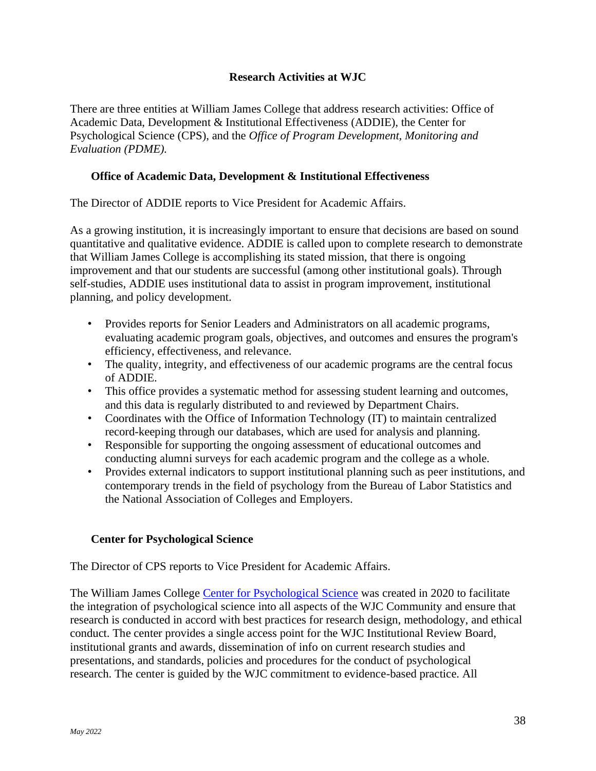## Research Activities at WJC

There are three entities at William James College that address research activities: Office of Academic Data, Development & Institutional Effectiveness (ADDIE), the Center for Psychological Science (CPS), and the *Office of Program Development, Monitoring and Evaluation (PDME).*

### Office of Academic Data, Development & Institutional Effectiveness

The Director of ADDIE reports to Vice President for Academic Affairs.

As a growing institution, it is increasingly important to ensure that decisions are based on sound quantitative and qualitative evidence. ADDIE is called upon to complete research to demonstrate that William James College is accomplishing its stated mission, that there is ongoing improvement and that our students are successful (among other institutional goals). Through self-studies, ADDIE uses institutional data to assist in program improvement, institutional planning, and policy development.

- Provides reports for Senior Leaders and Administrators on all academic programs, evaluating academic program goals, objectives, and outcomes and ensures the program's efficiency, effectiveness, and relevance.
- The quality, integrity, and effectiveness of our academic programs are the central focus of ADDIE.
- This office provides a systematic method for assessing student learning and outcomes, and this data is regularly distributed to and reviewed by Department Chairs.
- Coordinates with the Office of Information Technology (IT) to maintain centralized record-keeping through our databases, which are used for analysis and planning.
- Responsible for supporting the ongoing assessment of educational outcomes and conducting alumni surveys for each academic program and the college as a whole.
- Provides external indicators to support institutional planning such as peer institutions, and contemporary trends in the field of psychology from the Bureau of Labor Statistics and the National Association of Colleges and Employers.

### Center for Psychological Science

The Director of CPS reports to Vice President for Academic Affairs.

The William James College Center for Psychological Science was created in 2020 to facilitate the integration of psychological science into all aspects of the WJC Community and ensure that research is conducted in accord with best practices for research design, methodology, and ethical conduct. The center provides a single access point for the WJC Institutional Review Board, institutional grants and awards, dissemination of info on current research studies and presentations, and standards, policies and procedures for the conduct of psychological research. The center is guided by the WJC commitment to evidence-based practice. All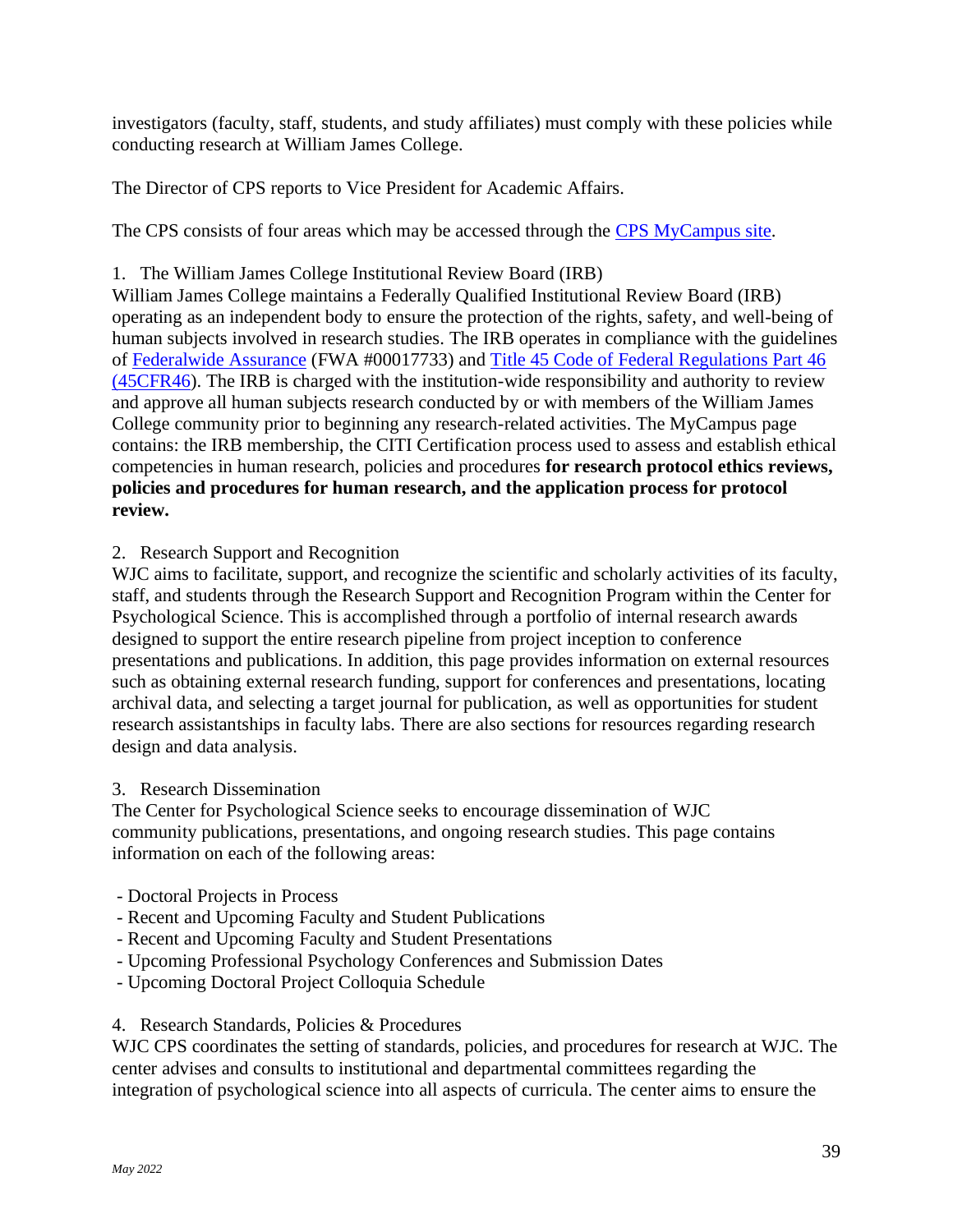investigators (faculty, staff, students, and study affiliates) must comply with these policies while conducting research at William James College.

The Director of CPS reports to Vice President for Academic Affairs.

The CPS consists of four areas which may be accessed through the [CPS MyCampus site](#).

1. The William James College Institutional Review Board (IRB)

William James College maintains a Federally Qualified Institutional Review Board (IRB) operating as an independent body to ensure the protection of the rights, safety, and well-being of human subjects involved in research studies. The IRB operates in compliance with the guidelines of [Federalwide Assurance](#) (FWA #00017733) and [Title 45 Code of Federal Regulations Part 46 (45CFR46)](#). The IRB is charged with the institution-wide responsibility and authority to review and approve all human subjects research conducted by or with members of the William James College community prior to beginning any research-related activities. The MyCampus page contains: the IRB membership, the CITI Certification process used to assess and establish ethical competencies in human research, policies and procedures **for research protocol ethics reviews, policies and procedures for human research, and the application process for protocol review.**

2. Research Support and Recognition

WJC aims to facilitate, support, and recognize the scientific and scholarly activities of its faculty, staff, and students through the Research Support and Recognition Program within the Center for Psychological Science. This is accomplished through a portfolio of internal research awards designed to support the entire research pipeline from project inception to conference presentations and publications. In addition, this page provides information on external resources such as obtaining external research funding, support for conferences and presentations, locating archival data, and selecting a target journal for publication, as well as opportunities for student research assistantships in faculty labs. There are also sections for resources regarding research design and data analysis.

3. Research Dissemination

The Center for Psychological Science seeks to encourage dissemination of WJC community publications, presentations, and ongoing research studies. This page contains information on each of the following areas:

- Doctoral Projects in Process
- Recent and Upcoming Faculty and Student Publications
- Recent and Upcoming Faculty and Student Presentations
- Upcoming Professional Psychology Conferences and Submission Dates
- Upcoming Doctoral Project Colloquia Schedule

4. Research Standards, Policies & Procedures

WJC CPS coordinates the setting of standards, policies, and procedures for research at WJC. The center advises and consults to institutional and departmental committees regarding the integration of psychological science into all aspects of curricula. The center aims to ensure the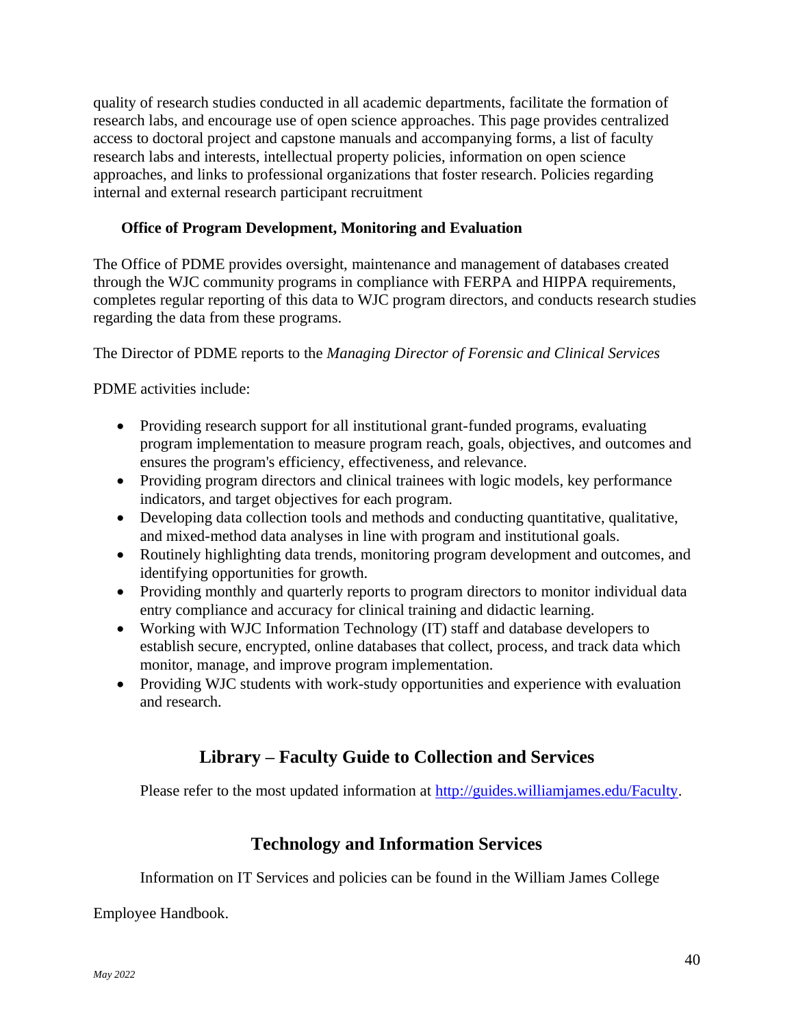quality of research studies conducted in all academic departments, facilitate the formation of research labs, and encourage use of open science approaches. This page provides centralized access to doctoral project and capstone manuals and accompanying forms, a list of faculty research labs and interests, intellectual property policies, information on open science approaches, and links to professional organizations that foster research. Policies regarding internal and external research participant recruitment

### Office of Program Development, Monitoring and Evaluation

The Office of PDME provides oversight, maintenance and management of databases created through the WJC community programs in compliance with FERPA and HIPPA requirements, completes regular reporting of this data to WJC program directors, and conducts research studies regarding the data from these programs.

The Director of PDME reports to the *Managing Director of Forensic and Clinical Services*

PDME activities include:

- Providing research support for all institutional grant-funded programs, evaluating program implementation to measure program reach, goals, objectives, and outcomes and ensures the program's efficiency, effectiveness, and relevance.
- Providing program directors and clinical trainees with logic models, key performance indicators, and target objectives for each program.
- Developing data collection tools and methods and conducting quantitative, qualitative, and mixed-method data analyses in line with program and institutional goals.
- Routinely highlighting data trends, monitoring program development and outcomes, and identifying opportunities for growth.
- Providing monthly and quarterly reports to program directors to monitor individual data entry compliance and accuracy for clinical training and didactic learning.
- Working with WJC Information Technology (IT) staff and database developers to establish secure, encrypted, online databases that collect, process, and track data which monitor, manage, and improve program implementation.
- Providing WJC students with work-study opportunities and experience with evaluation and research.

## Library – Faculty Guide to Collection and Services

Please refer to the most updated information at [http://guides.williamjames.edu/Faculty](http://guides.williamjames.edu/Faculty).

## Technology and Information Services

Information on IT Services and policies can be found in the William James College

Employee Handbook.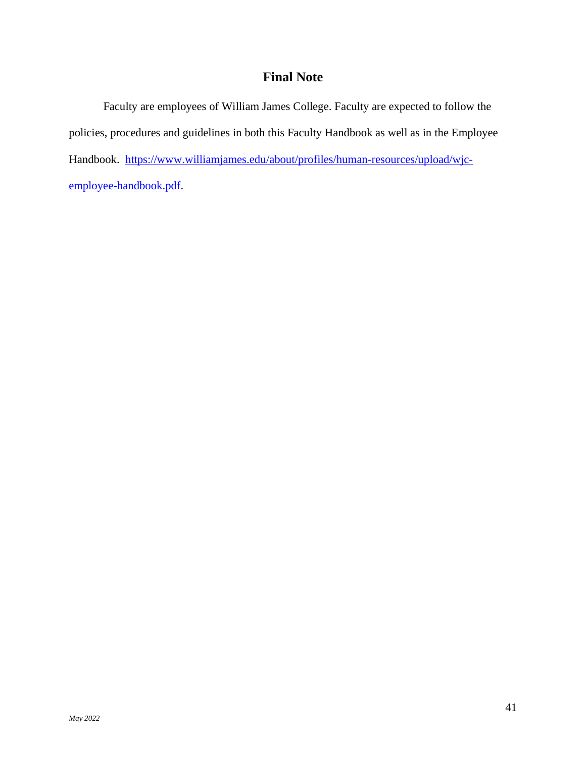## Final Note

Faculty are employees of William James College. Faculty are expected to follow the policies, procedures and guidelines in both this Faculty Handbook as well as in the Employee Handbook. [https://www.williamjames.edu/about/profiles/human-resources/upload/wjc-employee-handbook.pdf](https://www.williamjames.edu/about/profiles/human-resources/upload/wjc-employee-handbook.pdf).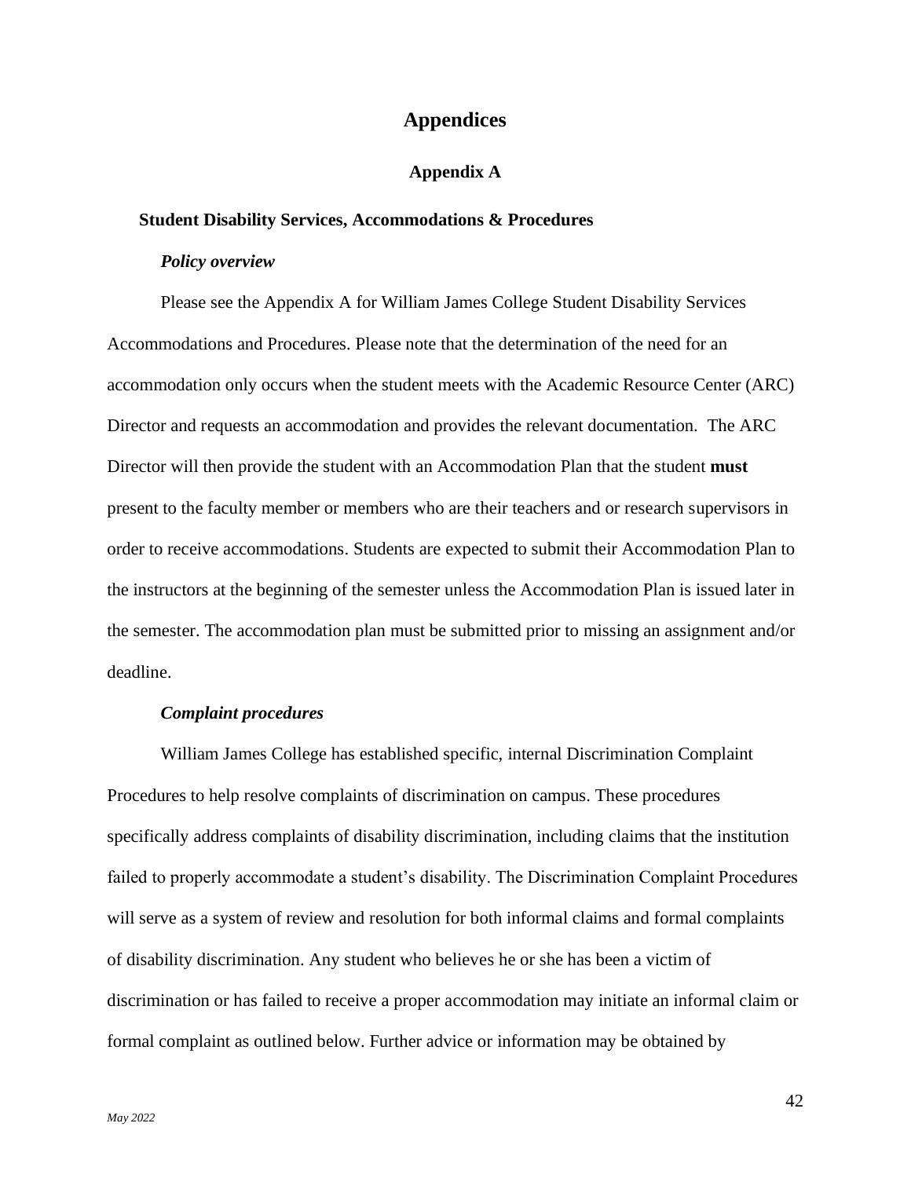# Appendices

## Appendix A

### Student Disability Services, Accommodations & Procedures

#### *Policy overview*

Please see the Appendix A for William James College Student Disability Services Accommodations and Procedures. Please note that the determination of the need for an accommodation only occurs when the student meets with the Academic Resource Center (ARC) Director and requests an accommodation and provides the relevant documentation. The ARC Director will then provide the student with an Accommodation Plan that the student **must** present to the faculty member or members who are their teachers and or research supervisors in order to receive accommodations. Students are expected to submit their Accommodation Plan to the instructors at the beginning of the semester unless the Accommodation Plan is issued later in the semester. The accommodation plan must be submitted prior to missing an assignment and/or deadline.

#### *Complaint procedures*

William James College has established specific, internal Discrimination Complaint Procedures to help resolve complaints of discrimination on campus. These procedures specifically address complaints of disability discrimination, including claims that the institution failed to properly accommodate a student's disability. The Discrimination Complaint Procedures will serve as a system of review and resolution for both informal claims and formal complaints of disability discrimination. Any student who believes he or she has been a victim of discrimination or has failed to receive a proper accommodation may initiate an informal claim or formal complaint as outlined below. Further advice or information may be obtained by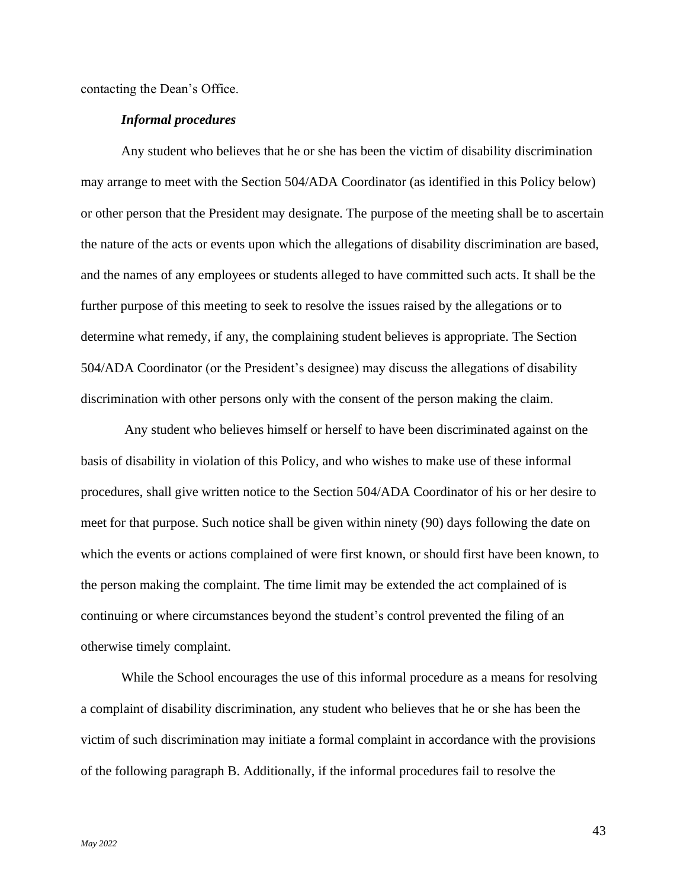contacting the Dean's Office.

***Informal procedures***

Any student who believes that he or she has been the victim of disability discrimination may arrange to meet with the Section 504/ADA Coordinator (as identified in this Policy below) or other person that the President may designate. The purpose of the meeting shall be to ascertain the nature of the acts or events upon which the allegations of disability discrimination are based, and the names of any employees or students alleged to have committed such acts. It shall be the further purpose of this meeting to seek to resolve the issues raised by the allegations or to determine what remedy, if any, the complaining student believes is appropriate. The Section 504/ADA Coordinator (or the President's designee) may discuss the allegations of disability discrimination with other persons only with the consent of the person making the claim.

Any student who believes himself or herself to have been discriminated against on the basis of disability in violation of this Policy, and who wishes to make use of these informal procedures, shall give written notice to the Section 504/ADA Coordinator of his or her desire to meet for that purpose. Such notice shall be given within ninety (90) days following the date on which the events or actions complained of were first known, or should first have been known, to the person making the complaint. The time limit may be extended the act complained of is continuing or where circumstances beyond the student's control prevented the filing of an otherwise timely complaint.

While the School encourages the use of this informal procedure as a means for resolving a complaint of disability discrimination, any student who believes that he or she has been the victim of such discrimination may initiate a formal complaint in accordance with the provisions of the following paragraph B. Additionally, if the informal procedures fail to resolve the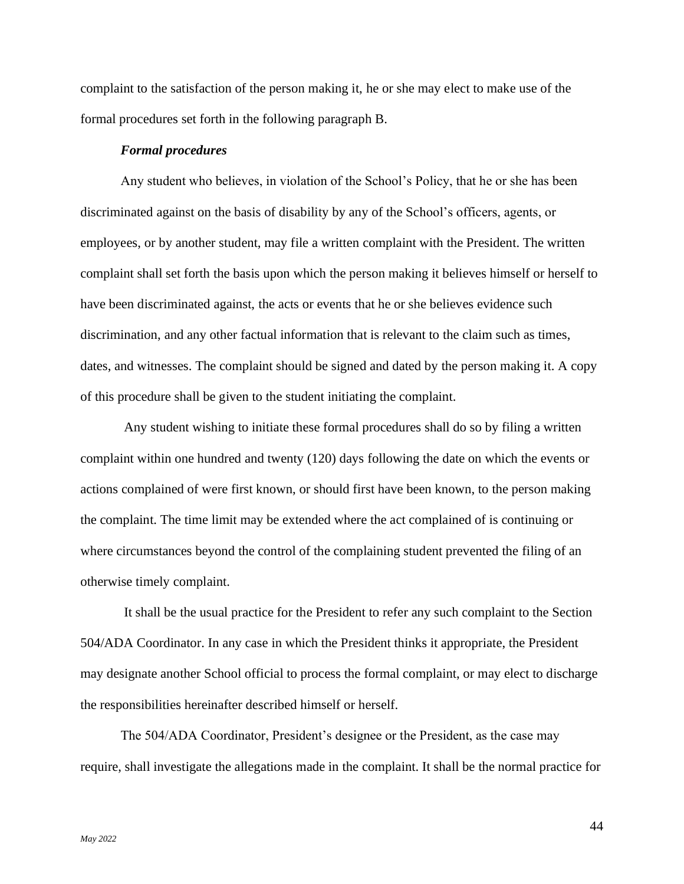complaint to the satisfaction of the person making it, he or she may elect to make use of the formal procedures set forth in the following paragraph B.

***Formal procedures***

Any student who believes, in violation of the School's Policy, that he or she has been discriminated against on the basis of disability by any of the School's officers, agents, or employees, or by another student, may file a written complaint with the President. The written complaint shall set forth the basis upon which the person making it believes himself or herself to have been discriminated against, the acts or events that he or she believes evidence such discrimination, and any other factual information that is relevant to the claim such as times, dates, and witnesses. The complaint should be signed and dated by the person making it. A copy of this procedure shall be given to the student initiating the complaint.

Any student wishing to initiate these formal procedures shall do so by filing a written complaint within one hundred and twenty (120) days following the date on which the events or actions complained of were first known, or should first have been known, to the person making the complaint. The time limit may be extended where the act complained of is continuing or where circumstances beyond the control of the complaining student prevented the filing of an otherwise timely complaint.

It shall be the usual practice for the President to refer any such complaint to the Section 504/ADA Coordinator. In any case in which the President thinks it appropriate, the President may designate another School official to process the formal complaint, or may elect to discharge the responsibilities hereinafter described himself or herself.

The 504/ADA Coordinator, President's designee or the President, as the case may require, shall investigate the allegations made in the complaint. It shall be the normal practice for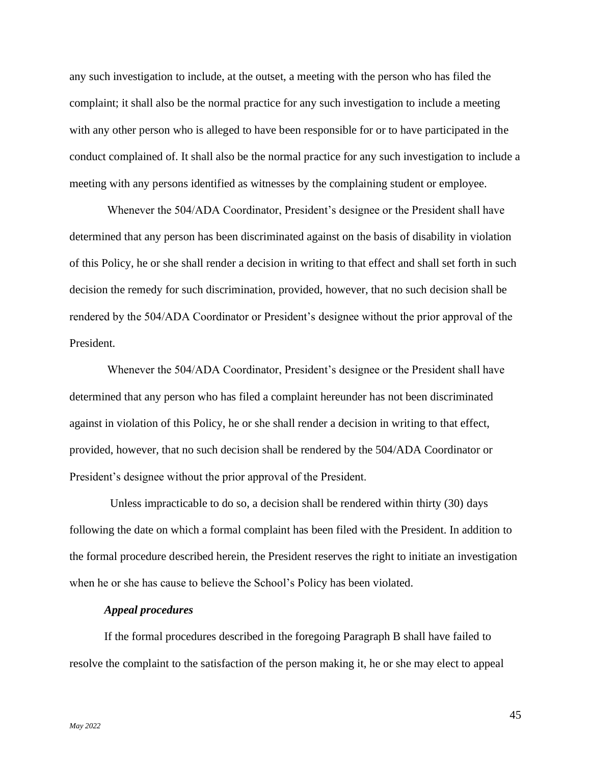any such investigation to include, at the outset, a meeting with the person who has filed the complaint; it shall also be the normal practice for any such investigation to include a meeting with any other person who is alleged to have been responsible for or to have participated in the conduct complained of. It shall also be the normal practice for any such investigation to include a meeting with any persons identified as witnesses by the complaining student or employee.

Whenever the 504/ADA Coordinator, President's designee or the President shall have determined that any person has been discriminated against on the basis of disability in violation of this Policy, he or she shall render a decision in writing to that effect and shall set forth in such decision the remedy for such discrimination, provided, however, that no such decision shall be rendered by the 504/ADA Coordinator or President's designee without the prior approval of the President.

Whenever the 504/ADA Coordinator, President's designee or the President shall have determined that any person who has filed a complaint hereunder has not been discriminated against in violation of this Policy, he or she shall render a decision in writing to that effect, provided, however, that no such decision shall be rendered by the 504/ADA Coordinator or President's designee without the prior approval of the President.

Unless impracticable to do so, a decision shall be rendered within thirty (30) days following the date on which a formal complaint has been filed with the President. In addition to the formal procedure described herein, the President reserves the right to initiate an investigation when he or she has cause to believe the School's Policy has been violated.

***Appeal procedures***

If the formal procedures described in the foregoing Paragraph B shall have failed to resolve the complaint to the satisfaction of the person making it, he or she may elect to appeal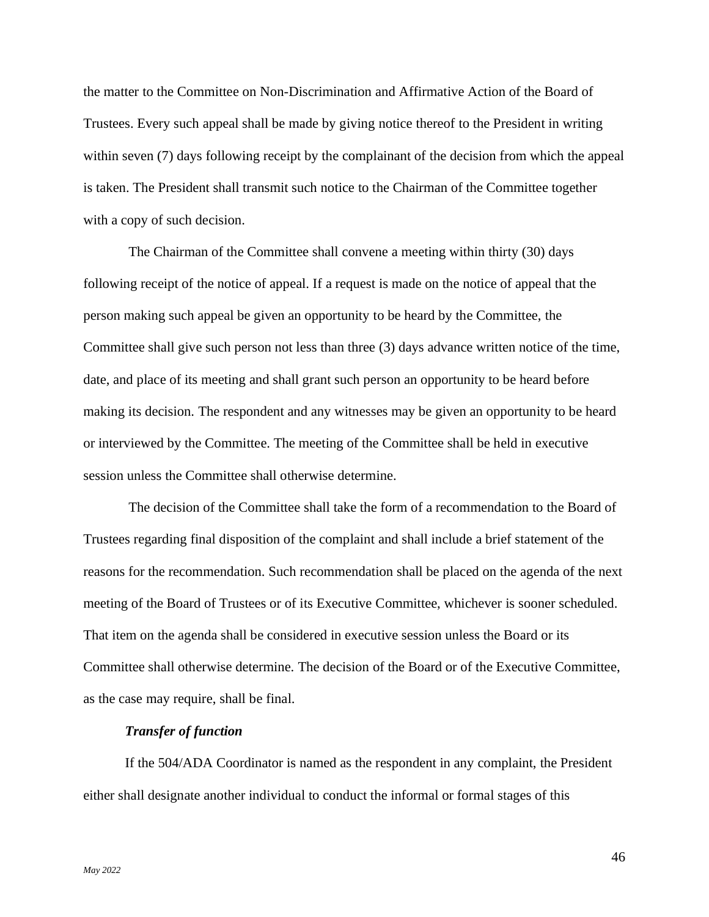the matter to the Committee on Non-Discrimination and Affirmative Action of the Board of Trustees. Every such appeal shall be made by giving notice thereof to the President in writing within seven (7) days following receipt by the complainant of the decision from which the appeal is taken. The President shall transmit such notice to the Chairman of the Committee together with a copy of such decision.

The Chairman of the Committee shall convene a meeting within thirty (30) days following receipt of the notice of appeal. If a request is made on the notice of appeal that the person making such appeal be given an opportunity to be heard by the Committee, the Committee shall give such person not less than three (3) days advance written notice of the time, date, and place of its meeting and shall grant such person an opportunity to be heard before making its decision. The respondent and any witnesses may be given an opportunity to be heard or interviewed by the Committee. The meeting of the Committee shall be held in executive session unless the Committee shall otherwise determine.

The decision of the Committee shall take the form of a recommendation to the Board of Trustees regarding final disposition of the complaint and shall include a brief statement of the reasons for the recommendation. Such recommendation shall be placed on the agenda of the next meeting of the Board of Trustees or of its Executive Committee, whichever is sooner scheduled. That item on the agenda shall be considered in executive session unless the Board or its Committee shall otherwise determine. The decision of the Board or of the Executive Committee, as the case may require, shall be final.

***Transfer of function***

If the 504/ADA Coordinator is named as the respondent in any complaint, the President either shall designate another individual to conduct the informal or formal stages of this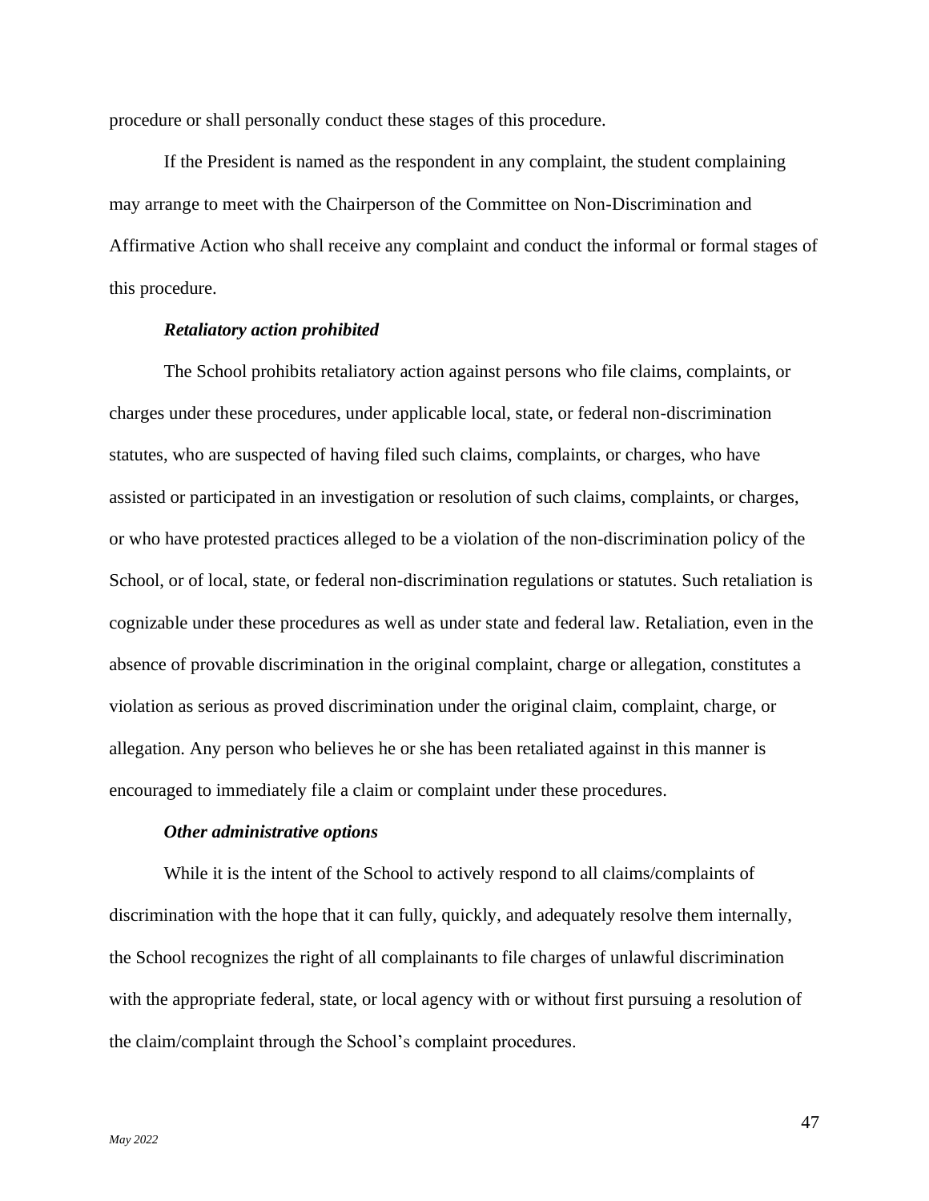procedure or shall personally conduct these stages of this procedure.

If the President is named as the respondent in any complaint, the student complaining may arrange to meet with the Chairperson of the Committee on Non-Discrimination and Affirmative Action who shall receive any complaint and conduct the informal or formal stages of this procedure.

***Retaliatory action prohibited***

The School prohibits retaliatory action against persons who file claims, complaints, or charges under these procedures, under applicable local, state, or federal non-discrimination statutes, who are suspected of having filed such claims, complaints, or charges, who have assisted or participated in an investigation or resolution of such claims, complaints, or charges, or who have protested practices alleged to be a violation of the non-discrimination policy of the School, or of local, state, or federal non-discrimination regulations or statutes. Such retaliation is cognizable under these procedures as well as under state and federal law. Retaliation, even in the absence of provable discrimination in the original complaint, charge or allegation, constitutes a violation as serious as proved discrimination under the original claim, complaint, charge, or allegation. Any person who believes he or she has been retaliated against in this manner is encouraged to immediately file a claim or complaint under these procedures.

***Other administrative options***

While it is the intent of the School to actively respond to all claims/complaints of discrimination with the hope that it can fully, quickly, and adequately resolve them internally, the School recognizes the right of all complainants to file charges of unlawful discrimination with the appropriate federal, state, or local agency with or without first pursuing a resolution of the claim/complaint through the School's complaint procedures.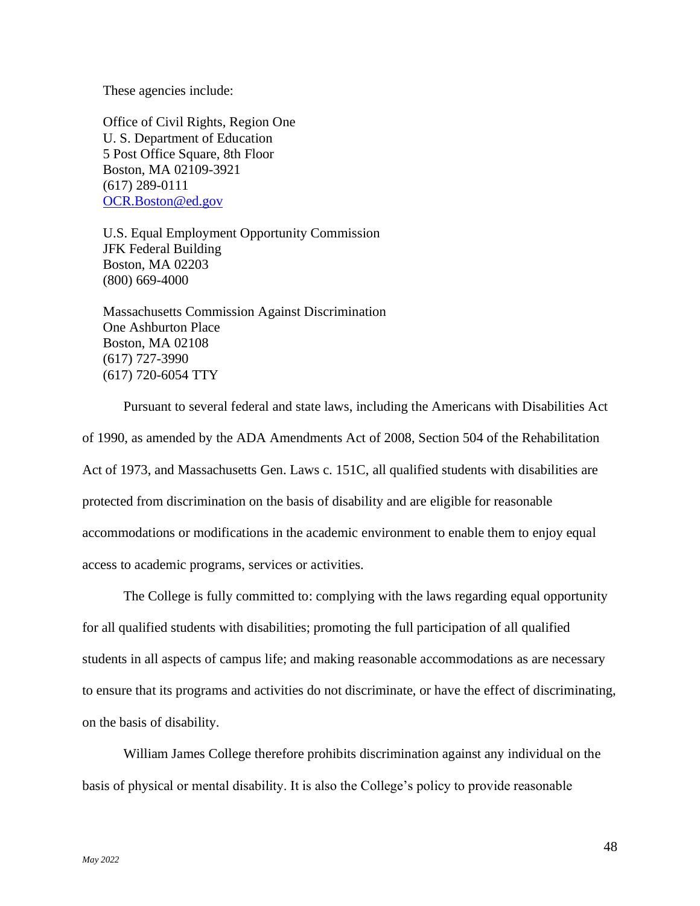These agencies include:

Office of Civil Rights, Region One
U. S. Department of Education
5 Post Office Square, 8th Floor
Boston, MA 02109-3921
(617) 289-0111
OCR.Boston@ed.gov

U.S. Equal Employment Opportunity Commission
JFK Federal Building
Boston, MA 02203
(800) 669-4000

Massachusetts Commission Against Discrimination
One Ashburton Place
Boston, MA 02108
(617) 727-3990
(617) 720-6054 TTY

Pursuant to several federal and state laws, including the Americans with Disabilities Act of 1990, as amended by the ADA Amendments Act of 2008, Section 504 of the Rehabilitation Act of 1973, and Massachusetts Gen. Laws c. 151C, all qualified students with disabilities are protected from discrimination on the basis of disability and are eligible for reasonable accommodations or modifications in the academic environment to enable them to enjoy equal access to academic programs, services or activities.

The College is fully committed to: complying with the laws regarding equal opportunity for all qualified students with disabilities; promoting the full participation of all qualified students in all aspects of campus life; and making reasonable accommodations as are necessary to ensure that its programs and activities do not discriminate, or have the effect of discriminating, on the basis of disability.

William James College therefore prohibits discrimination against any individual on the basis of physical or mental disability. It is also the College's policy to provide reasonable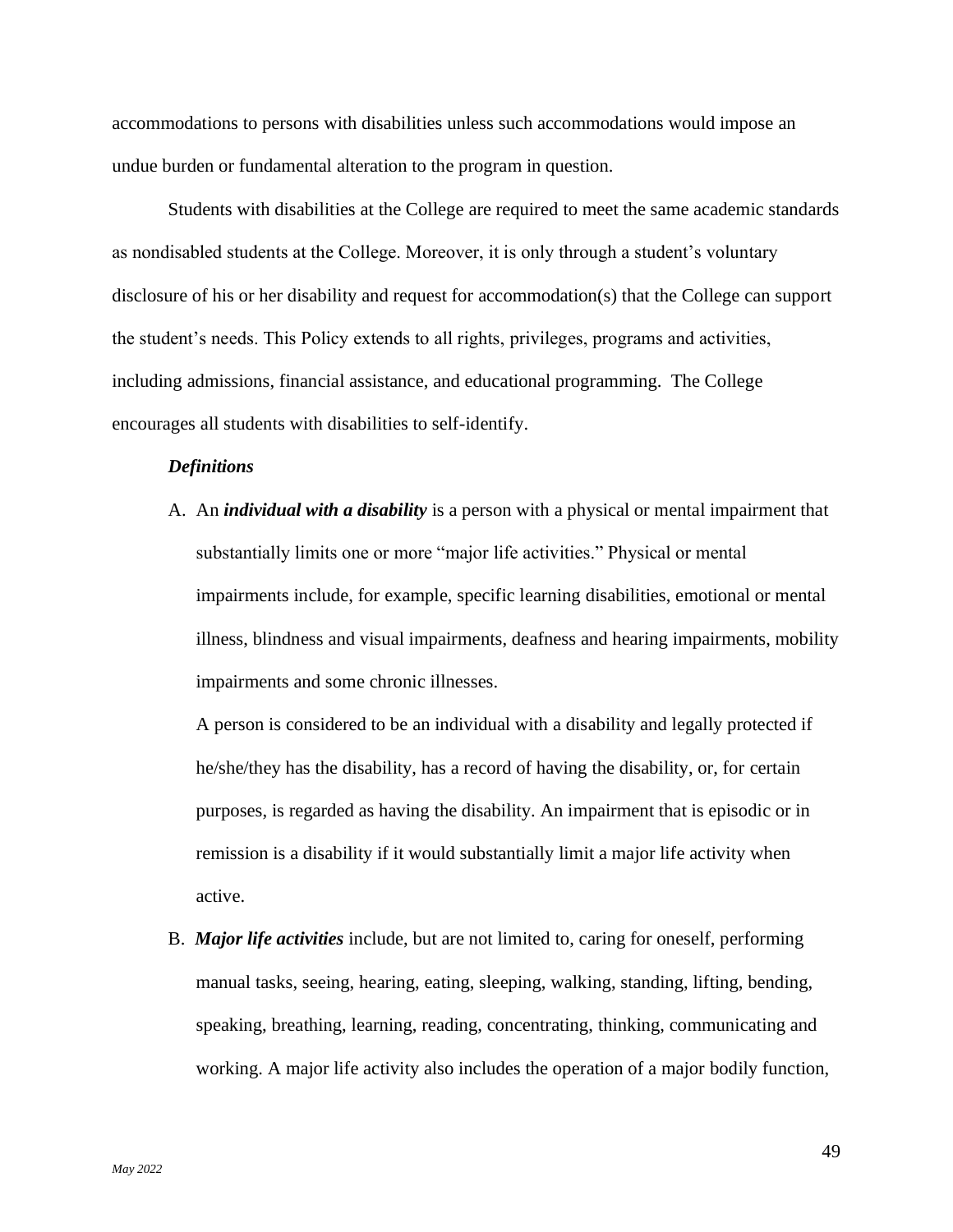accommodations to persons with disabilities unless such accommodations would impose an undue burden or fundamental alteration to the program in question.

Students with disabilities at the College are required to meet the same academic standards as nondisabled students at the College. Moreover, it is only through a student's voluntary disclosure of his or her disability and request for accommodation(s) that the College can support the student's needs. This Policy extends to all rights, privileges, programs and activities, including admissions, financial assistance, and educational programming. The College encourages all students with disabilities to self-identify.

***Definitions***

A. An ***individual with a disability*** is a person with a physical or mental impairment that substantially limits one or more "major life activities." Physical or mental impairments include, for example, specific learning disabilities, emotional or mental illness, blindness and visual impairments, deafness and hearing impairments, mobility impairments and some chronic illnesses.

   A person is considered to be an individual with a disability and legally protected if he/she/they has the disability, has a record of having the disability, or, for certain purposes, is regarded as having the disability. An impairment that is episodic or in remission is a disability if it would substantially limit a major life activity when active.

B. ***Major life activities*** include, but are not limited to, caring for oneself, performing manual tasks, seeing, hearing, eating, sleeping, walking, standing, lifting, bending, speaking, breathing, learning, reading, concentrating, thinking, communicating and working. A major life activity also includes the operation of a major bodily function,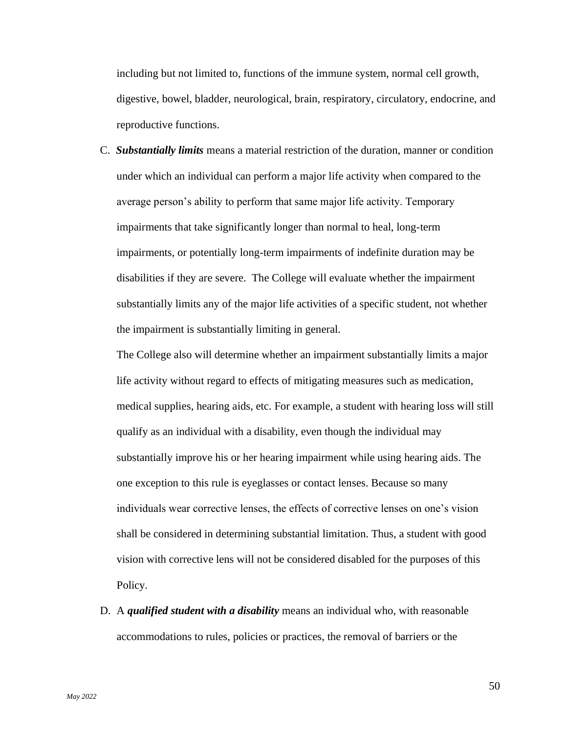including but not limited to, functions of the immune system, normal cell growth, digestive, bowel, bladder, neurological, brain, respiratory, circulatory, endocrine, and reproductive functions.

C. ***Substantially limits*** means a material restriction of the duration, manner or condition under which an individual can perform a major life activity when compared to the average person's ability to perform that same major life activity. Temporary impairments that take significantly longer than normal to heal, long-term impairments, or potentially long-term impairments of indefinite duration may be disabilities if they are severe. The College will evaluate whether the impairment substantially limits any of the major life activities of a specific student, not whether the impairment is substantially limiting in general.

   The College also will determine whether an impairment substantially limits a major life activity without regard to effects of mitigating measures such as medication, medical supplies, hearing aids, etc. For example, a student with hearing loss will still qualify as an individual with a disability, even though the individual may substantially improve his or her hearing impairment while using hearing aids. The one exception to this rule is eyeglasses or contact lenses. Because so many individuals wear corrective lenses, the effects of corrective lenses on one's vision shall be considered in determining substantial limitation. Thus, a student with good vision with corrective lens will not be considered disabled for the purposes of this Policy.

D. A ***qualified student with a disability*** means an individual who, with reasonable accommodations to rules, policies or practices, the removal of barriers or the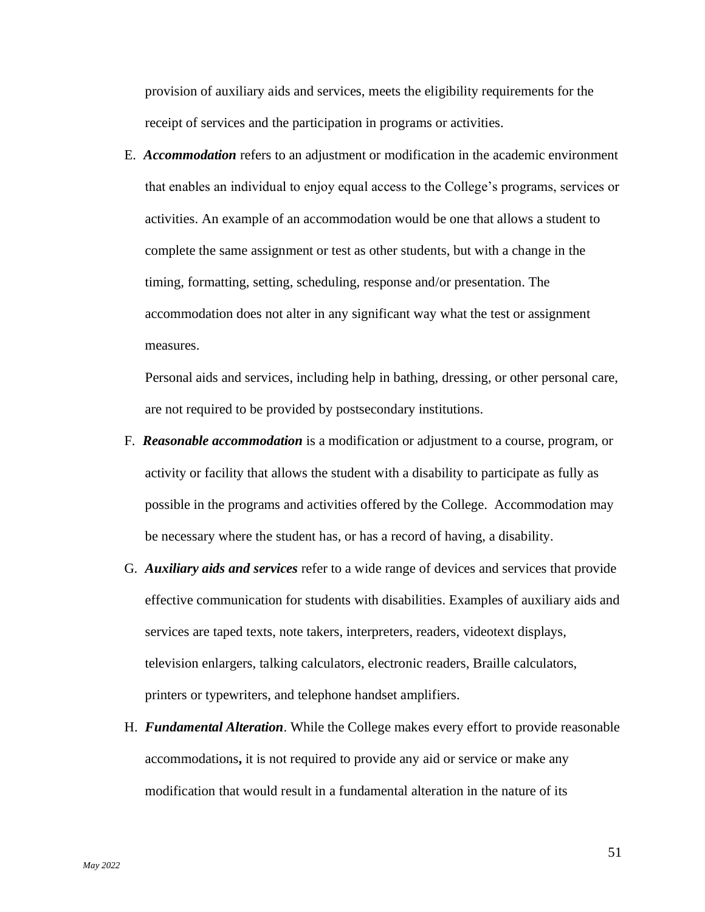provision of auxiliary aids and services, meets the eligibility requirements for the receipt of services and the participation in programs or activities.

E. ***Accommodation*** refers to an adjustment or modification in the academic environment that enables an individual to enjoy equal access to the College's programs, services or activities. An example of an accommodation would be one that allows a student to complete the same assignment or test as other students, but with a change in the timing, formatting, setting, scheduling, response and/or presentation. The accommodation does not alter in any significant way what the test or assignment measures.

   Personal aids and services, including help in bathing, dressing, or other personal care, are not required to be provided by postsecondary institutions.

F. ***Reasonable accommodation*** is a modification or adjustment to a course, program, or activity or facility that allows the student with a disability to participate as fully as possible in the programs and activities offered by the College. Accommodation may be necessary where the student has, or has a record of having, a disability.

G. ***Auxiliary aids and services*** refer to a wide range of devices and services that provide effective communication for students with disabilities. Examples of auxiliary aids and services are taped texts, note takers, interpreters, readers, videotext displays, television enlargers, talking calculators, electronic readers, Braille calculators, printers or typewriters, and telephone handset amplifiers.

H. ***Fundamental Alteration***. While the College makes every effort to provide reasonable accommodations**,** it is not required to provide any aid or service or make any modification that would result in a fundamental alteration in the nature of its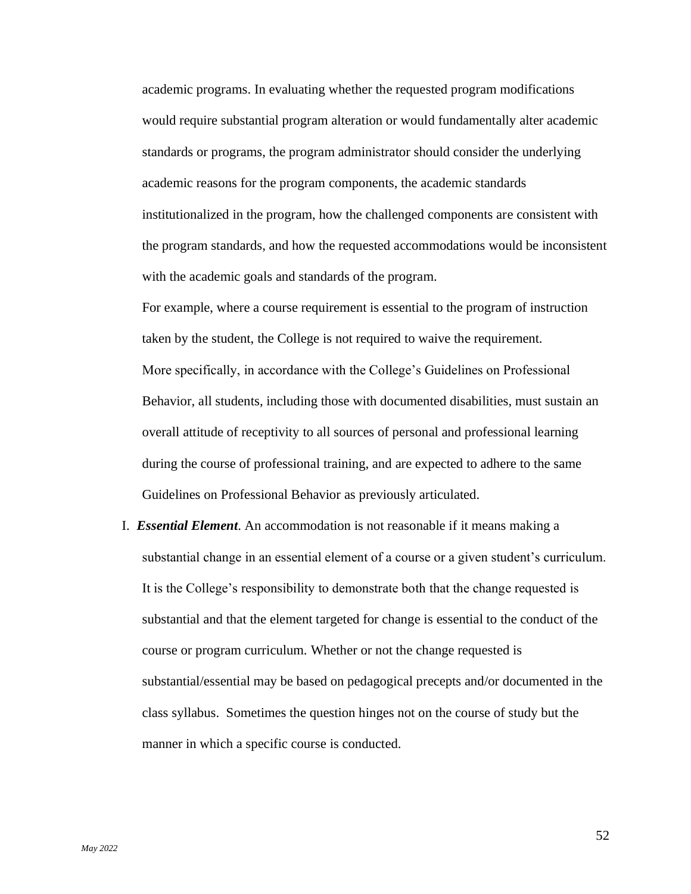academic programs. In evaluating whether the requested program modifications would require substantial program alteration or would fundamentally alter academic standards or programs, the program administrator should consider the underlying academic reasons for the program components, the academic standards institutionalized in the program, how the challenged components are consistent with the program standards, and how the requested accommodations would be inconsistent with the academic goals and standards of the program.

For example, where a course requirement is essential to the program of instruction taken by the student, the College is not required to waive the requirement.

More specifically, in accordance with the College's Guidelines on Professional Behavior, all students, including those with documented disabilities, must sustain an overall attitude of receptivity to all sources of personal and professional learning during the course of professional training, and are expected to adhere to the same Guidelines on Professional Behavior as previously articulated.

I. ***Essential Element***. An accommodation is not reasonable if it means making a substantial change in an essential element of a course or a given student's curriculum. It is the College's responsibility to demonstrate both that the change requested is substantial and that the element targeted for change is essential to the conduct of the course or program curriculum. Whether or not the change requested is substantial/essential may be based on pedagogical precepts and/or documented in the class syllabus. Sometimes the question hinges not on the course of study but the manner in which a specific course is conducted.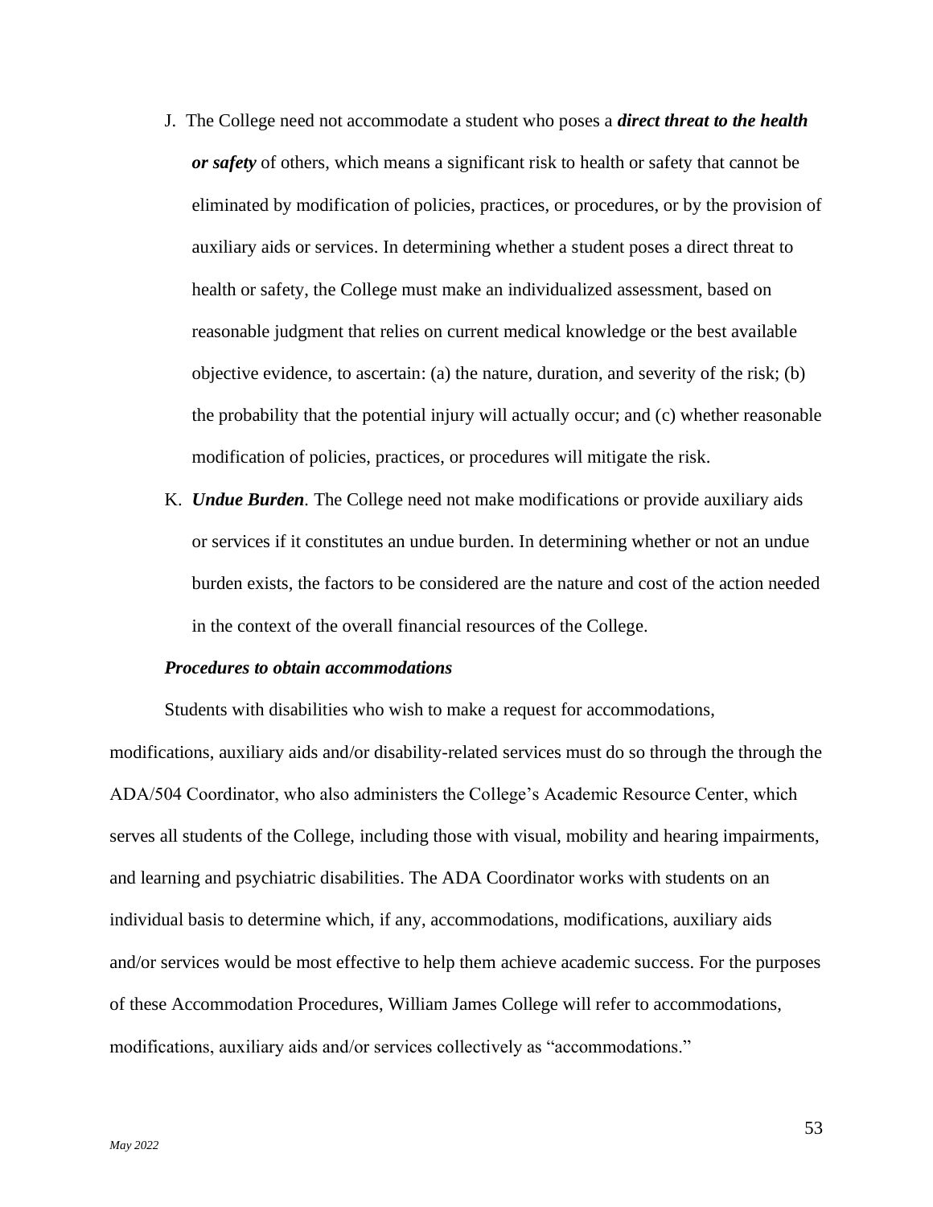J. The College need not accommodate a student who poses a ***direct threat to the health or safety*** of others, which means a significant risk to health or safety that cannot be eliminated by modification of policies, practices, or procedures, or by the provision of auxiliary aids or services. In determining whether a student poses a direct threat to health or safety, the College must make an individualized assessment, based on reasonable judgment that relies on current medical knowledge or the best available objective evidence, to ascertain: (a) the nature, duration, and severity of the risk; (b) the probability that the potential injury will actually occur; and (c) whether reasonable modification of policies, practices, or procedures will mitigate the risk.

K. ***Undue Burden***. The College need not make modifications or provide auxiliary aids or services if it constitutes an undue burden. In determining whether or not an undue burden exists, the factors to be considered are the nature and cost of the action needed in the context of the overall financial resources of the College.

***Procedures to obtain accommodations***

Students with disabilities who wish to make a request for accommodations, modifications, auxiliary aids and/or disability-related services must do so through the through the ADA/504 Coordinator, who also administers the College's Academic Resource Center, which serves all students of the College, including those with visual, mobility and hearing impairments, and learning and psychiatric disabilities. The ADA Coordinator works with students on an individual basis to determine which, if any, accommodations, modifications, auxiliary aids and/or services would be most effective to help them achieve academic success. For the purposes of these Accommodation Procedures, William James College will refer to accommodations, modifications, auxiliary aids and/or services collectively as "accommodations."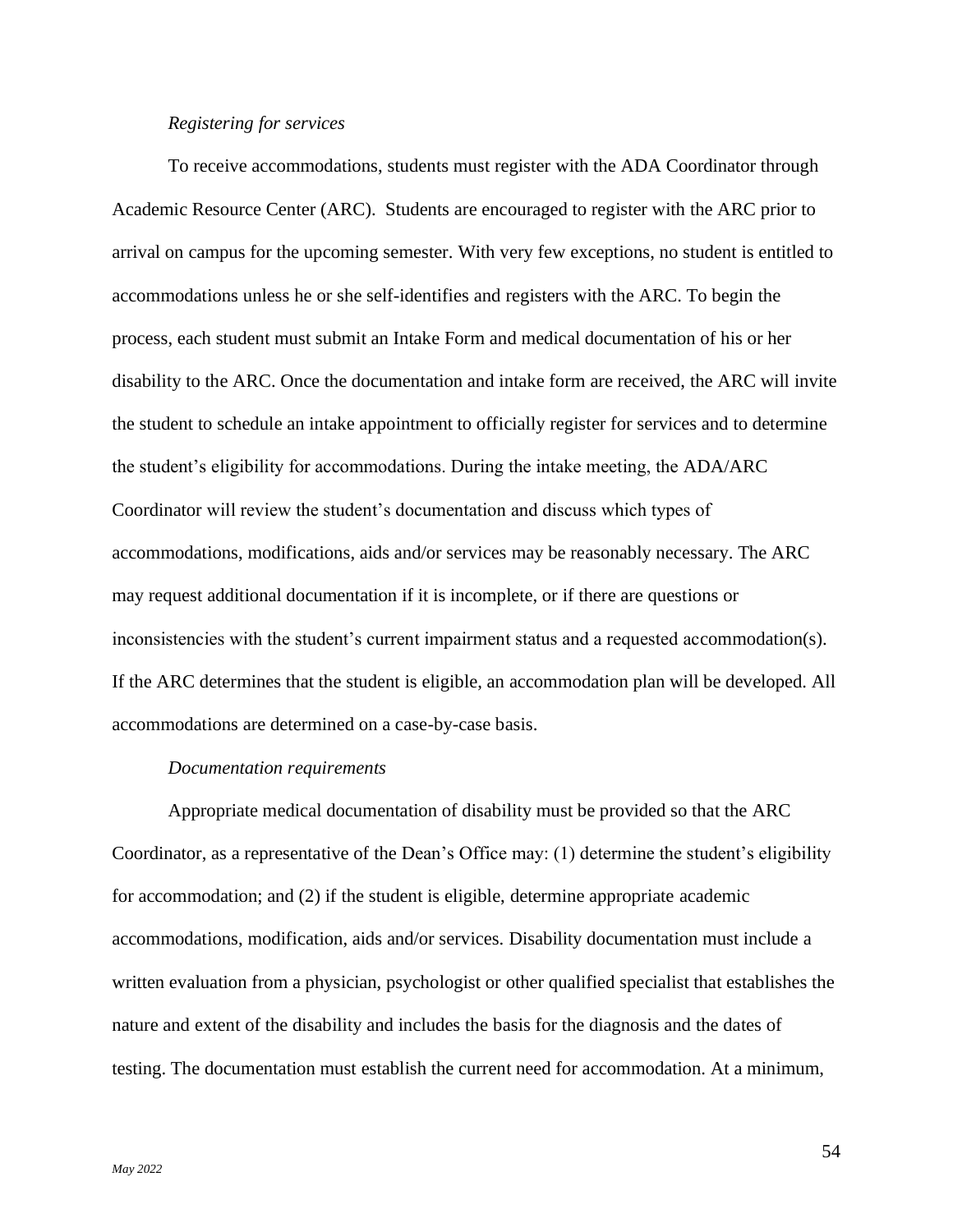*Registering for services*

To receive accommodations, students must register with the ADA Coordinator through Academic Resource Center (ARC). Students are encouraged to register with the ARC prior to arrival on campus for the upcoming semester. With very few exceptions, no student is entitled to accommodations unless he or she self-identifies and registers with the ARC. To begin the process, each student must submit an Intake Form and medical documentation of his or her disability to the ARC. Once the documentation and intake form are received, the ARC will invite the student to schedule an intake appointment to officially register for services and to determine the student's eligibility for accommodations. During the intake meeting, the ADA/ARC Coordinator will review the student's documentation and discuss which types of accommodations, modifications, aids and/or services may be reasonably necessary. The ARC may request additional documentation if it is incomplete, or if there are questions or inconsistencies with the student's current impairment status and a requested accommodation(s). If the ARC determines that the student is eligible, an accommodation plan will be developed. All accommodations are determined on a case-by-case basis.

*Documentation requirements*

Appropriate medical documentation of disability must be provided so that the ARC Coordinator, as a representative of the Dean's Office may: (1) determine the student's eligibility for accommodation; and (2) if the student is eligible, determine appropriate academic accommodations, modification, aids and/or services. Disability documentation must include a written evaluation from a physician, psychologist or other qualified specialist that establishes the nature and extent of the disability and includes the basis for the diagnosis and the dates of testing. The documentation must establish the current need for accommodation. At a minimum,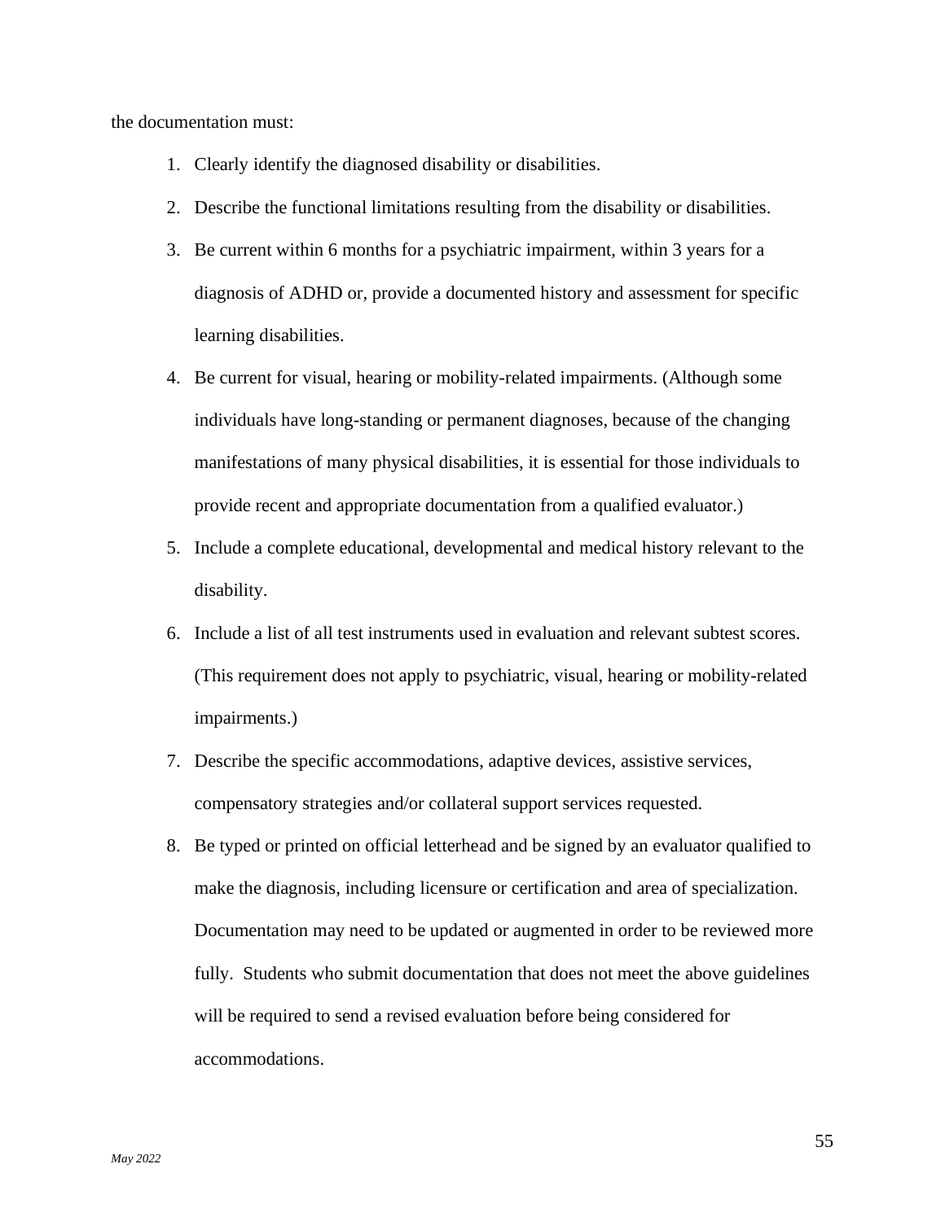the documentation must:

1. Clearly identify the diagnosed disability or disabilities.
2. Describe the functional limitations resulting from the disability or disabilities.
3. Be current within 6 months for a psychiatric impairment, within 3 years for a diagnosis of ADHD or, provide a documented history and assessment for specific learning disabilities.
4. Be current for visual, hearing or mobility-related impairments. (Although some individuals have long-standing or permanent diagnoses, because of the changing manifestations of many physical disabilities, it is essential for those individuals to provide recent and appropriate documentation from a qualified evaluator.)
5. Include a complete educational, developmental and medical history relevant to the disability.
6. Include a list of all test instruments used in evaluation and relevant subtest scores. (This requirement does not apply to psychiatric, visual, hearing or mobility-related impairments.)
7. Describe the specific accommodations, adaptive devices, assistive services, compensatory strategies and/or collateral support services requested.
8. Be typed or printed on official letterhead and be signed by an evaluator qualified to make the diagnosis, including licensure or certification and area of specialization. Documentation may need to be updated or augmented in order to be reviewed more fully. Students who submit documentation that does not meet the above guidelines will be required to send a revised evaluation before being considered for accommodations.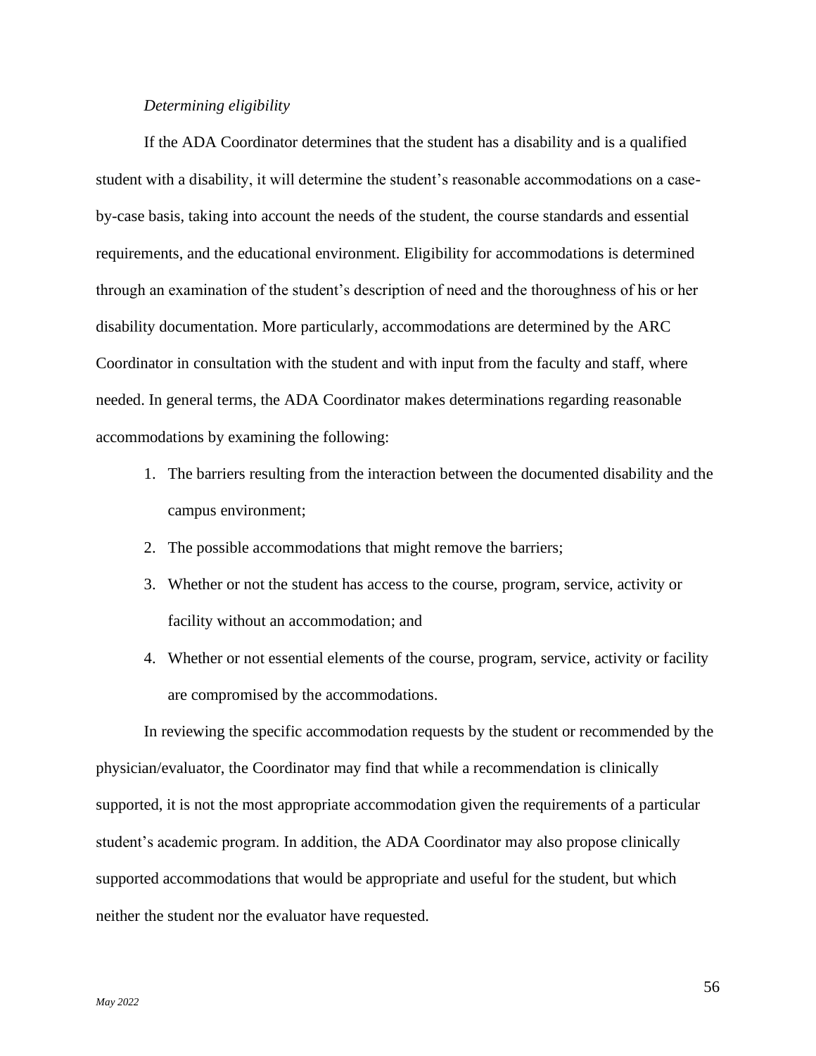*Determining eligibility*

If the ADA Coordinator determines that the student has a disability and is a qualified student with a disability, it will determine the student's reasonable accommodations on a case-by-case basis, taking into account the needs of the student, the course standards and essential requirements, and the educational environment. Eligibility for accommodations is determined through an examination of the student's description of need and the thoroughness of his or her disability documentation. More particularly, accommodations are determined by the ARC Coordinator in consultation with the student and with input from the faculty and staff, where needed. In general terms, the ADA Coordinator makes determinations regarding reasonable accommodations by examining the following:

1. The barriers resulting from the interaction between the documented disability and the campus environment;
2. The possible accommodations that might remove the barriers;
3. Whether or not the student has access to the course, program, service, activity or facility without an accommodation; and
4. Whether or not essential elements of the course, program, service, activity or facility are compromised by the accommodations.

In reviewing the specific accommodation requests by the student or recommended by the physician/evaluator, the Coordinator may find that while a recommendation is clinically supported, it is not the most appropriate accommodation given the requirements of a particular student's academic program. In addition, the ADA Coordinator may also propose clinically supported accommodations that would be appropriate and useful for the student, but which neither the student nor the evaluator have requested.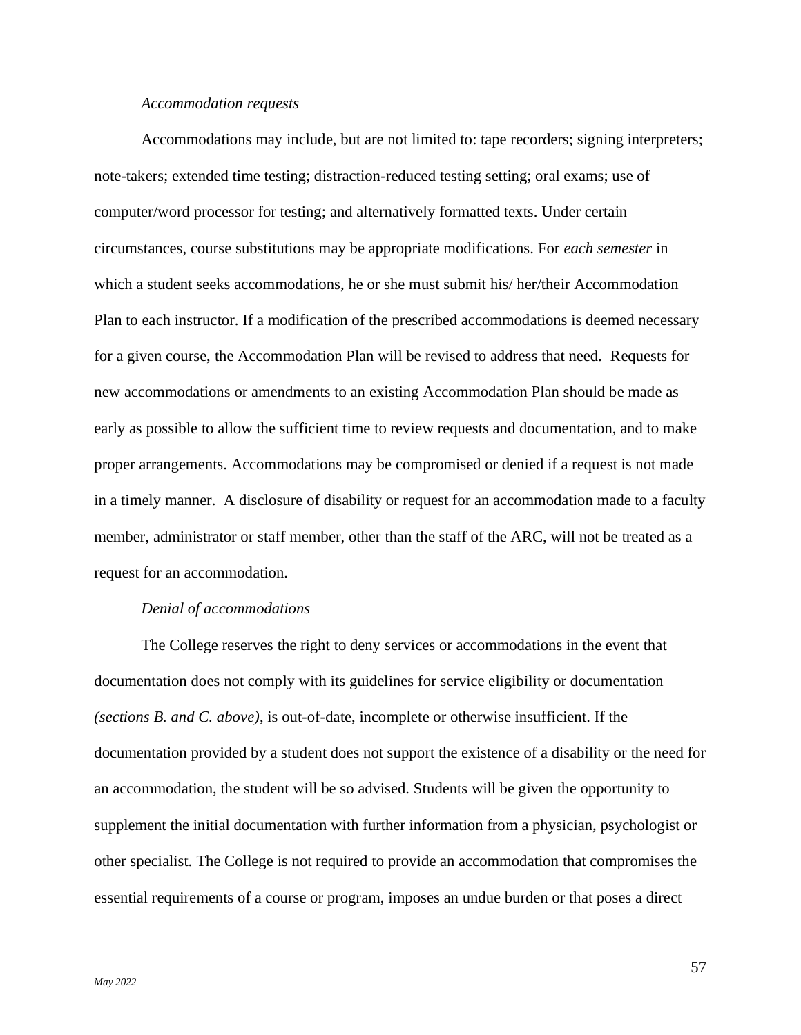*Accommodation requests*

Accommodations may include, but are not limited to: tape recorders; signing interpreters; note-takers; extended time testing; distraction-reduced testing setting; oral exams; use of computer/word processor for testing; and alternatively formatted texts. Under certain circumstances, course substitutions may be appropriate modifications. For *each semester* in which a student seeks accommodations, he or she must submit his/ her/their Accommodation Plan to each instructor. If a modification of the prescribed accommodations is deemed necessary for a given course, the Accommodation Plan will be revised to address that need. Requests for new accommodations or amendments to an existing Accommodation Plan should be made as early as possible to allow the sufficient time to review requests and documentation, and to make proper arrangements. Accommodations may be compromised or denied if a request is not made in a timely manner. A disclosure of disability or request for an accommodation made to a faculty member, administrator or staff member, other than the staff of the ARC, will not be treated as a request for an accommodation.

*Denial of accommodations*

The College reserves the right to deny services or accommodations in the event that documentation does not comply with its guidelines for service eligibility or documentation *(sections B. and C. above)*, is out-of-date, incomplete or otherwise insufficient. If the documentation provided by a student does not support the existence of a disability or the need for an accommodation, the student will be so advised. Students will be given the opportunity to supplement the initial documentation with further information from a physician, psychologist or other specialist. The College is not required to provide an accommodation that compromises the essential requirements of a course or program, imposes an undue burden or that poses a direct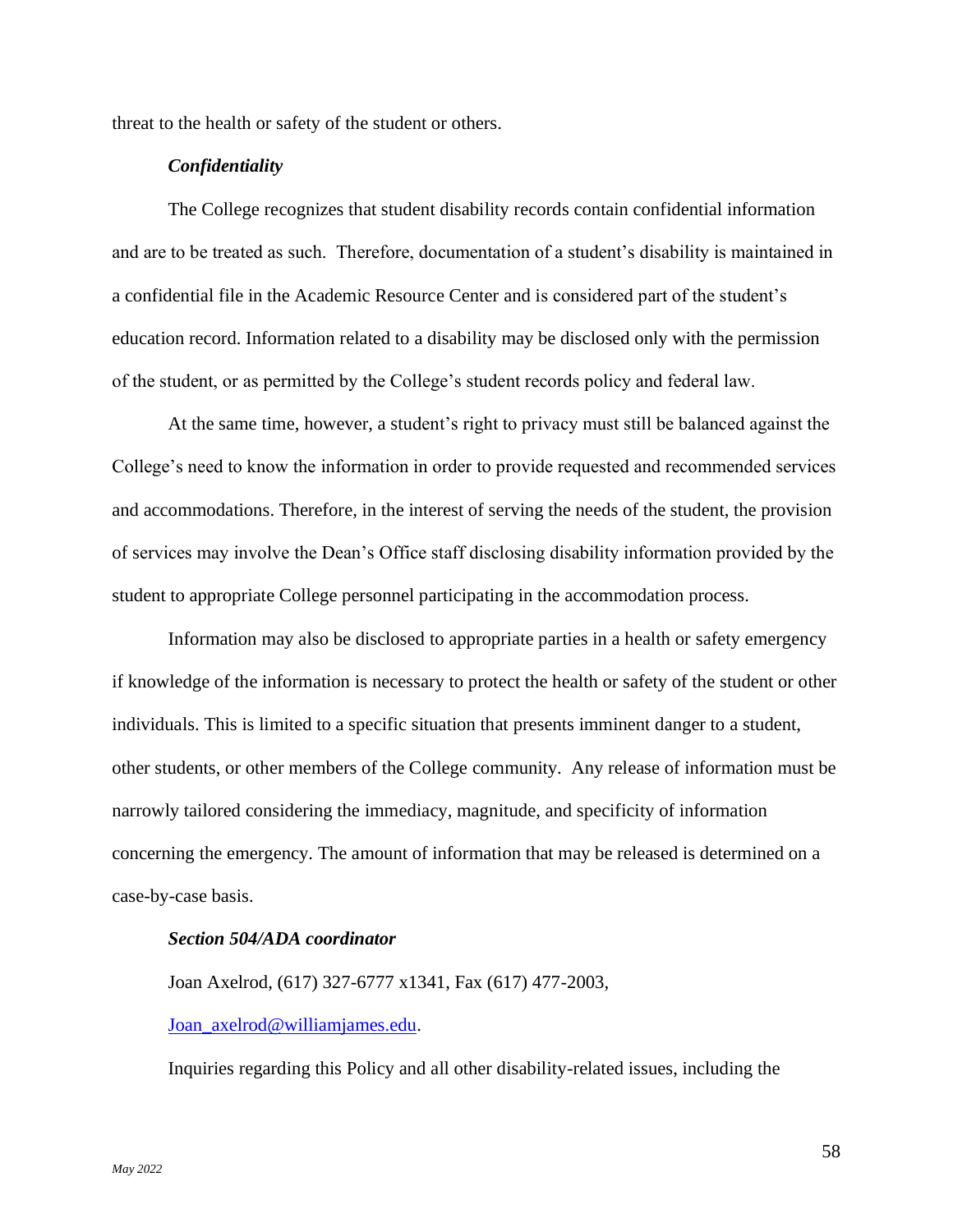threat to the health or safety of the student or others.

***Confidentiality***

The College recognizes that student disability records contain confidential information and are to be treated as such. Therefore, documentation of a student's disability is maintained in a confidential file in the Academic Resource Center and is considered part of the student's education record. Information related to a disability may be disclosed only with the permission of the student, or as permitted by the College's student records policy and federal law.

At the same time, however, a student's right to privacy must still be balanced against the College's need to know the information in order to provide requested and recommended services and accommodations. Therefore, in the interest of serving the needs of the student, the provision of services may involve the Dean's Office staff disclosing disability information provided by the student to appropriate College personnel participating in the accommodation process.

Information may also be disclosed to appropriate parties in a health or safety emergency if knowledge of the information is necessary to protect the health or safety of the student or other individuals. This is limited to a specific situation that presents imminent danger to a student, other students, or other members of the College community. Any release of information must be narrowly tailored considering the immediacy, magnitude, and specificity of information concerning the emergency. The amount of information that may be released is determined on a case-by-case basis.

***Section 504/ADA coordinator***

Joan Axelrod, (617) 327-6777 x1341, Fax (617) 477-2003,

Joan_axelrod@williamjames.edu.

Inquiries regarding this Policy and all other disability-related issues, including the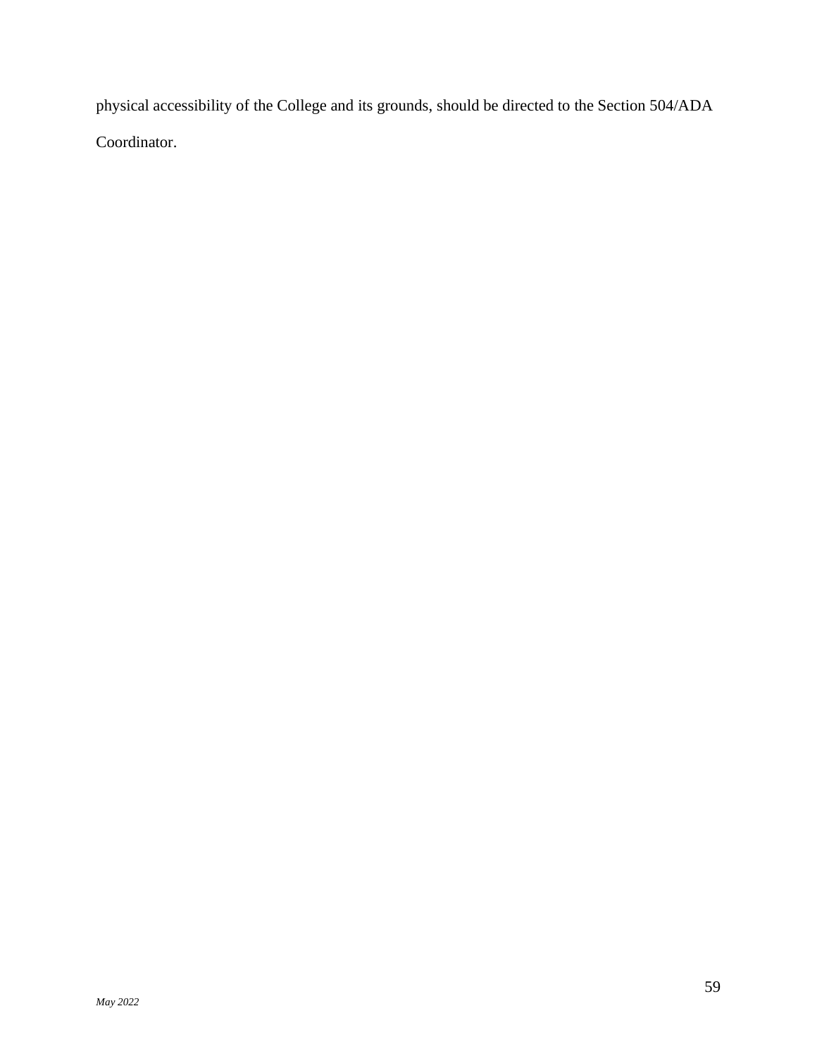physical accessibility of the College and its grounds, should be directed to the Section 504/ADA Coordinator.